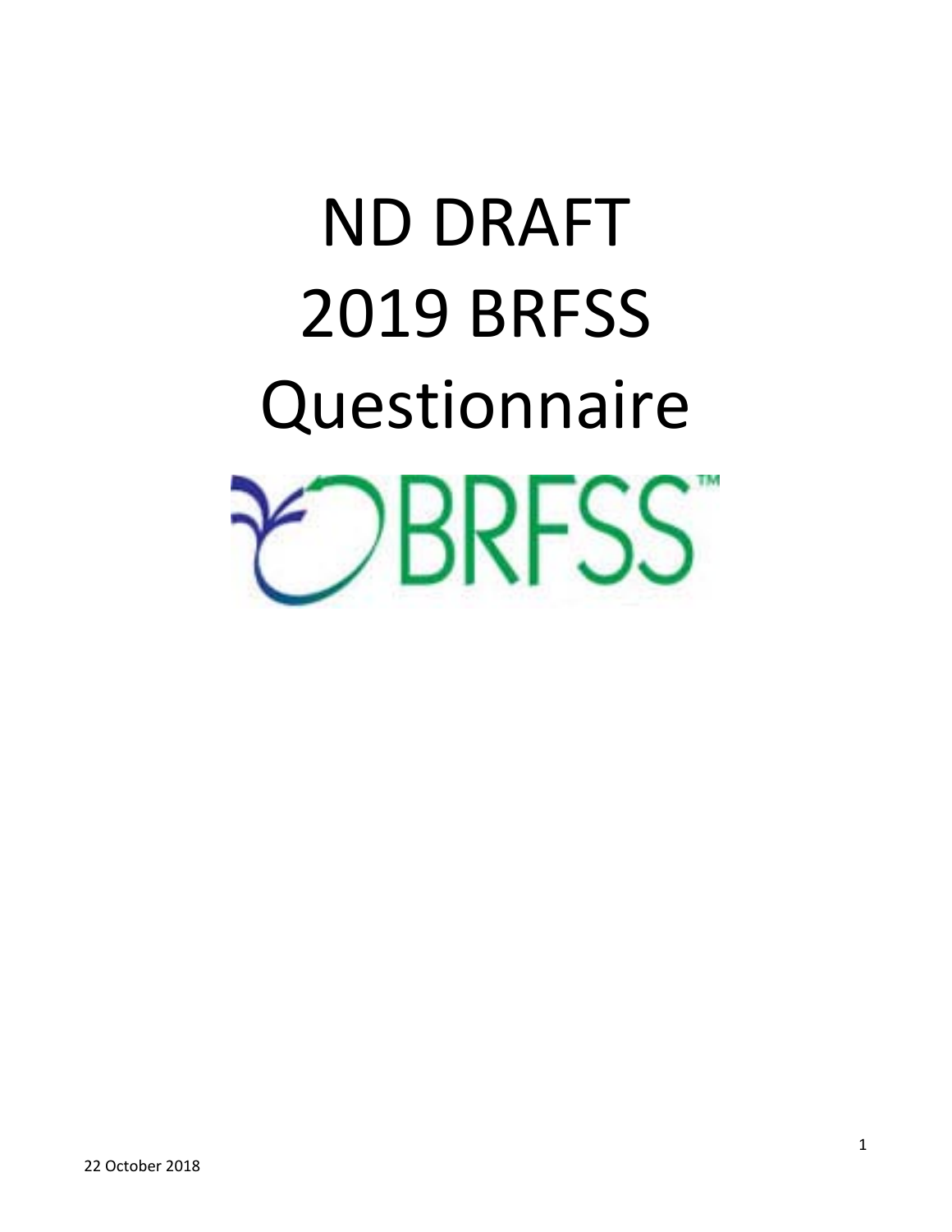# ND DRAFT
# 2019 BRFSS
# Questionnaire

22 October 2018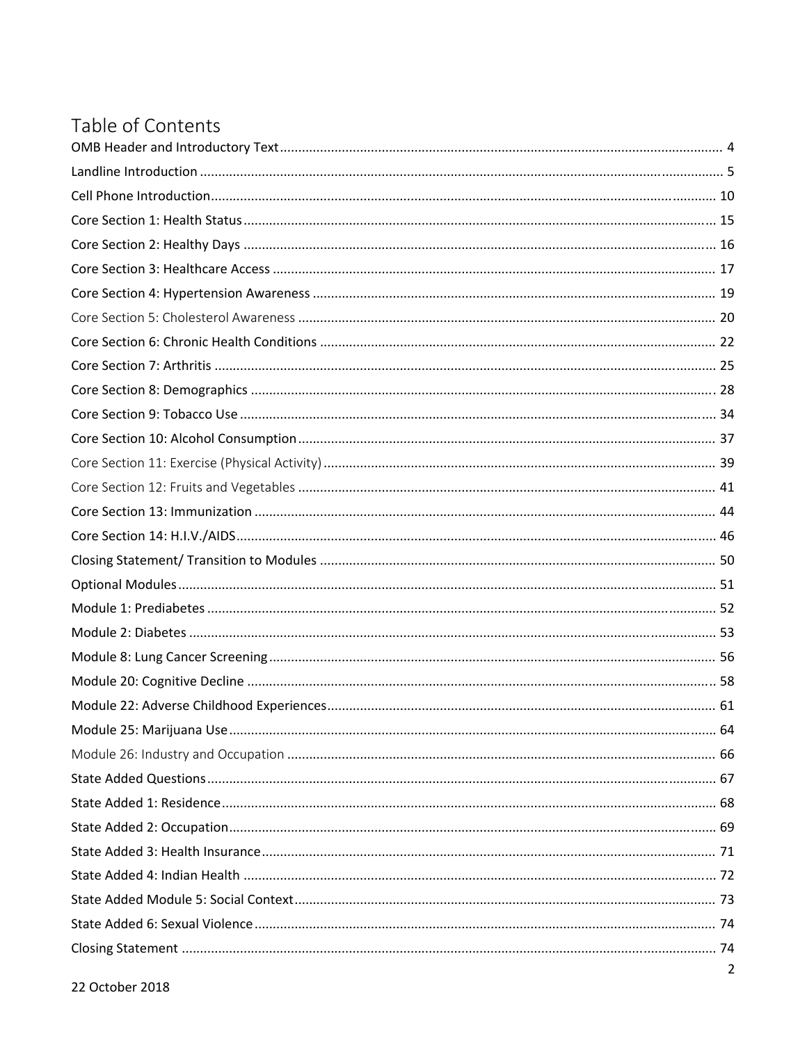# Table of Contents

| Section | Page |
|---|---|
| OMB Header and Introductory Text | 4 |
| Landline Introduction | 5 |
| Cell Phone Introduction | 10 |
| Core Section 1: Health Status | 15 |
| Core Section 2: Healthy Days | 16 |
| Core Section 3: Healthcare Access | 17 |
| Core Section 4: Hypertension Awareness | 19 |
| Core Section 5: Cholesterol Awareness | 20 |
| Core Section 6: Chronic Health Conditions | 22 |
| Core Section 7: Arthritis | 25 |
| Core Section 8: Demographics | 28 |
| Core Section 9: Tobacco Use | 34 |
| Core Section 10: Alcohol Consumption | 37 |
| Core Section 11: Exercise (Physical Activity) | 39 |
| Core Section 12: Fruits and Vegetables | 41 |
| Core Section 13: Immunization | 44 |
| Core Section 14: H.I.V./AIDS | 46 |
| Closing Statement/ Transition to Modules | 50 |
| Optional Modules | 51 |
| Module 1: Prediabetes | 52 |
| Module 2: Diabetes | 53 |
| Module 8: Lung Cancer Screening | 56 |
| Module 20: Cognitive Decline | 58 |
| Module 22: Adverse Childhood Experiences | 61 |
| Module 25: Marijuana Use | 64 |
| Module 26: Industry and Occupation | 66 |
| State Added Questions | 67 |
| State Added 1: Residence | 68 |
| State Added 2: Occupation | 69 |
| State Added 3: Health Insurance | 71 |
| State Added 4: Indian Health | 72 |
| State Added Module 5: Social Context | 73 |
| State Added 6: Sexual Violence | 74 |
| Closing Statement | 74 |

22 October 2018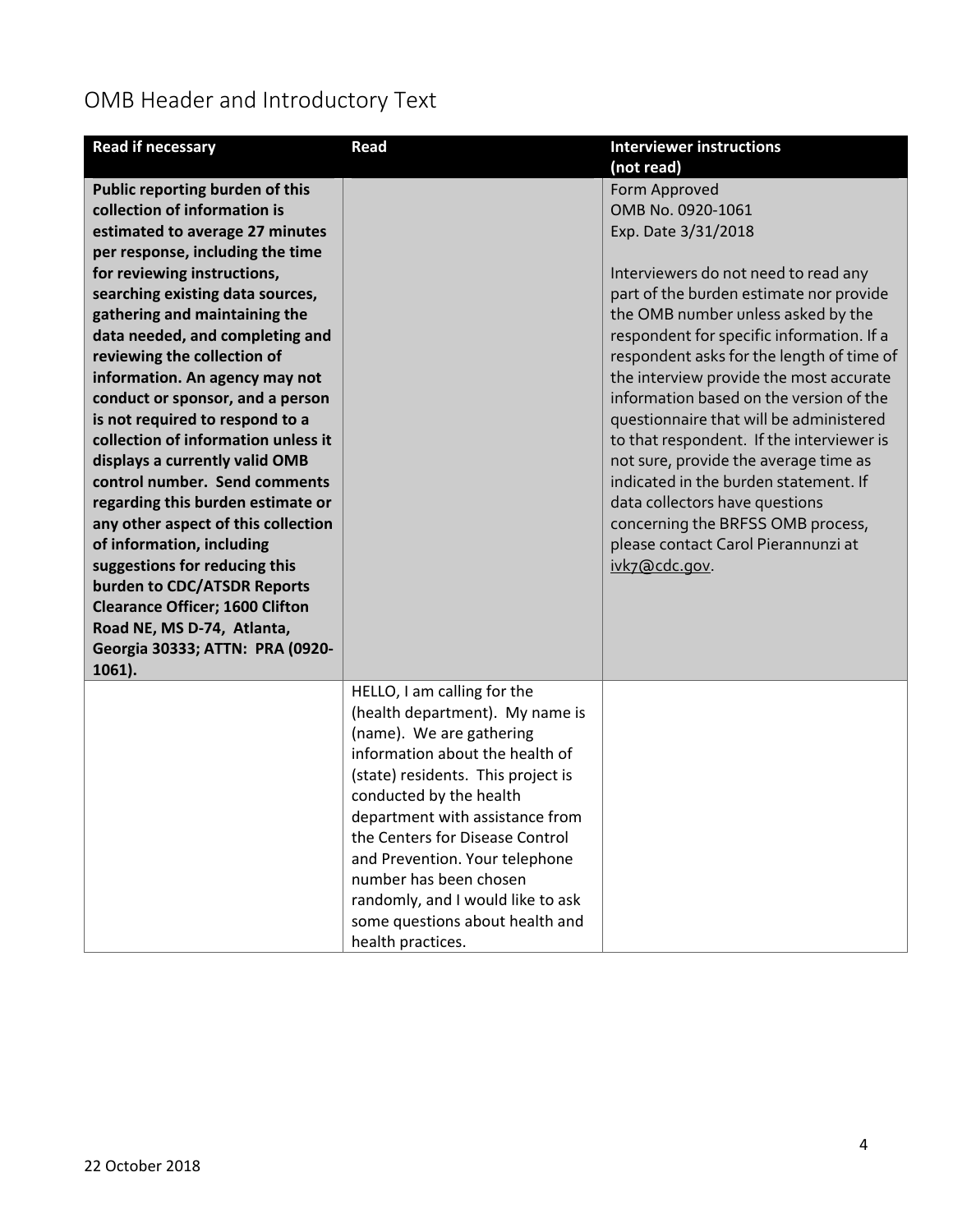# OMB Header and Introductory Text

| Read if necessary | Read | Interviewer instructions (not read) |
|---|---|---|
| **Public reporting burden of this collection of information is estimated to average 27 minutes per response, including the time for reviewing instructions, searching existing data sources, gathering and maintaining the data needed, and completing and reviewing the collection of information. An agency may not conduct or sponsor, and a person is not required to respond to a collection of information unless it displays a currently valid OMB control number. Send comments regarding this burden estimate or any other aspect of this collection of information, including suggestions for reducing this burden to CDC/ATSDR Reports Clearance Officer; 1600 Clifton Road NE, MS D-74, Atlanta, Georgia 30333; ATTN: PRA (0920-1061).** | | Form Approved<br>OMB No. 0920-1061<br>Exp. Date 3/31/2018<br><br>Interviewers do not need to read any part of the burden estimate nor provide the OMB number unless asked by the respondent for specific information. If a respondent asks for the length of time of the interview provide the most accurate information based on the version of the questionnaire that will be administered to that respondent. If the interviewer is not sure, provide the average time as indicated in the burden statement. If data collectors have questions concerning the BRFSS OMB process, please contact Carol Pierannunzi at ivk7@cdc.gov. |
| | HELLO, I am calling for the (health department). My name is (name). We are gathering information about the health of (state) residents. This project is conducted by the health department with assistance from the Centers for Disease Control and Prevention. Your telephone number has been chosen randomly, and I would like to ask some questions about health and health practices. | |

22 October 2018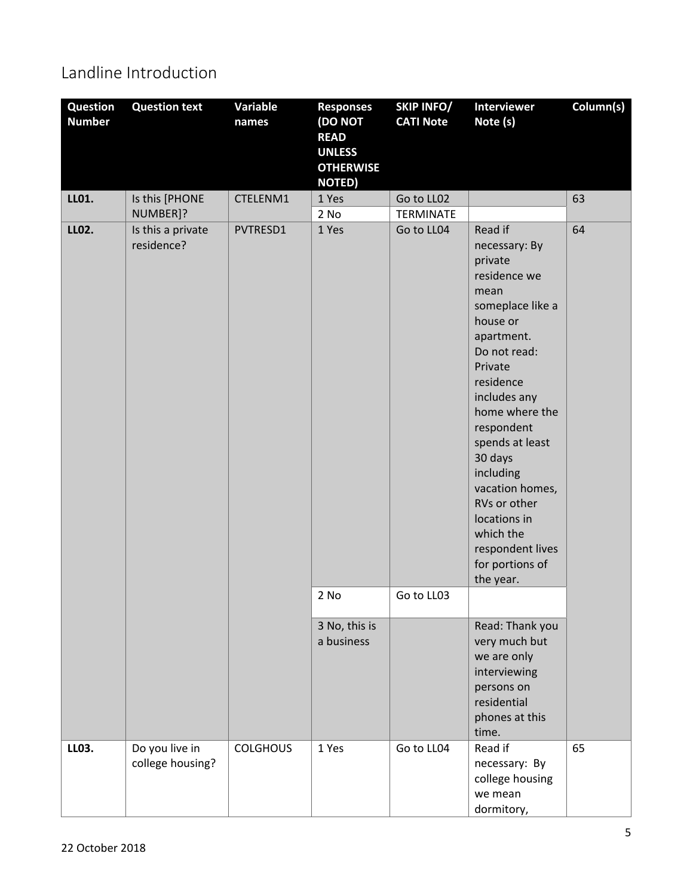## Landline Introduction

| Question Number | Question text | Variable names | Responses (DO NOT READ UNLESS OTHERWISE NOTED) | SKIP INFO/ CATI Note | Interviewer Note (s) | Column(s) |
|---|---|---|---|---|---|---|
| **LL01.** | Is this [PHONE NUMBER]? | CTELENM1 | 1 Yes | Go to LL02 | | 63 |
| | | | 2 No | TERMINATE | | |
| **LL02.** | Is this a private residence? | PVTRESD1 | 1 Yes | Go to LL04 | Read if necessary: By private residence we mean someplace like a house or apartment. Do not read: Private residence includes any home where the respondent spends at least 30 days including vacation homes, RVs or other locations in which the respondent lives for portions of the year. | 64 |
| | | | 2 No | Go to LL03 | | |
| | | | 3 No, this is a business | | Read: Thank you very much but we are only interviewing persons on residential phones at this time. | |
| **LL03.** | Do you live in college housing? | COLGHOUS | 1 Yes | Go to LL04 | Read if necessary: By college housing we mean dormitory, | 65 |

22 October 2018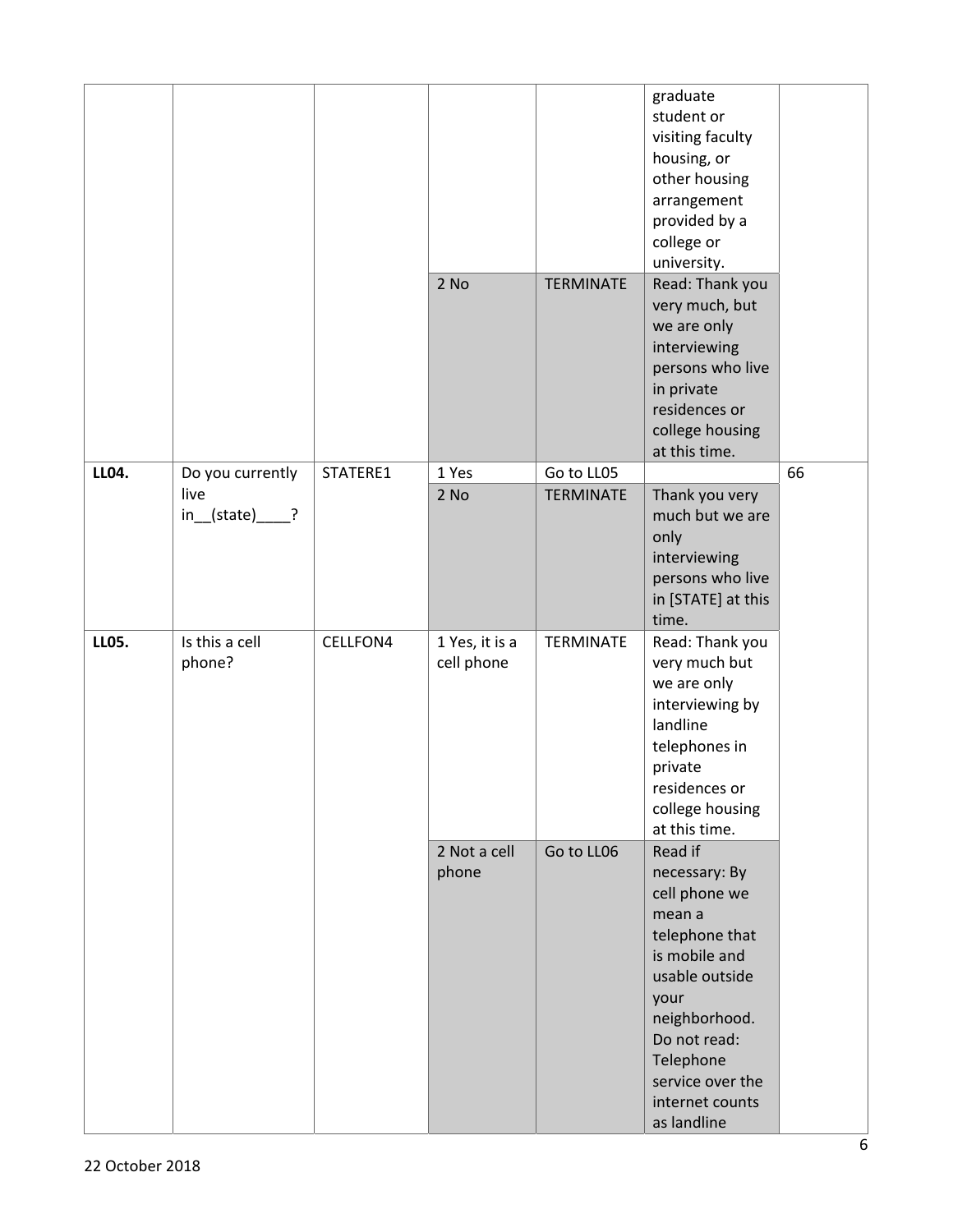|  |  |  |  |  | graduate student or visiting faculty housing, or other housing arrangement provided by a college or university. |  |
|---|---|---|---|---|---|---|
|  |  |  | 2 No | TERMINATE | Read: Thank you very much, but we are only interviewing persons who live in private residences or college housing at this time. |  |
| **LL04.** | Do you currently live in__(state)____? | STATERE1 | 1 Yes | Go to LL05 |  | 66 |
|  |  |  | 2 No | TERMINATE | Thank you very much but we are only interviewing persons who live in [STATE] at this time. |  |
| **LL05.** | Is this a cell phone? | CELLFON4 | 1 Yes, it is a cell phone | TERMINATE | Read: Thank you very much but we are only interviewing by landline telephones in private residences or college housing at this time. |  |
|  |  |  | 2 Not a cell phone | Go to LL06 | Read if necessary: By cell phone we mean a telephone that is mobile and usable outside your neighborhood. Do not read: Telephone service over the internet counts as landline |  |

22 October 2018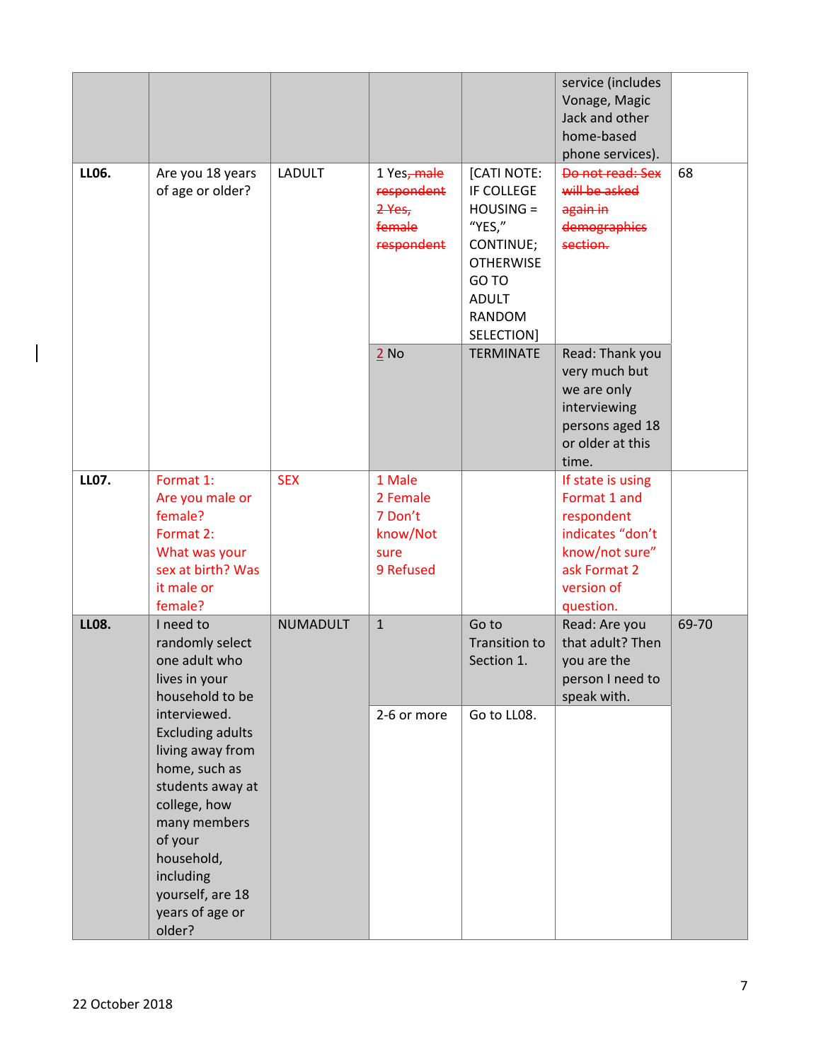| | | | | | service (includes Vonage, Magic Jack and other home-based phone services). | |
|---|---|---|---|---|---|---|
| **LL06.** | Are you 18 years of age or older? | LADULT | 1 Yes~~, male respondent~~ ~~2 Yes, female respondent~~ | [CATI NOTE: IF COLLEGE HOUSING = "YES," CONTINUE; OTHERWISE GO TO ADULT RANDOM SELECTION] | ~~Do not read: Sex will be asked again in demographics section.~~ | 68 |
| | | | 2 No | TERMINATE | Read: Thank you very much but we are only interviewing persons aged 18 or older at this time. | |
| **LL07.** | Format 1: Are you male or female? Format 2: What was your sex at birth? Was it male or female? | SEX | 1 Male 2 Female 7 Don't know/Not sure 9 Refused | | If state is using Format 1 and respondent indicates "don't know/not sure" ask Format 2 version of question. | |
| **LL08.** | I need to randomly select one adult who lives in your household to be interviewed. Excluding adults living away from home, such as students away at college, how many members of your household, including yourself, are 18 years of age or older? | NUMADULT | 1 | Go to Transition to Section 1. | Read: Are you that adult? Then you are the person I need to speak with. | 69-70 |
| | | | 2-6 or more | Go to LL08. | | |

22 October 2018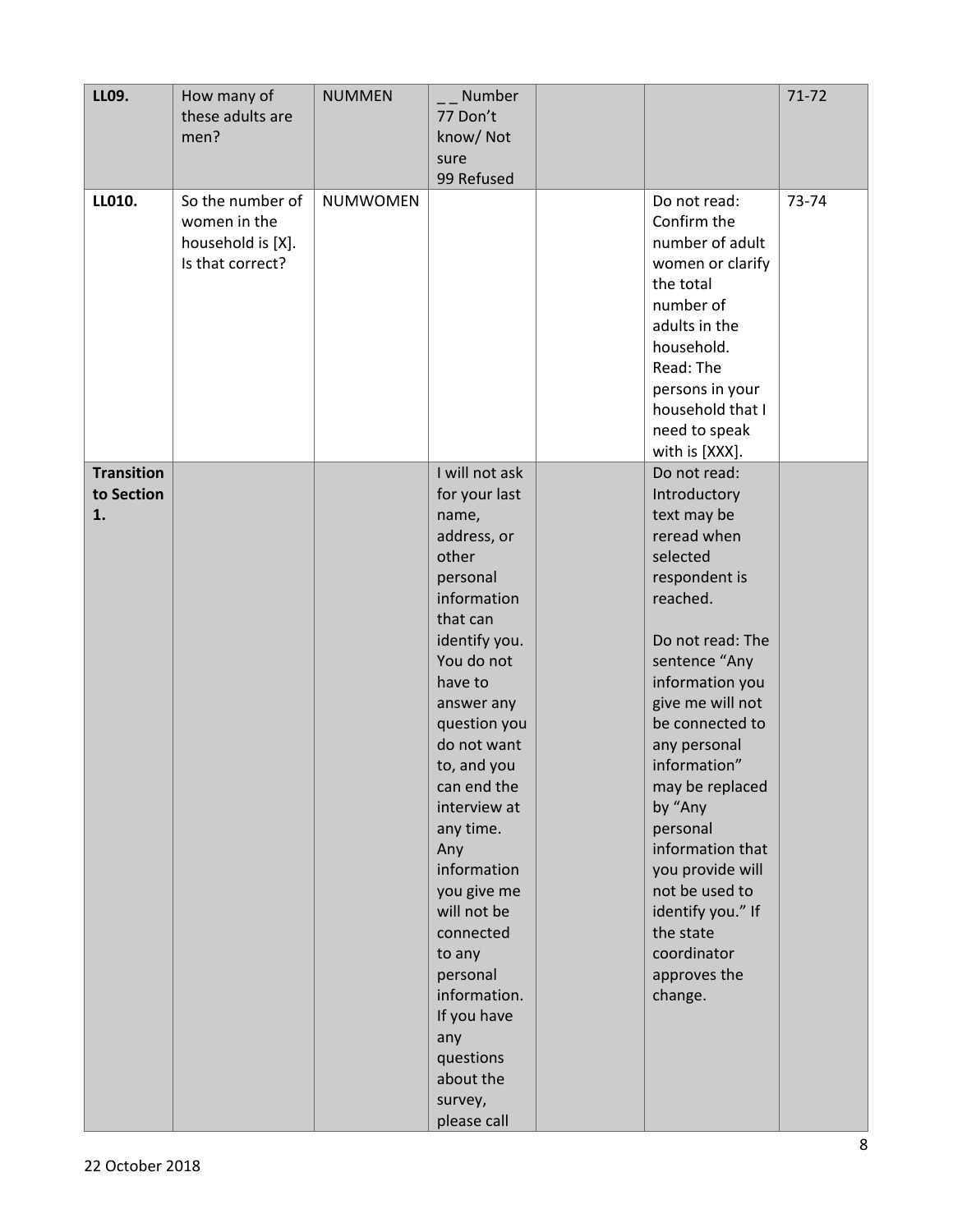| LL09. | How many of these adults are men? | NUMMEN | _ _ Number<br>77 Don't know/ Not sure<br>99 Refused | | | 71-72 |
|---|---|---|---|---|---|---|
| LL010. | So the number of women in the household is [X]. Is that correct? | NUMWOMEN | | | Do not read: Confirm the number of adult women or clarify the total number of adults in the household.<br>Read: The persons in your household that I need to speak with is [XXX]. | 73-74 |
| **Transition to Section 1.** | | | I will not ask for your last name, address, or other personal information that can identify you. You do not have to answer any question you do not want to, and you can end the interview at any time. Any information you give me will not be connected to any personal information. If you have any questions about the survey, please call | | Do not read: Introductory text may be reread when selected respondent is reached.<br><br>Do not read: The sentence "Any information you give me will not be connected to any personal information" may be replaced by "Any personal information that you provide will not be used to identify you." If the state coordinator approves the change. | |

22 October 2018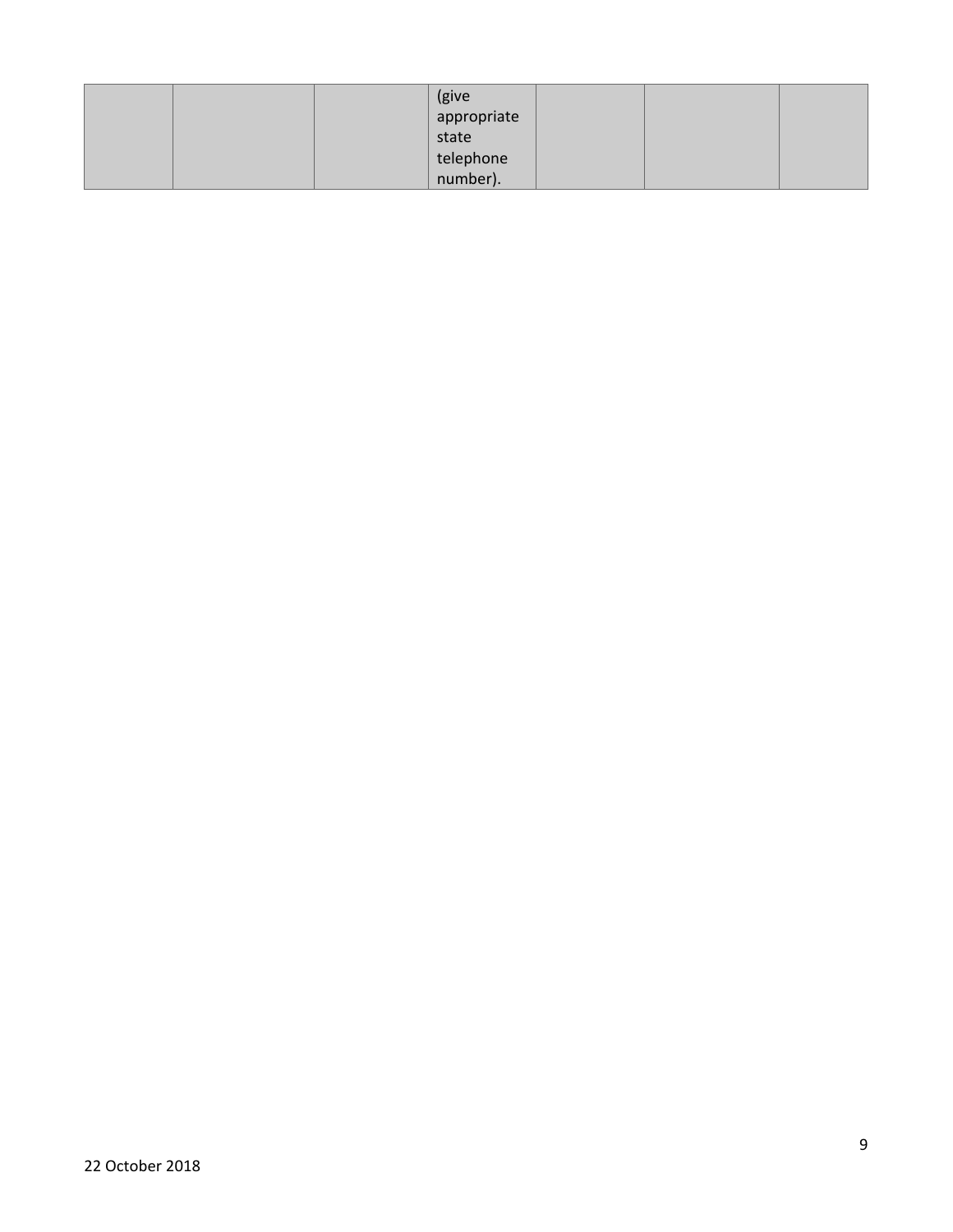| | | | | | | |
|---|---|---|---|---|---|---|
| | | | (give appropriate state telephone number). | | | |

22 October 2018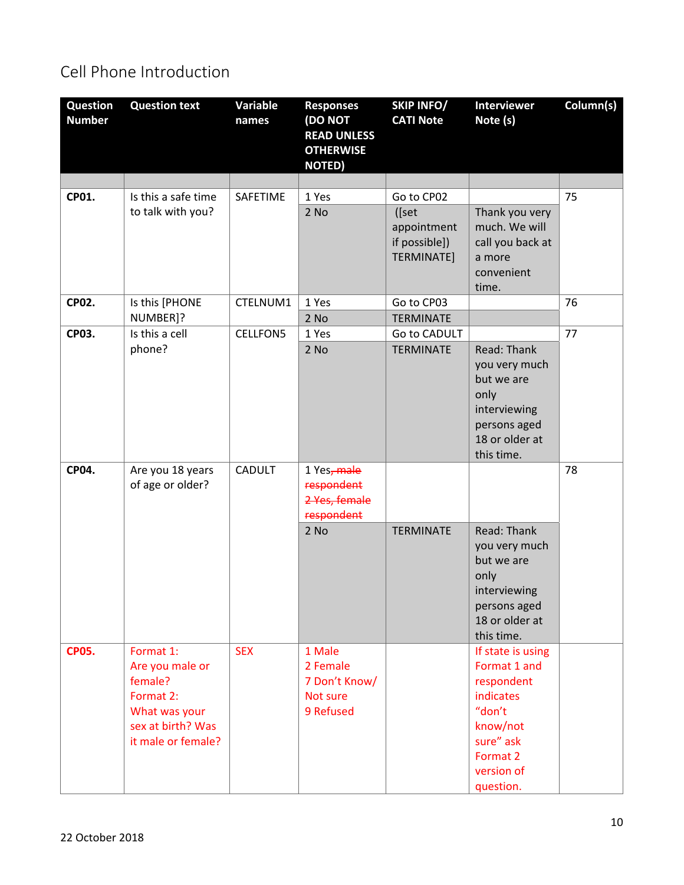## Cell Phone Introduction

| Question Number | Question text | Variable names | Responses (DO NOT READ UNLESS OTHERWISE NOTED) | SKIP INFO/ CATI Note | Interviewer Note (s) | Column(s) |
|---|---|---|---|---|---|---|
| | | | | | | |
| **CP01.** | Is this a safe time to talk with you? | SAFETIME | 1 Yes | Go to CP02 | | 75 |
| | | | 2 No | ([set appointment if possible]) TERMINATE] | Thank you very much. We will call you back at a more convenient time. | |
| **CP02.** | Is this [PHONE NUMBER]? | CTELNUM1 | 1 Yes | Go to CP03 | | 76 |
| | | | 2 No | TERMINATE | | |
| **CP03.** | Is this a cell phone? | CELLFON5 | 1 Yes | Go to CADULT | | 77 |
| | | | 2 No | TERMINATE | Read: Thank you very much but we are only interviewing persons aged 18 or older at this time. | |
| **CP04.** | Are you 18 years of age or older? | CADULT | 1 Yes~~, male respondent~~ ~~2 Yes, female respondent~~ | | | 78 |
| | | | 2 No | TERMINATE | Read: Thank you very much but we are only interviewing persons aged 18 or older at this time. | |
| **CP05.** | Format 1: Are you male or female? Format 2: What was your sex at birth? Was it male or female? | SEX | 1 Male 2 Female 7 Don't Know/ Not sure 9 Refused | | If state is using Format 1 and respondent indicates "don't know/not sure" ask Format 2 version of question. | |

22 October 2018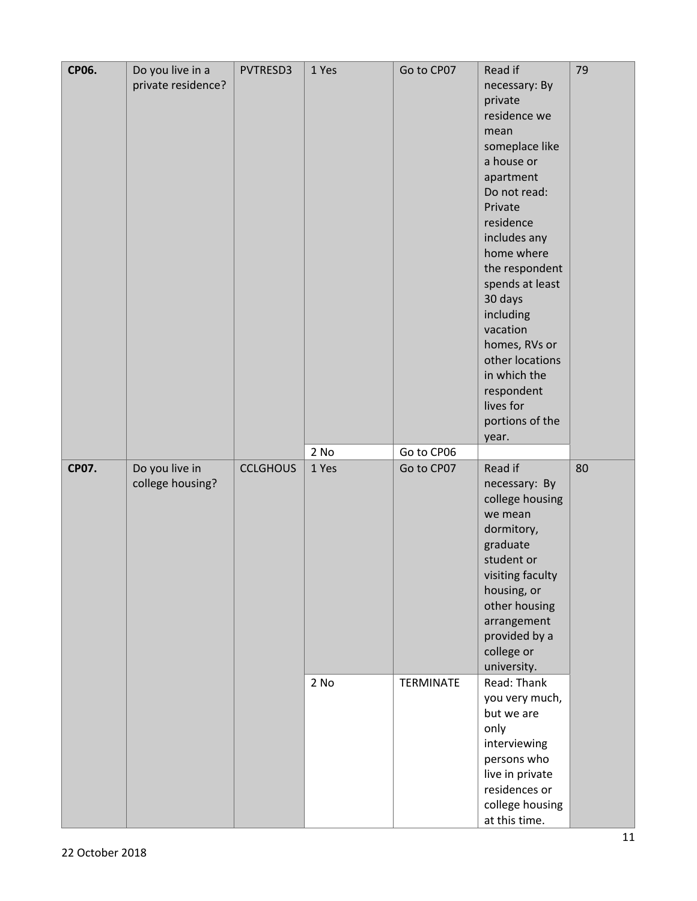| CP06. | Do you live in a private residence? | PVTRESD3 | 1 Yes | Go to CP07 | Read if necessary: By private residence we mean someplace like a house or apartment<br>Do not read: Private residence includes any home where the respondent spends at least 30 days including vacation homes, RVs or other locations in which the respondent lives for portions of the year. | 79 |
|---|---|---|---|---|---|---|
| | | | 2 No | Go to CP06 | | |
| CP07. | Do you live in college housing? | CCLGHOUS | 1 Yes | Go to CP07 | Read if necessary: By college housing we mean dormitory, graduate student or visiting faculty housing, or other housing arrangement provided by a college or university. | 80 |
| | | | 2 No | TERMINATE | Read: Thank you very much, but we are only interviewing persons who live in private residences or college housing at this time. | |

22 October 2018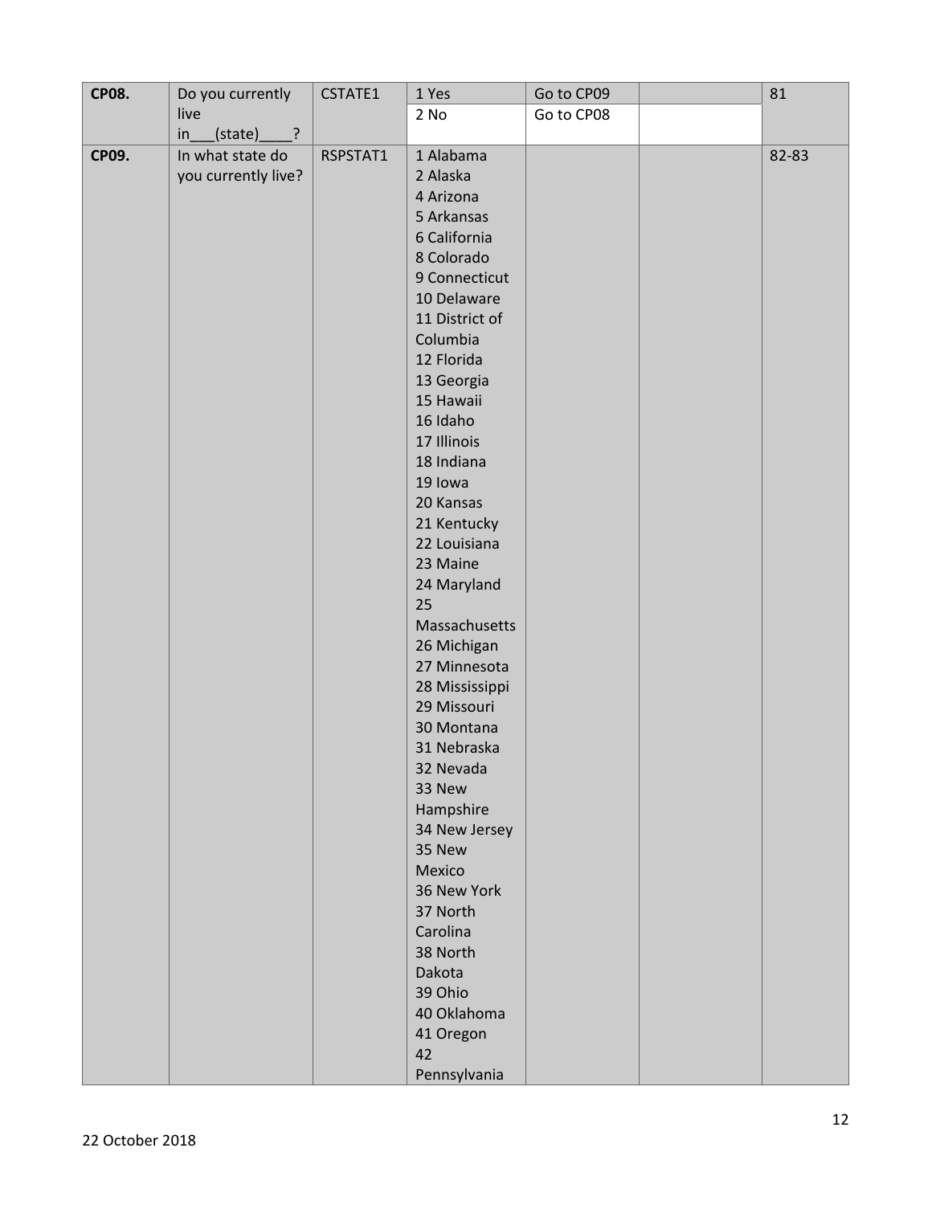| CP08. | Do you currently live in___(state)____? | CSTATE1 | 1 Yes | Go to CP09 | | 81 |
|---|---|---|---|---|---|---|
| | | | 2 No | Go to CP08 | | |
| CP09. | In what state do you currently live? | RSPSTAT1 | 1 Alabama<br>2 Alaska<br>4 Arizona<br>5 Arkansas<br>6 California<br>8 Colorado<br>9 Connecticut<br>10 Delaware<br>11 District of Columbia<br>12 Florida<br>13 Georgia<br>15 Hawaii<br>16 Idaho<br>17 Illinois<br>18 Indiana<br>19 Iowa<br>20 Kansas<br>21 Kentucky<br>22 Louisiana<br>23 Maine<br>24 Maryland<br>25 Massachusetts<br>26 Michigan<br>27 Minnesota<br>28 Mississippi<br>29 Missouri<br>30 Montana<br>31 Nebraska<br>32 Nevada<br>33 New Hampshire<br>34 New Jersey<br>35 New Mexico<br>36 New York<br>37 North Carolina<br>38 North Dakota<br>39 Ohio<br>40 Oklahoma<br>41 Oregon<br>42 Pennsylvania | | | 82-83 |

22 October 2018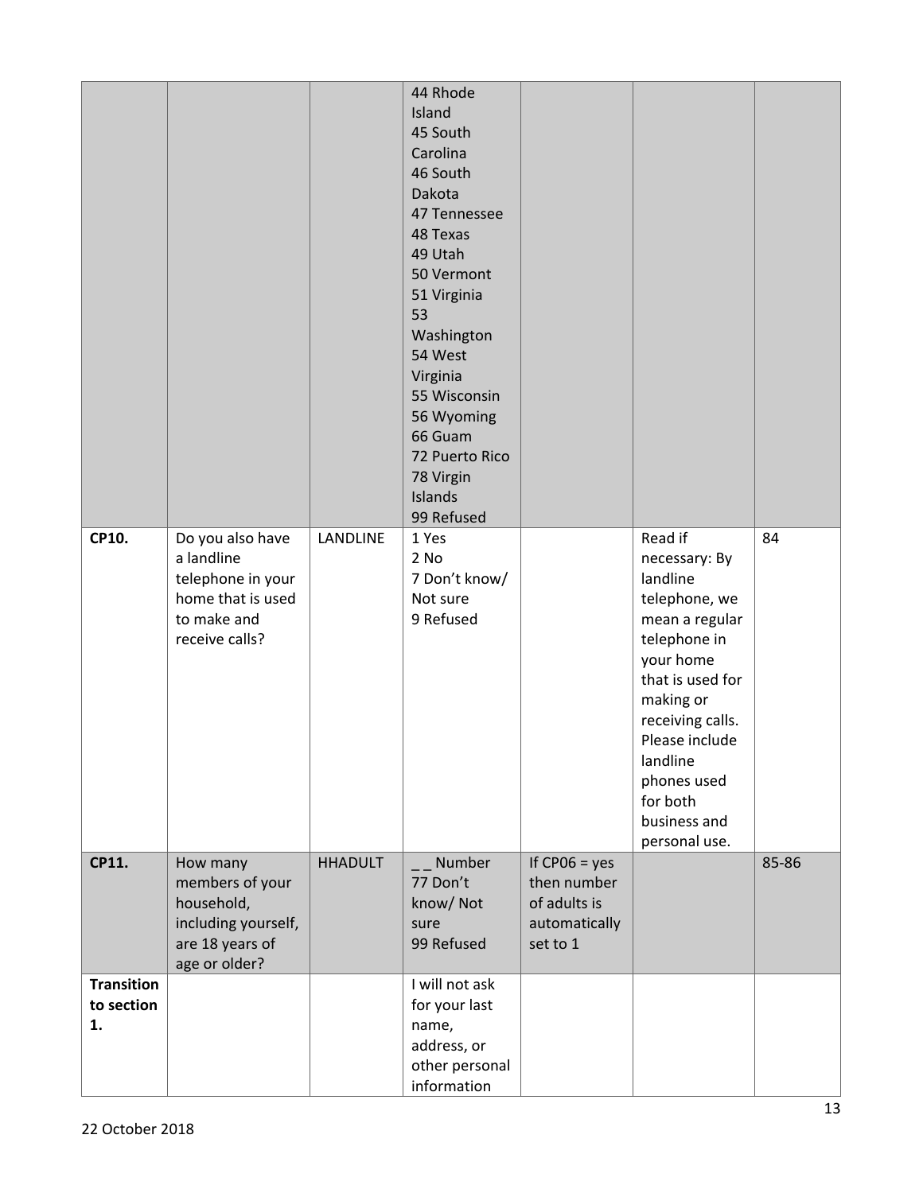| | | | 44 Rhode Island<br>45 South Carolina<br>46 South Dakota<br>47 Tennessee<br>48 Texas<br>49 Utah<br>50 Vermont<br>51 Virginia<br>53 Washington<br>54 West Virginia<br>55 Wisconsin<br>56 Wyoming<br>66 Guam<br>72 Puerto Rico<br>78 Virgin Islands<br>99 Refused | | | |
|---|---|---|---|---|---|---|
| **CP10.** | Do you also have a landline telephone in your home that is used to make and receive calls? | LANDLINE | 1 Yes<br>2 No<br>7 Don't know/ Not sure<br>9 Refused | | Read if necessary: By landline telephone, we mean a regular telephone in your home that is used for making or receiving calls. Please include landline phones used for both business and personal use. | 84 |
| **CP11.** | How many members of your household, including yourself, are 18 years of age or older? | HHADULT | _ _ Number<br>77 Don't know/ Not sure<br>99 Refused | If CP06 = yes then number of adults is automatically set to 1 | | 85-86 |
| **Transition to section 1.** | | | I will not ask for your last name, address, or other personal information | | | |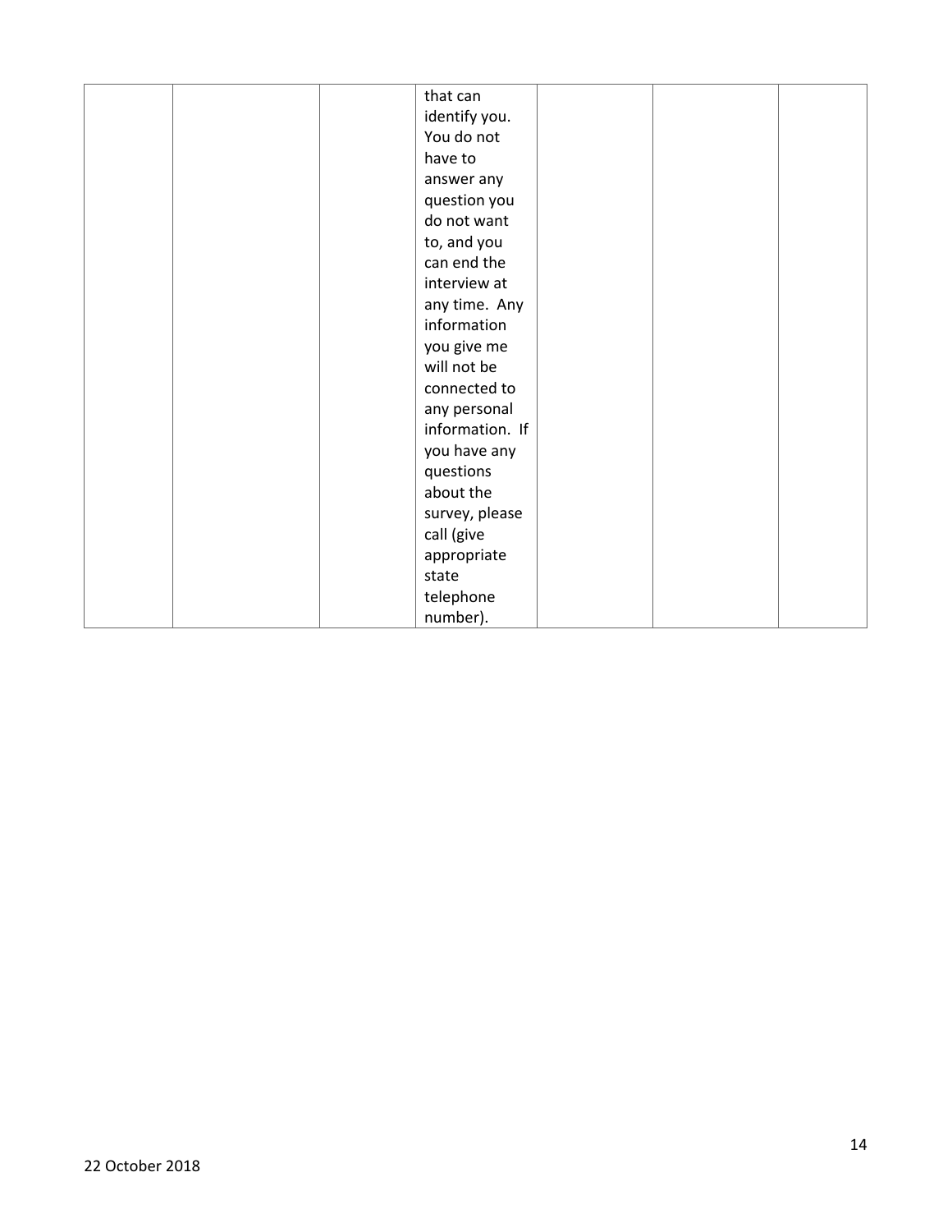|  |  |  | that can identify you. You do not have to answer any question you do not want to, and you can end the interview at any time. Any information you give me will not be connected to any personal information. If you have any questions about the survey, please call (give appropriate state telephone number). |  |  |  |
|---|---|---|---|---|---|---|

22 October 2018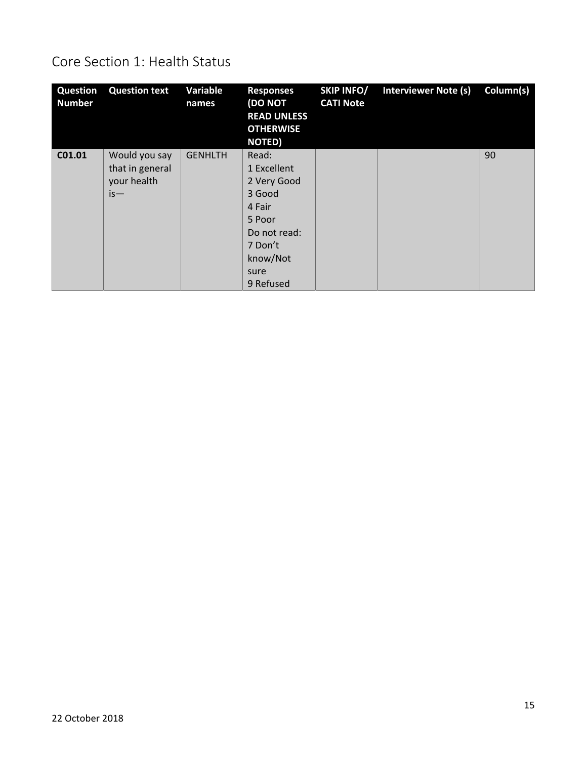# Core Section 1: Health Status

| Question Number | Question text | Variable names | Responses (DO NOT READ UNLESS OTHERWISE NOTED) | SKIP INFO/ CATI Note | Interviewer Note (s) | Column(s) |
|---|---|---|---|---|---|---|
| **C01.01** | Would you say that in general your health is— | GENHLTH | Read:<br>1 Excellent<br>2 Very Good<br>3 Good<br>4 Fair<br>5 Poor<br>Do not read:<br>7 Don't know/Not sure<br>9 Refused | | | 90 |

22 October 2018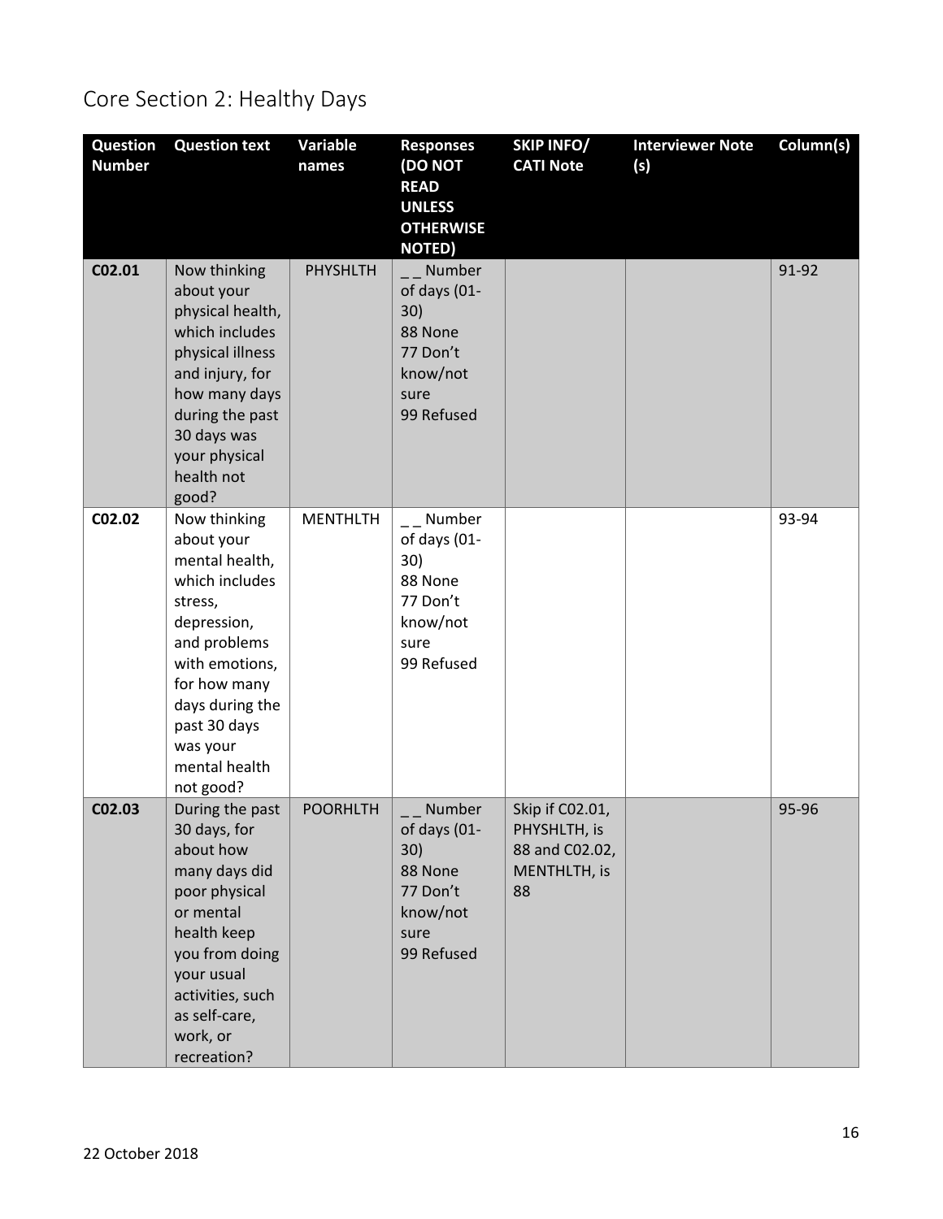# Core Section 2: Healthy Days

| Question Number | Question text | Variable names | Responses (DO NOT READ UNLESS OTHERWISE NOTED) | SKIP INFO/ CATI Note | Interviewer Note (s) | Column(s) |
|---|---|---|---|---|---|---|
| **C02.01** | Now thinking about your physical health, which includes physical illness and injury, for how many days during the past 30 days was your physical health not good? | PHYSHLTH | _ _ Number of days (01-30)<br>88 None<br>77 Don't know/not sure<br>99 Refused | | | 91-92 |
| **C02.02** | Now thinking about your mental health, which includes stress, depression, and problems with emotions, for how many days during the past 30 days was your mental health not good? | MENTHLTH | _ _ Number of days (01-30)<br>88 None<br>77 Don't know/not sure<br>99 Refused | | | 93-94 |
| **C02.03** | During the past 30 days, for about how many days did poor physical or mental health keep you from doing your usual activities, such as self-care, work, or recreation? | POORHLTH | _ _ Number of days (01-30)<br>88 None<br>77 Don't know/not sure<br>99 Refused | Skip if C02.01, PHYSHLTH, is 88 and C02.02, MENTHLTH, is 88 | | 95-96 |

22 October 2018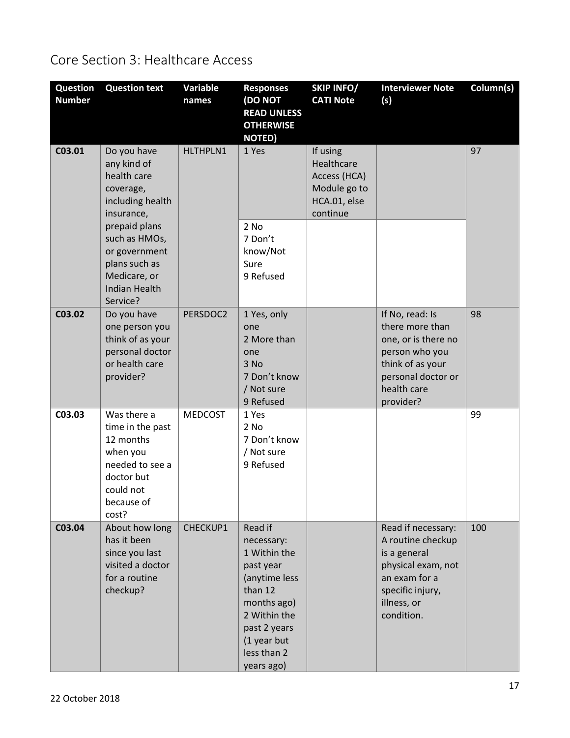## Core Section 3: Healthcare Access

| Question Number | Question text | Variable names | Responses (DO NOT READ UNLESS OTHERWISE NOTED) | SKIP INFO/ CATI Note | Interviewer Note (s) | Column(s) |
|---|---|---|---|---|---|---|
| C03.01 | Do you have any kind of health care coverage, including health insurance, prepaid plans such as HMOs, or government plans such as Medicare, or Indian Health Service? | HLTHPLN1 | 1 Yes | If using Healthcare Access (HCA) Module go to HCA.01, else continue | | 97 |
| | | | 2 No<br>7 Don't know/Not Sure<br>9 Refused | | | |
| C03.02 | Do you have one person you think of as your personal doctor or health care provider? | PERSDOC2 | 1 Yes, only one<br>2 More than one<br>3 No<br>7 Don't know / Not sure<br>9 Refused | | If No, read: Is there more than one, or is there no person who you think of as your personal doctor or health care provider? | 98 |
| C03.03 | Was there a time in the past 12 months when you needed to see a doctor but could not because of cost? | MEDCOST | 1 Yes<br>2 No<br>7 Don't know / Not sure<br>9 Refused | | | 99 |
| C03.04 | About how long has it been since you last visited a doctor for a routine checkup? | CHECKUP1 | Read if necessary:<br>1 Within the past year (anytime less than 12 months ago)<br>2 Within the past 2 years (1 year but less than 2 years ago) | | Read if necessary: A routine checkup is a general physical exam, not an exam for a specific injury, illness, or condition. | 100 |

22 October 2018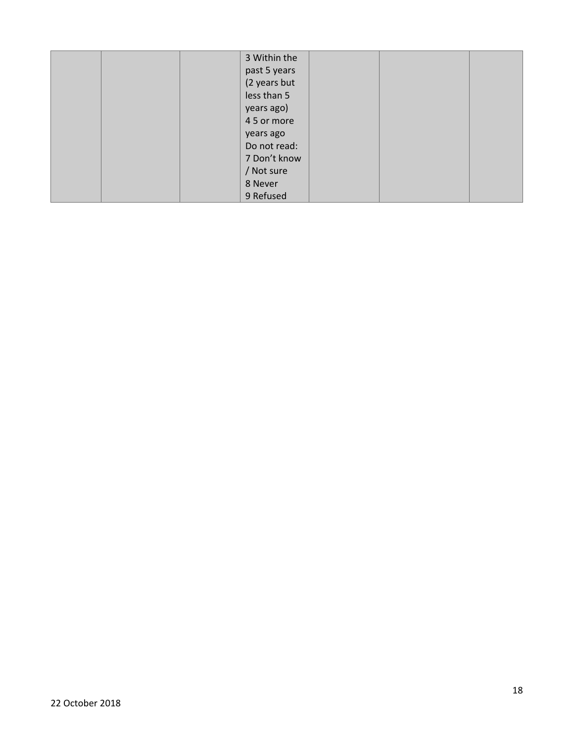| | | | | | | |
|---|---|---|---|---|---|---|
| | | | 3 Within the past 5 years (2 years but less than 5 years ago)<br>4 5 or more years ago<br>Do not read:<br>7 Don't know / Not sure<br>8 Never<br>9 Refused | | | |

22 October 2018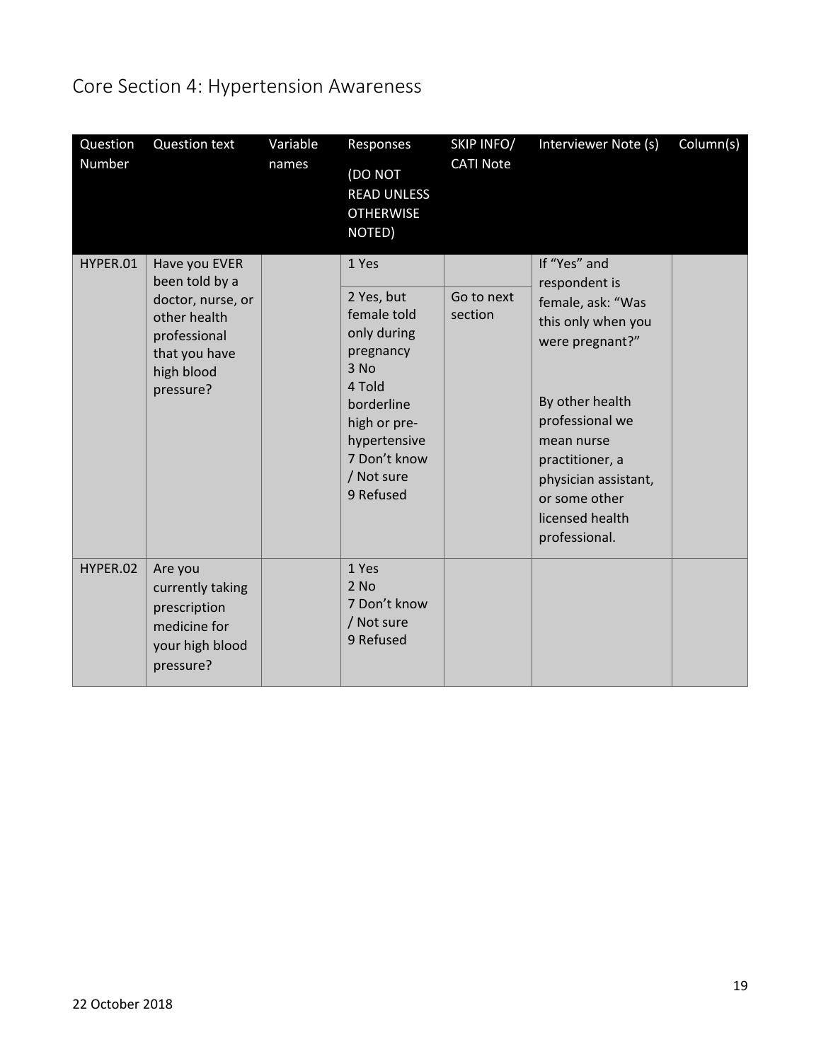# Core Section 4: Hypertension Awareness

| Question Number | Question text | Variable names | Responses (DO NOT READ UNLESS OTHERWISE NOTED) | SKIP INFO/ CATI Note | Interviewer Note (s) | Column(s) |
|---|---|---|---|---|---|---|
| HYPER.01 | Have you EVER been told by a doctor, nurse, or other health professional that you have high blood pressure? | | 1 Yes | | If "Yes" and respondent is female, ask: "Was this only when you were pregnant?"<br><br>By other health professional we mean nurse practitioner, a physician assistant, or some other licensed health professional. | |
| | | | 2 Yes, but female told only during pregnancy<br>3 No<br>4 Told borderline high or pre-hypertensive<br>7 Don't know / Not sure<br>9 Refused | Go to next section | | |
| HYPER.02 | Are you currently taking prescription medicine for your high blood pressure? | | 1 Yes<br>2 No<br>7 Don't know / Not sure<br>9 Refused | | | |

22 October 2018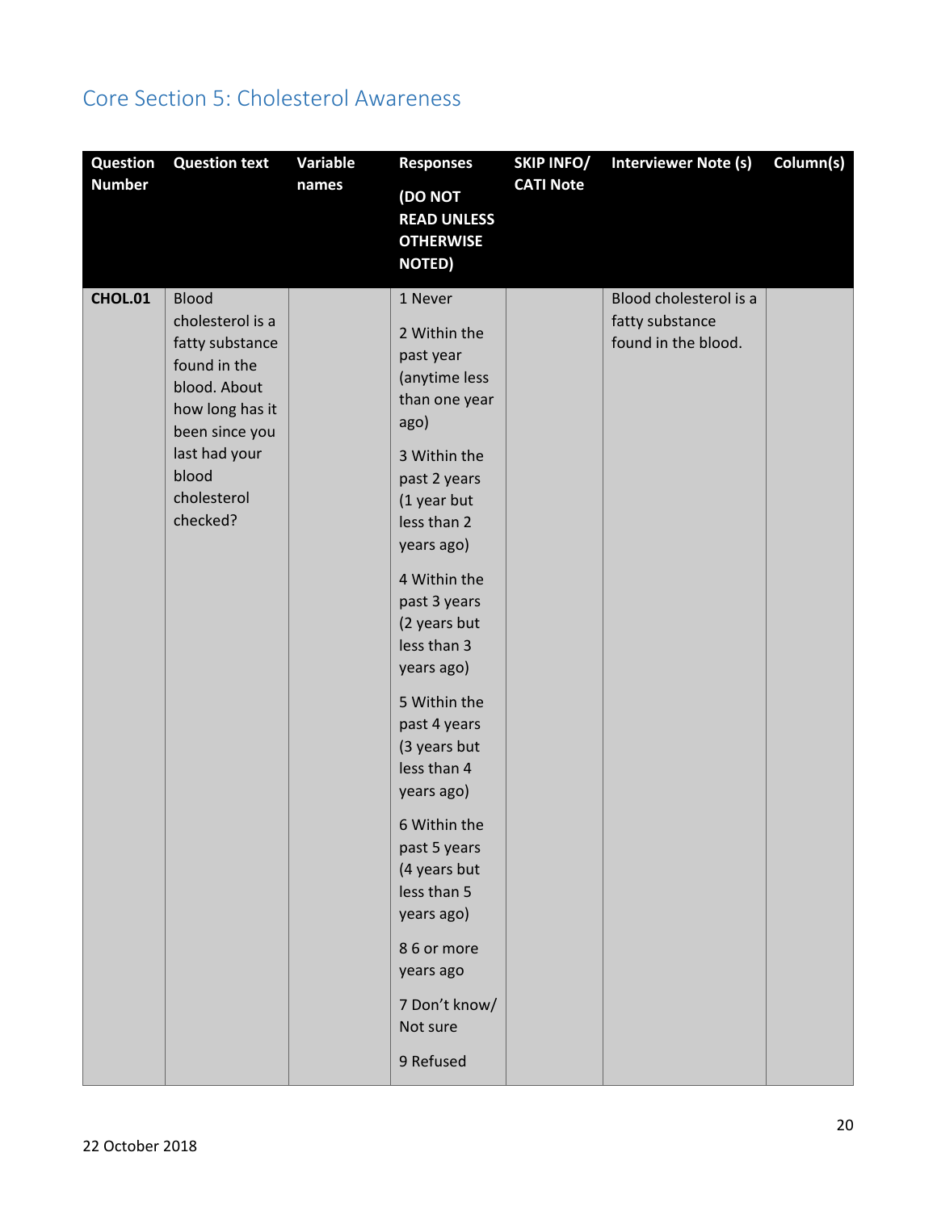## Core Section 5: Cholesterol Awareness

| Question Number | Question text | Variable names | Responses (DO NOT READ UNLESS OTHERWISE NOTED) | SKIP INFO/ CATI Note | Interviewer Note (s) | Column(s) |
|---|---|---|---|---|---|---|
| **CHOL.01** | Blood cholesterol is a fatty substance found in the blood. About how long has it been since you last had your blood cholesterol checked? | | 1 Never<br>2 Within the past year (anytime less than one year ago)<br>3 Within the past 2 years (1 year but less than 2 years ago)<br>4 Within the past 3 years (2 years but less than 3 years ago)<br>5 Within the past 4 years (3 years but less than 4 years ago)<br>6 Within the past 5 years (4 years but less than 5 years ago)<br>8 6 or more years ago<br>7 Don't know/ Not sure<br>9 Refused | | Blood cholesterol is a fatty substance found in the blood. | |

22 October 2018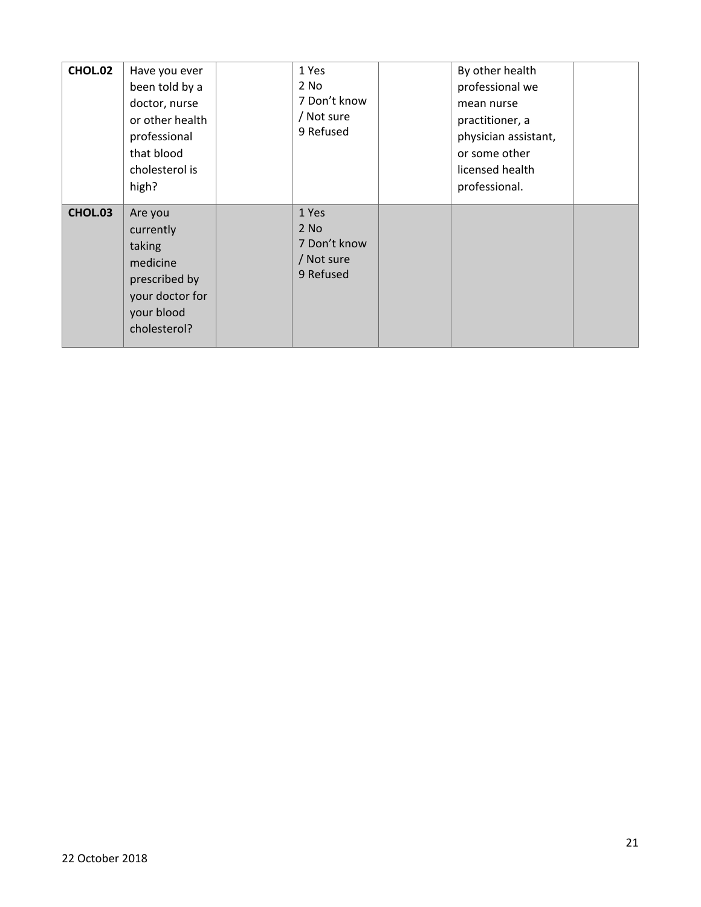| | | | | | | |
|---|---|---|---|---|---|---|
| **CHOL.02** | Have you ever been told by a doctor, nurse or other health professional that blood cholesterol is high? | | 1 Yes<br>2 No<br>7 Don't know / Not sure<br>9 Refused | | By other health professional we mean nurse practitioner, a physician assistant, or some other licensed health professional. | |
| **CHOL.03** | Are you currently taking medicine prescribed by your doctor for your blood cholesterol? | | 1 Yes<br>2 No<br>7 Don't know / Not sure<br>9 Refused | | | |

22 October 2018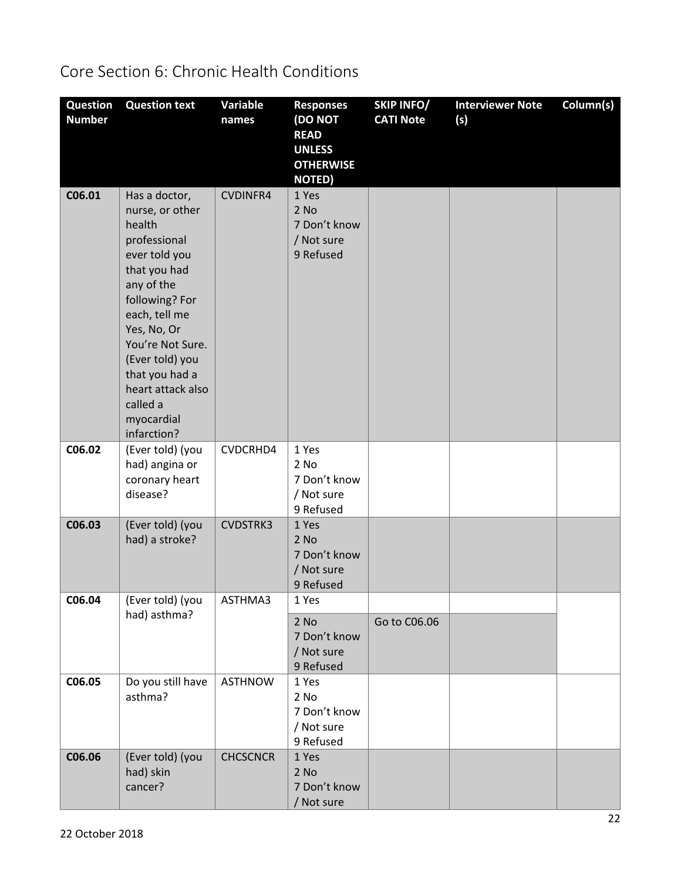# Core Section 6: Chronic Health Conditions

| Question Number | Question text | Variable names | Responses (DO NOT READ UNLESS OTHERWISE NOTED) | SKIP INFO/ CATI Note | Interviewer Note (s) | Column(s) |
|---|---|---|---|---|---|---|
| C06.01 | Has a doctor, nurse, or other health professional ever told you that you had any of the following? For each, tell me Yes, No, Or You're Not Sure. (Ever told) you that you had a heart attack also called a myocardial infarction? | CVDINFR4 | 1 Yes<br>2 No<br>7 Don't know / Not sure<br>9 Refused | | | |
| C06.02 | (Ever told) (you had) angina or coronary heart disease? | CVDCRHD4 | 1 Yes<br>2 No<br>7 Don't know / Not sure<br>9 Refused | | | |
| C06.03 | (Ever told) (you had) a stroke? | CVDSTRK3 | 1 Yes<br>2 No<br>7 Don't know / Not sure<br>9 Refused | | | |
| C06.04 | (Ever told) (you had) asthma? | ASTHMA3 | 1 Yes | | | |
| | | | 2 No<br>7 Don't know / Not sure<br>9 Refused | Go to C06.06 | | |
| C06.05 | Do you still have asthma? | ASTHNOW | 1 Yes<br>2 No<br>7 Don't know / Not sure<br>9 Refused | | | |
| C06.06 | (Ever told) (you had) skin cancer? | CHCSCNCR | 1 Yes<br>2 No<br>7 Don't know / Not sure | | | |

22 October 2018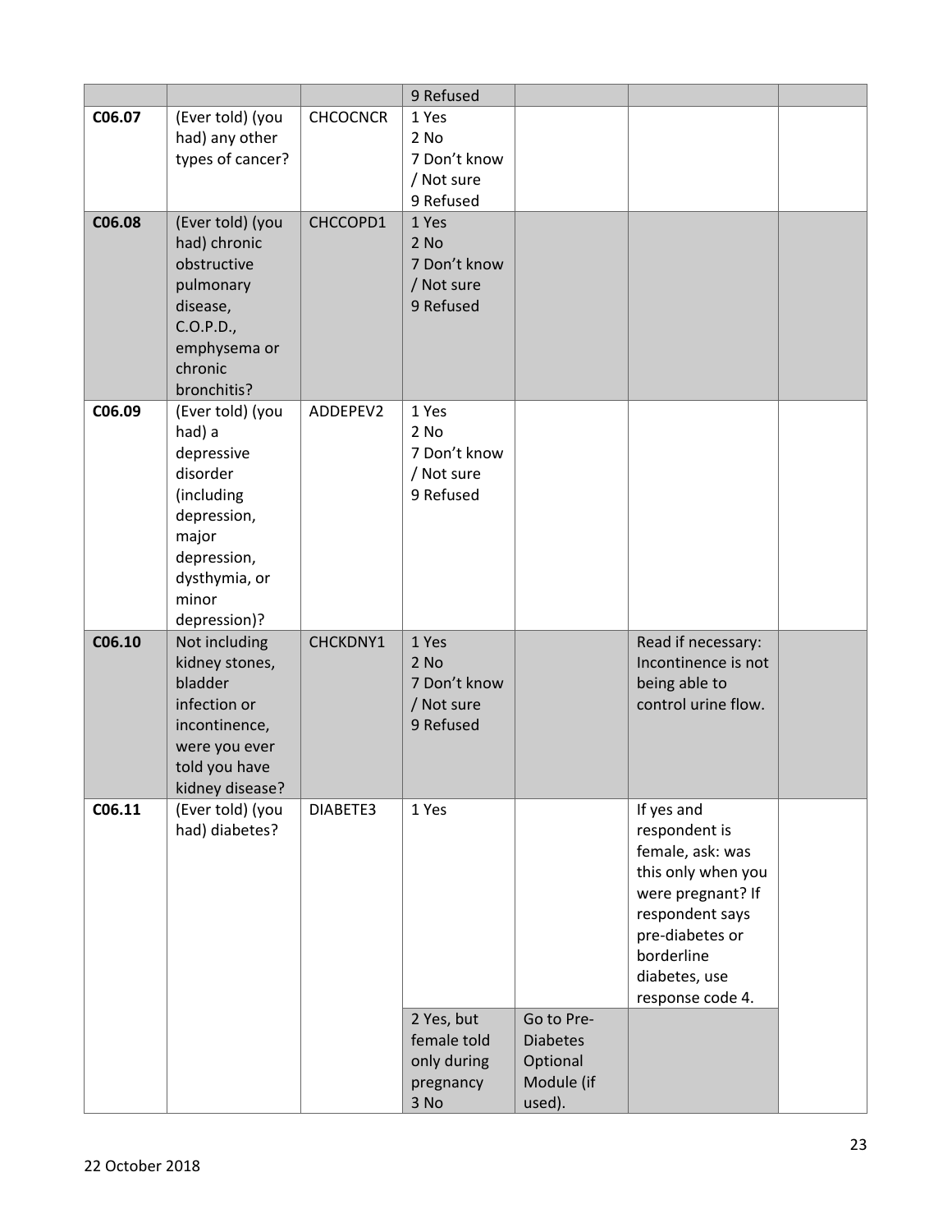| | | | | | | |
|---|---|---|---|---|---|---|
| | | | 9 Refused | | | |
| C06.07 | (Ever told) (you had) any other types of cancer? | CHCOCNCR | 1 Yes<br>2 No<br>7 Don't know / Not sure<br>9 Refused | | | |
| C06.08 | (Ever told) (you had) chronic obstructive pulmonary disease, C.O.P.D., emphysema or chronic bronchitis? | CHCCOPD1 | 1 Yes<br>2 No<br>7 Don't know / Not sure<br>9 Refused | | | |
| C06.09 | (Ever told) (you had) a depressive disorder (including depression, major depression, dysthymia, or minor depression)? | ADDEPEV2 | 1 Yes<br>2 No<br>7 Don't know / Not sure<br>9 Refused | | | |
| C06.10 | Not including kidney stones, bladder infection or incontinence, were you ever told you have kidney disease? | CHCKDNY1 | 1 Yes<br>2 No<br>7 Don't know / Not sure<br>9 Refused | | Read if necessary: Incontinence is not being able to control urine flow. | |
| C06.11 | (Ever told) (you had) diabetes? | DIABETE3 | 1 Yes | | If yes and respondent is female, ask: was this only when you were pregnant? If respondent says pre-diabetes or borderline diabetes, use response code 4. | |
| | | | 2 Yes, but female told only during pregnancy<br>3 No | Go to Pre-Diabetes Optional Module (if used). | | |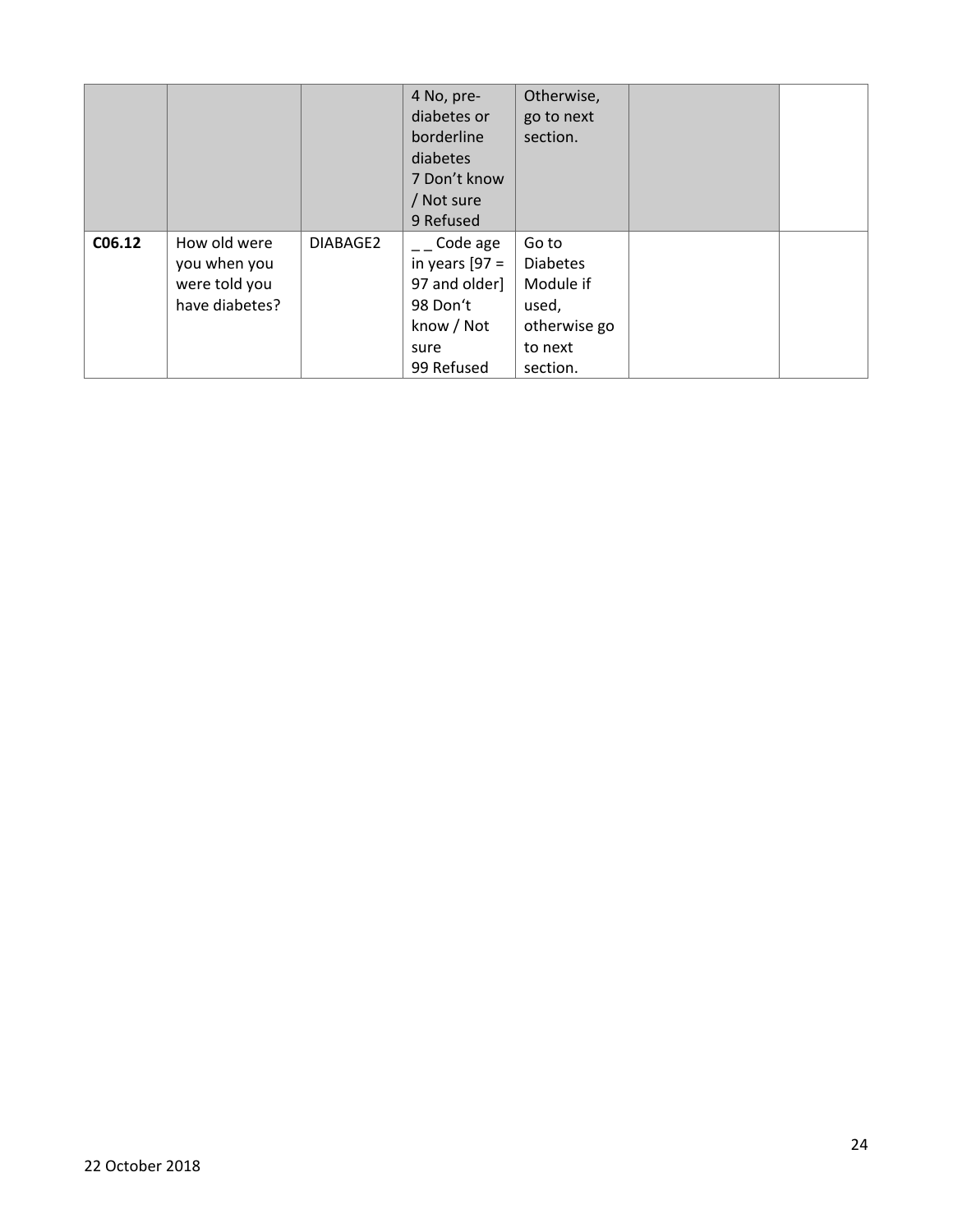|  |  |  | 4 No, pre-diabetes or borderline diabetes<br>7 Don't know / Not sure<br>9 Refused | Otherwise, go to next section. |  |  |
|---|---|---|---|---|---|---|
| **C06.12** | How old were you when you were told you have diabetes? | DIABAGE2 | _ _ Code age in years [97 = 97 and older]<br>98 Don't know / Not sure<br>99 Refused | Go to Diabetes Module if used, otherwise go to next section. |  |  |

22 October 2018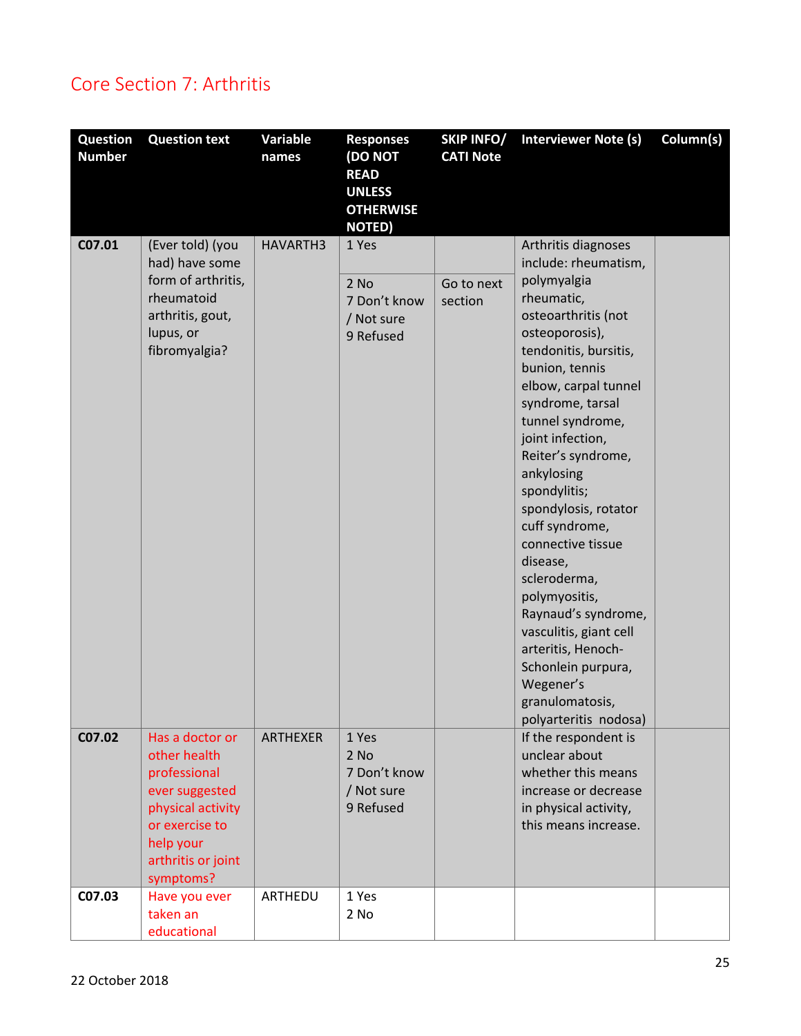# Core Section 7: Arthritis

| Question Number | Question text | Variable names | Responses (DO NOT READ UNLESS OTHERWISE NOTED) | SKIP INFO/ CATI Note | Interviewer Note (s) | Column(s) |
|---|---|---|---|---|---|---|
| **C07.01** | (Ever told) (you had) have some form of arthritis, rheumatoid arthritis, gout, lupus, or fibromyalgia? | HAVARTH3 | 1 Yes | | Arthritis diagnoses include: rheumatism, polymyalgia rheumatic, osteoarthritis (not osteoporosis), tendonitis, bursitis, bunion, tennis elbow, carpal tunnel syndrome, tarsal tunnel syndrome, joint infection, Reiter's syndrome, ankylosing spondylitis; spondylosis, rotator cuff syndrome, connective tissue disease, scleroderma, polymyositis, Raynaud's syndrome, vasculitis, giant cell arteritis, Henoch-Schonlein purpura, Wegener's granulomatosis, polyarteritis nodosa) | |
| | | | 2 No<br>7 Don't know / Not sure<br>9 Refused | Go to next section | | |
| **C07.02** | Has a doctor or other health professional ever suggested physical activity or exercise to help your arthritis or joint symptoms? | ARTHEXER | 1 Yes<br>2 No<br>7 Don't know / Not sure<br>9 Refused | | If the respondent is unclear about whether this means increase or decrease in physical activity, this means increase. | |
| **C07.03** | Have you ever taken an educational | ARTHEDU | 1 Yes<br>2 No | | | |

22 October 2018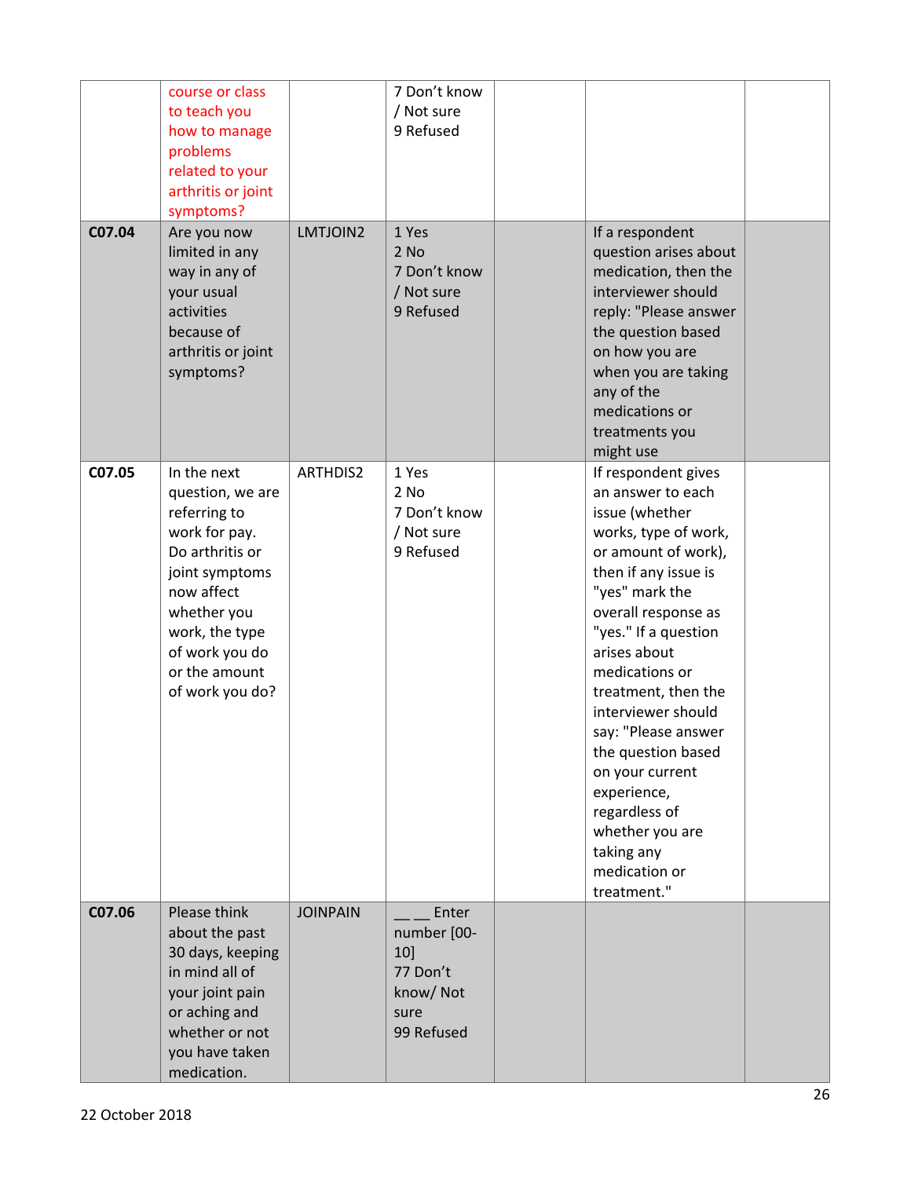| | | | | | | |
|---|---|---|---|---|---|---|
| | course or class to teach you how to manage problems related to your arthritis or joint symptoms? | | 7 Don't know / Not sure<br>9 Refused | | | |
| **C07.04** | Are you now limited in any way in any of your usual activities because of arthritis or joint symptoms? | LMTJOIN2 | 1 Yes<br>2 No<br>7 Don't know / Not sure<br>9 Refused | | If a respondent question arises about medication, then the interviewer should reply: "Please answer the question based on how you are when you are taking any of the medications or treatments you might use | |
| **C07.05** | In the next question, we are referring to work for pay. Do arthritis or joint symptoms now affect whether you work, the type of work you do or the amount of work you do? | ARTHDIS2 | 1 Yes<br>2 No<br>7 Don't know / Not sure<br>9 Refused | | If respondent gives an answer to each issue (whether works, type of work, or amount of work), then if any issue is "yes" mark the overall response as "yes." If a question arises about medications or treatment, then the interviewer should say: "Please answer the question based on your current experience, regardless of whether you are taking any medication or treatment." | |
| **C07.06** | Please think about the past 30 days, keeping in mind all of your joint pain or aching and whether or not you have taken medication. | JOINPAIN | __ __ Enter number [00-10]<br>77 Don't know/ Not sure<br>99 Refused | | | |

22 October 2018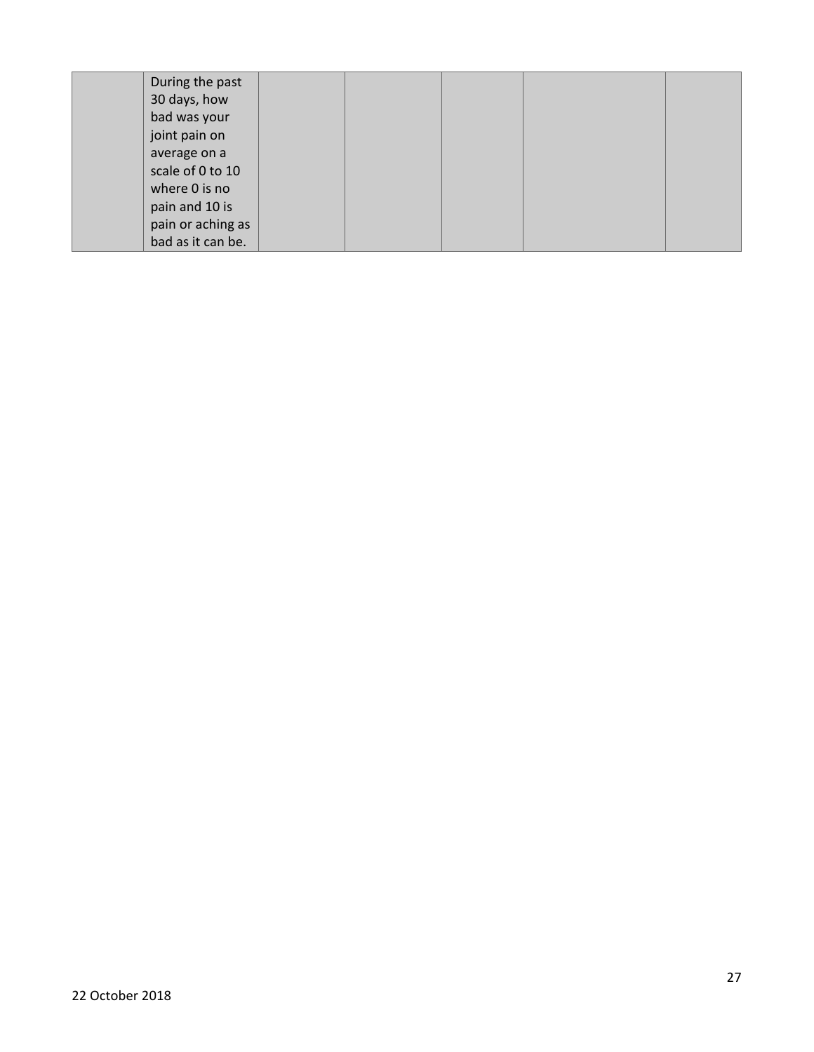| | | | | | | |
|---|---|---|---|---|---|---|
| | During the past 30 days, how bad was your joint pain on average on a scale of 0 to 10 where 0 is no pain and 10 is pain or aching as bad as it can be. | | | | | |

22 October 2018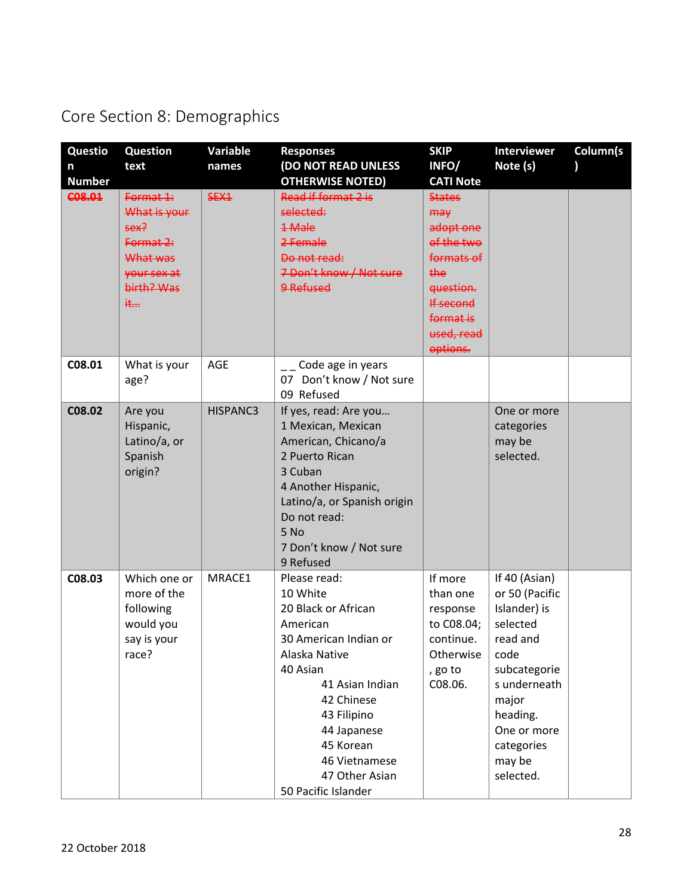# Core Section 8: Demographics

| Question Number | Question text | Variable names | Responses (DO NOT READ UNLESS OTHERWISE NOTED) | SKIP INFO/ CATI Note | Interviewer Note (s) | Column(s) |
|---|---|---|---|---|---|---|
| ~~C08.01~~ | ~~Format 1: What is your sex? Format 2: What was your sex at birth? Was it…~~ | ~~SEX1~~ | ~~Read if format 2 is selected: 1 Male 2 Female Do not read: 7 Don't know / Not sure 9 Refused~~ | ~~States may adopt one of the two formats of the question. If second format is used, read options.~~ | | |
| **C08.01** | What is your age? | AGE | _ _ Code age in years<br>07 Don't know / Not sure<br>09 Refused | | | |
| **C08.02** | Are you Hispanic, Latino/a, or Spanish origin? | HISPANC3 | If yes, read: Are you…<br>1 Mexican, Mexican American, Chicano/a<br>2 Puerto Rican<br>3 Cuban<br>4 Another Hispanic, Latino/a, or Spanish origin<br>Do not read:<br>5 No<br>7 Don't know / Not sure<br>9 Refused | | One or more categories may be selected. | |
| **C08.03** | Which one or more of the following would you say is your race? | MRACE1 | Please read:<br>10 White<br>20 Black or African American<br>30 American Indian or Alaska Native<br>40 Asian<br>41 Asian Indian<br>42 Chinese<br>43 Filipino<br>44 Japanese<br>45 Korean<br>46 Vietnamese<br>47 Other Asian<br>50 Pacific Islander | If more than one response to C08.04; continue. Otherwise, go to C08.06. | If 40 (Asian) or 50 (Pacific Islander) is selected read and code subcategories underneath major heading. One or more categories may be selected. | |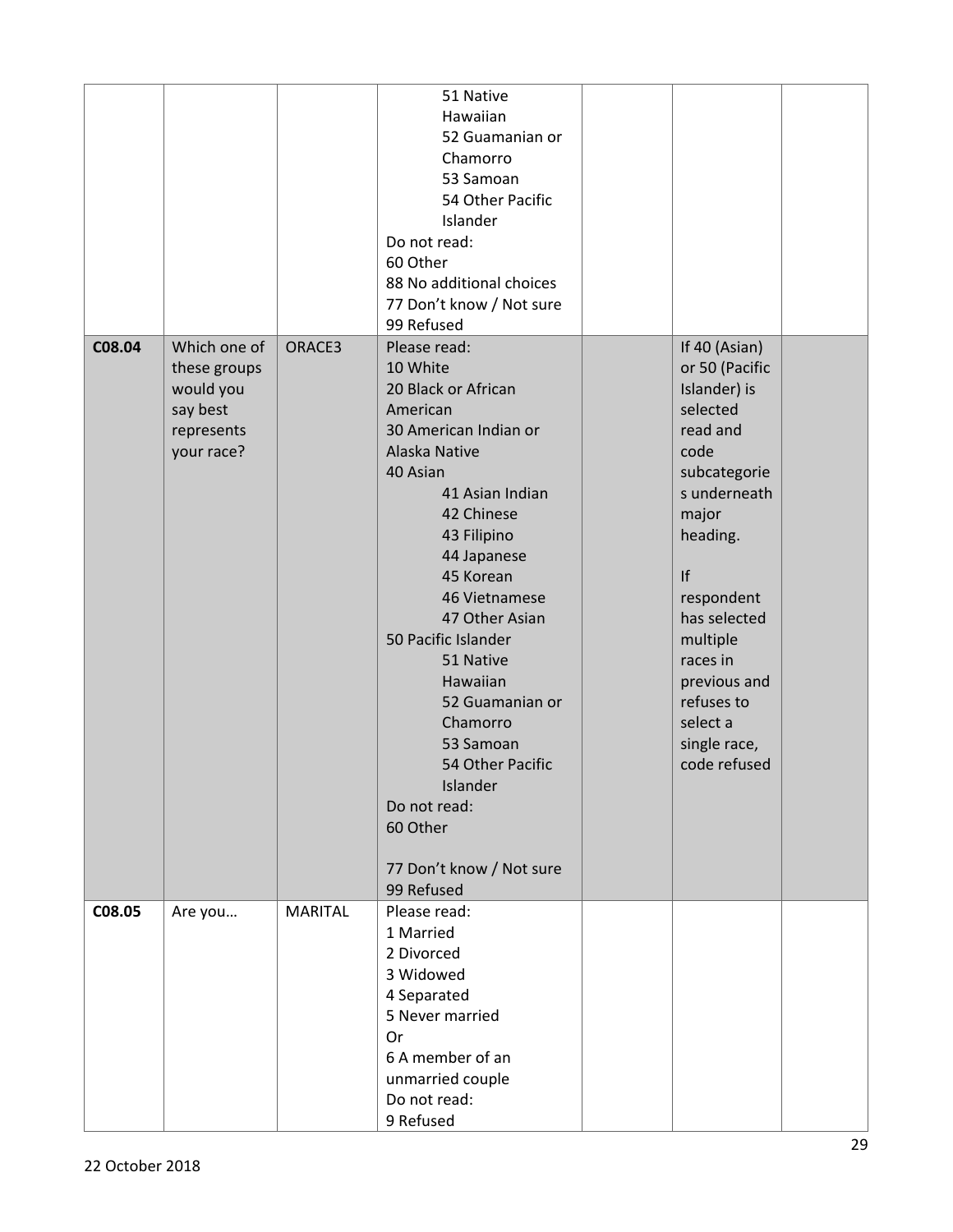| | | | | | | |
|---|---|---|---|---|---|---|
| | | | 51 Native Hawaiian<br>52 Guamanian or Chamorro<br>53 Samoan<br>54 Other Pacific Islander<br>Do not read:<br>60 Other<br>88 No additional choices<br>77 Don't know / Not sure<br>99 Refused | | | |
| **C08.04** | Which one of these groups would you say best represents your race? | ORACE3 | Please read:<br>10 White<br>20 Black or African American<br>30 American Indian or Alaska Native<br>40 Asian<br>41 Asian Indian<br>42 Chinese<br>43 Filipino<br>44 Japanese<br>45 Korean<br>46 Vietnamese<br>47 Other Asian<br>50 Pacific Islander<br>51 Native Hawaiian<br>52 Guamanian or Chamorro<br>53 Samoan<br>54 Other Pacific Islander<br>Do not read:<br>60 Other<br><br>77 Don't know / Not sure<br>99 Refused | | If 40 (Asian) or 50 (Pacific Islander) is selected read and code subcategories underneath major heading.<br><br>If respondent has selected multiple races in previous and refuses to select a single race, code refused | |
| **C08.05** | Are you… | MARITAL | Please read:<br>1 Married<br>2 Divorced<br>3 Widowed<br>4 Separated<br>5 Never married<br>Or<br>6 A member of an unmarried couple<br>Do not read:<br>9 Refused | | | |

22 October 2018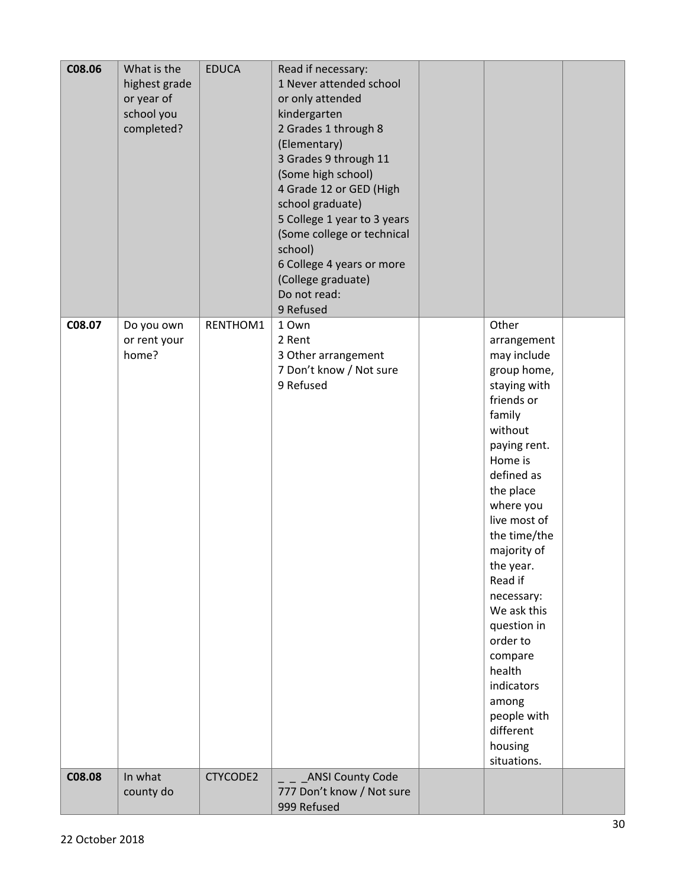| C08.06 | What is the highest grade or year of school you completed? | EDUCA | Read if necessary:<br>1 Never attended school or only attended kindergarten<br>2 Grades 1 through 8 (Elementary)<br>3 Grades 9 through 11 (Some high school)<br>4 Grade 12 or GED (High school graduate)<br>5 College 1 year to 3 years (Some college or technical school)<br>6 College 4 years or more (College graduate)<br>Do not read:<br>9 Refused | | | |
|---|---|---|---|---|---|---|
| C08.07 | Do you own or rent your home? | RENTHOM1 | 1 Own<br>2 Rent<br>3 Other arrangement<br>7 Don't know / Not sure<br>9 Refused | | Other arrangement may include group home, staying with friends or family without paying rent. Home is defined as the place where you live most of the time/the majority of the year. Read if necessary: We ask this question in order to compare health indicators among people with different housing situations. | |
| C08.08 | In what county do | CTYCODE2 | _ _ _ANSI County Code<br>777 Don't know / Not sure<br>999 Refused | | | |

22 October 2018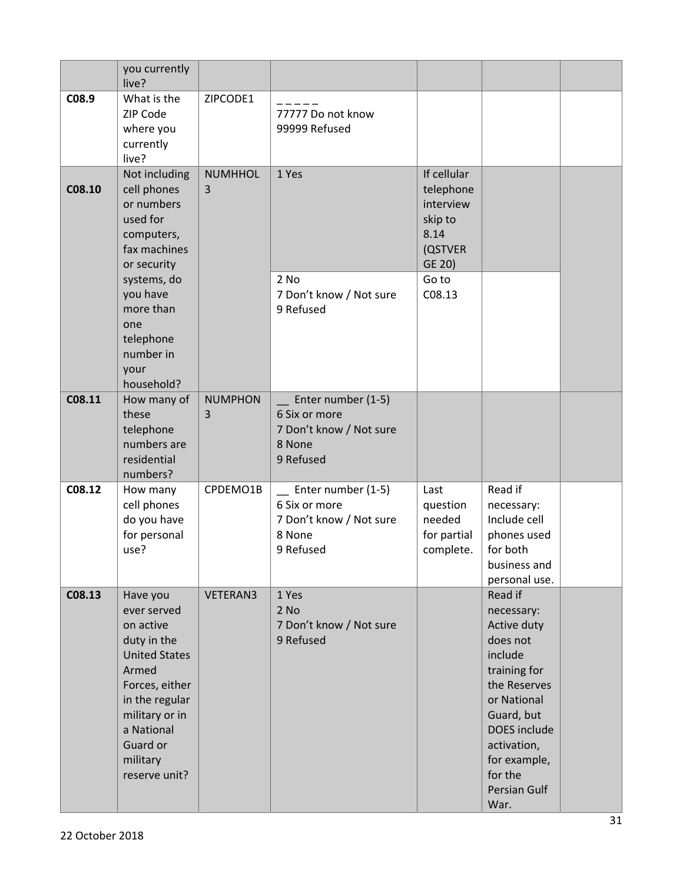| | | | | | | |
|---|---|---|---|---|---|---|
| | you currently live? | | | | | |
| C08.9 | What is the ZIP Code where you currently live? | ZIPCODE1 | _ _ _ _ _<br>77777 Do not know<br>99999 Refused | | | |
| C08.10 | Not including cell phones or numbers used for computers, fax machines or security systems, do you have more than one telephone number in your household? | NUMHHOL3 | 1 Yes | If cellular telephone interview skip to 8.14 (QSTVER GE 20) | | |
| | | | 2 No<br>7 Don't know / Not sure<br>9 Refused | Go to C08.13 | | |
| C08.11 | How many of these telephone numbers are residential numbers? | NUMPHON3 | __ Enter number (1-5)<br>6 Six or more<br>7 Don't know / Not sure<br>8 None<br>9 Refused | | | |
| C08.12 | How many cell phones do you have for personal use? | CPDEMO1B | __ Enter number (1-5)<br>6 Six or more<br>7 Don't know / Not sure<br>8 None<br>9 Refused | Last question needed for partial complete. | Read if necessary: Include cell phones used for both business and personal use. | |
| C08.13 | Have you ever served on active duty in the United States Armed Forces, either in the regular military or in a National Guard or military reserve unit? | VETERAN3 | 1 Yes<br>2 No<br>7 Don't know / Not sure<br>9 Refused | | Read if necessary: Active duty does not include training for the Reserves or National Guard, but DOES include activation, for example, for the Persian Gulf War. | |

22 October 2018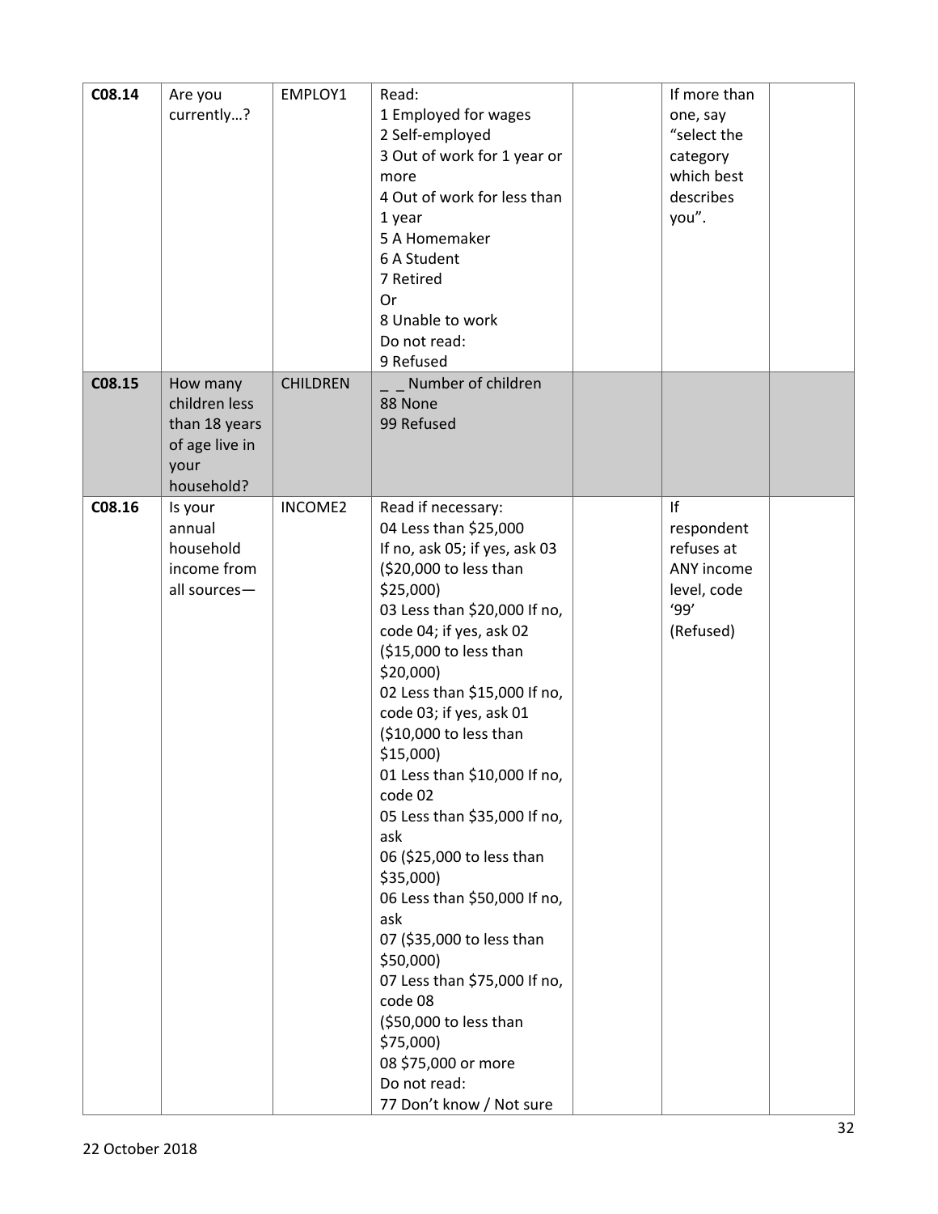| | | | | | | |
|---|---|---|---|---|---|---|
| C08.14 | Are you currently…? | EMPLOY1 | Read:<br>1 Employed for wages<br>2 Self-employed<br>3 Out of work for 1 year or more<br>4 Out of work for less than 1 year<br>5 A Homemaker<br>6 A Student<br>7 Retired<br>Or<br>8 Unable to work<br>Do not read:<br>9 Refused | | If more than one, say "select the category which best describes you". | |
| C08.15 | How many children less than 18 years of age live in your household? | CHILDREN | _ _ Number of children<br>88 None<br>99 Refused | | | |
| C08.16 | Is your annual household income from all sources— | INCOME2 | Read if necessary:<br>04 Less than $25,000<br>If no, ask 05; if yes, ask 03 ($20,000 to less than $25,000)<br>03 Less than $20,000 If no, code 04; if yes, ask 02 ($15,000 to less than $20,000)<br>02 Less than $15,000 If no, code 03; if yes, ask 01 ($10,000 to less than $15,000)<br>01 Less than $10,000 If no, code 02<br>05 Less than $35,000 If no, ask<br>06 ($25,000 to less than $35,000)<br>06 Less than $50,000 If no, ask<br>07 ($35,000 to less than $50,000)<br>07 Less than $75,000 If no, code 08<br>($50,000 to less than $75,000)<br>08 $75,000 or more<br>Do not read:<br>77 Don't know / Not sure | | If respondent refuses at ANY income level, code '99' (Refused) | |

22 October 2018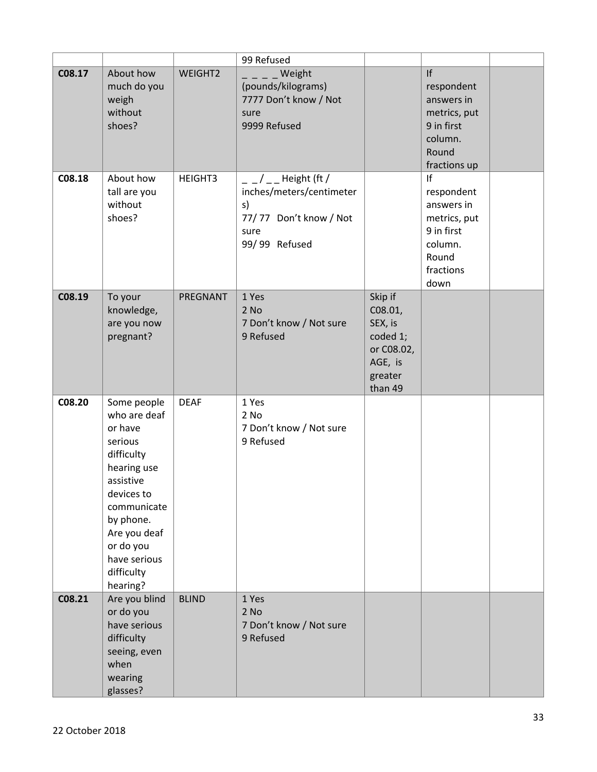| | | | 99 Refused | | | |
|---|---|---|---|---|---|---|
| **C08.17** | About how much do you weigh without shoes? | WEIGHT2 | _ _ _ _ Weight (pounds/kilograms)<br>7777 Don't know / Not sure<br>9999 Refused | | If respondent answers in metrics, put 9 in first column. Round fractions up | |
| **C08.18** | About how tall are you without shoes? | HEIGHT3 | _ _ / _ _ Height (ft / inches/meters/centimeters)<br>77/ 77 Don't know / Not sure<br>99/ 99 Refused | | If respondent answers in metrics, put 9 in first column. Round fractions down | |
| **C08.19** | To your knowledge, are you now pregnant? | PREGNANT | 1 Yes<br>2 No<br>7 Don't know / Not sure<br>9 Refused | Skip if C08.01, SEX, is coded 1; or C08.02, AGE, is greater than 49 | | |
| **C08.20** | Some people who are deaf or have serious difficulty hearing use assistive devices to communicate by phone. Are you deaf or do you have serious difficulty hearing? | DEAF | 1 Yes<br>2 No<br>7 Don't know / Not sure<br>9 Refused | | | |
| **C08.21** | Are you blind or do you have serious difficulty seeing, even when wearing glasses? | BLIND | 1 Yes<br>2 No<br>7 Don't know / Not sure<br>9 Refused | | | |

22 October 2018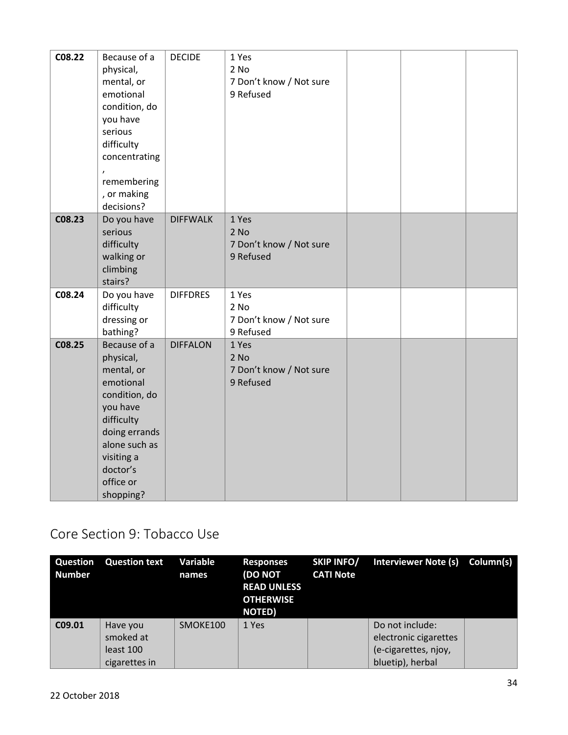| | | | | | | |
|---|---|---|---|---|---|---|
| **C08.22** | Because of a physical, mental, or emotional condition, do you have serious difficulty concentrating, remembering, or making decisions? | DECIDE | 1 Yes<br>2 No<br>7 Don't know / Not sure<br>9 Refused | | | |
| **C08.23** | Do you have serious difficulty walking or climbing stairs? | DIFFWALK | 1 Yes<br>2 No<br>7 Don't know / Not sure<br>9 Refused | | | |
| **C08.24** | Do you have difficulty dressing or bathing? | DIFFDRES | 1 Yes<br>2 No<br>7 Don't know / Not sure<br>9 Refused | | | |
| **C08.25** | Because of a physical, mental, or emotional condition, do you have difficulty doing errands alone such as visiting a doctor's office or shopping? | DIFFALON | 1 Yes<br>2 No<br>7 Don't know / Not sure<br>9 Refused | | | |

## Core Section 9: Tobacco Use

| Question Number | Question text | Variable names | Responses (DO NOT READ UNLESS OTHERWISE NOTED) | SKIP INFO/ CATI Note | Interviewer Note (s) | Column(s) |
|---|---|---|---|---|---|---|
| **C09.01** | Have you smoked at least 100 cigarettes in | SMOKE100 | 1 Yes | | Do not include: electronic cigarettes (e-cigarettes, njoy, bluetip), herbal | |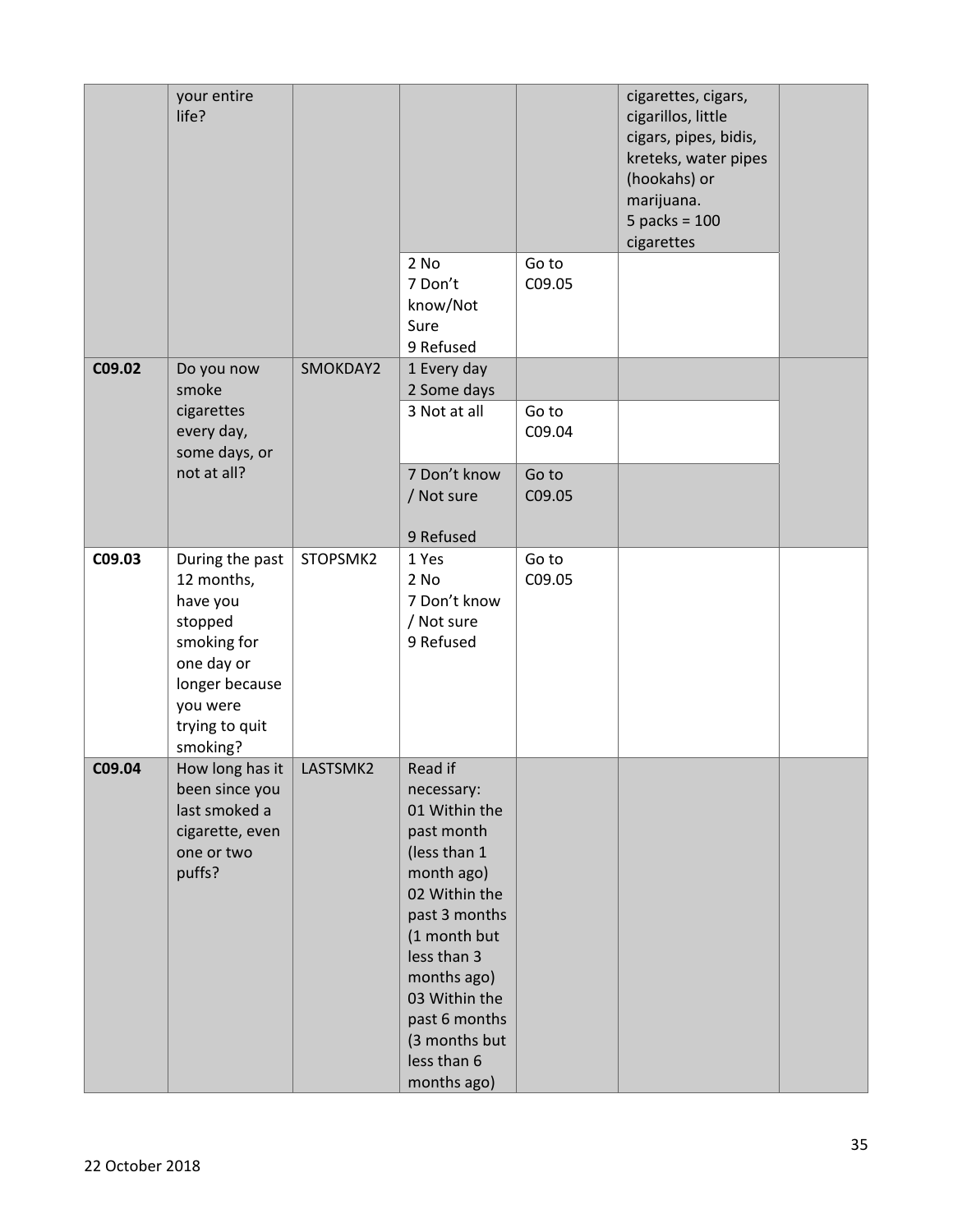| | | | | | | |
|---|---|---|---|---|---|---|
| | your entire life? | | | | cigarettes, cigars, cigarillos, little cigars, pipes, bidis, kreteks, water pipes (hookahs) or marijuana.<br>5 packs = 100 cigarettes | |
| | | | 2 No<br>7 Don't know/Not Sure<br>9 Refused | Go to C09.05 | | |
| **C09.02** | Do you now smoke cigarettes every day, some days, or not at all? | SMOKDAY2 | 1 Every day<br>2 Some days | | | |
| | | | 3 Not at all | Go to C09.04 | | |
| | | | 7 Don't know / Not sure<br><br>9 Refused | Go to C09.05 | | |
| **C09.03** | During the past 12 months, have you stopped smoking for one day or longer because you were trying to quit smoking? | STOPSMK2 | 1 Yes<br>2 No<br>7 Don't know / Not sure<br>9 Refused | Go to C09.05 | | |
| **C09.04** | How long has it been since you last smoked a cigarette, even one or two puffs? | LASTSMK2 | Read if necessary:<br>01 Within the past month (less than 1 month ago)<br>02 Within the past 3 months (1 month but less than 3 months ago)<br>03 Within the past 6 months (3 months but less than 6 months ago) | | | |

22 October 2018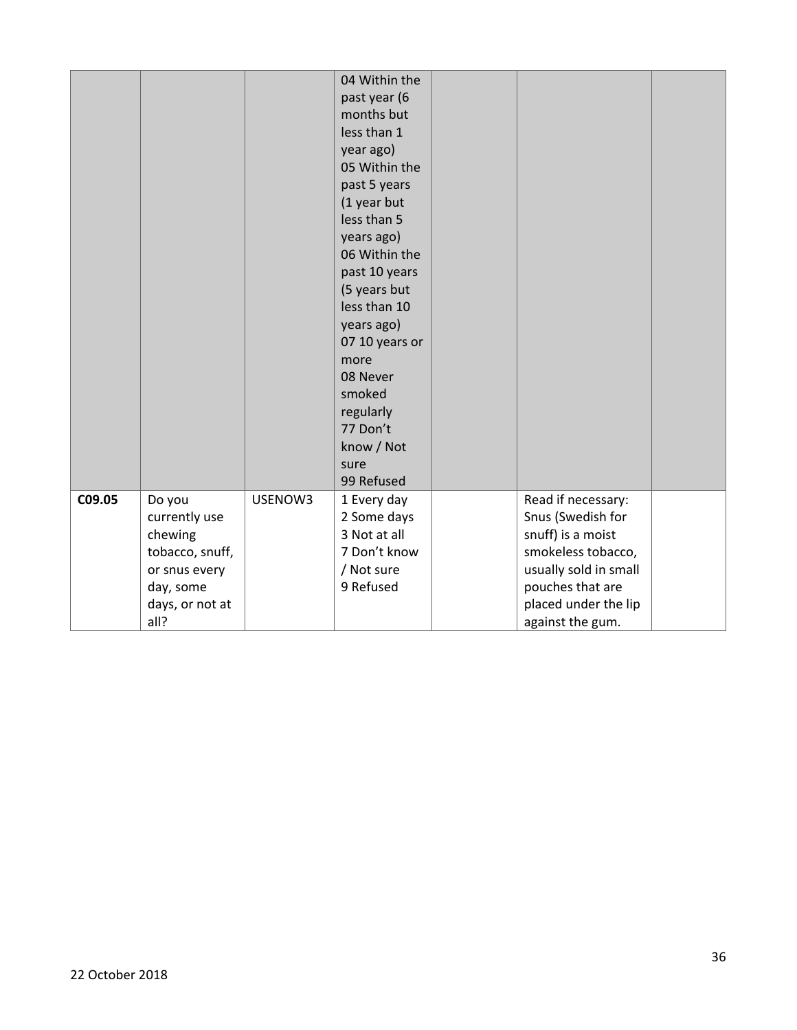| | | | | | | |
|---|---|---|---|---|---|---|
| | | | 04 Within the past year (6 months but less than 1 year ago)<br>05 Within the past 5 years (1 year but less than 5 years ago)<br>06 Within the past 10 years (5 years but less than 10 years ago)<br>07 10 years or more<br>08 Never smoked regularly<br>77 Don't know / Not sure<br>99 Refused | | | |
| **C09.05** | Do you currently use chewing tobacco, snuff, or snus every day, some days, or not at all? | USENOW3 | 1 Every day<br>2 Some days<br>3 Not at all<br>7 Don't know / Not sure<br>9 Refused | | Read if necessary: Snus (Swedish for snuff) is a moist smokeless tobacco, usually sold in small pouches that are placed under the lip against the gum. | |

22 October 2018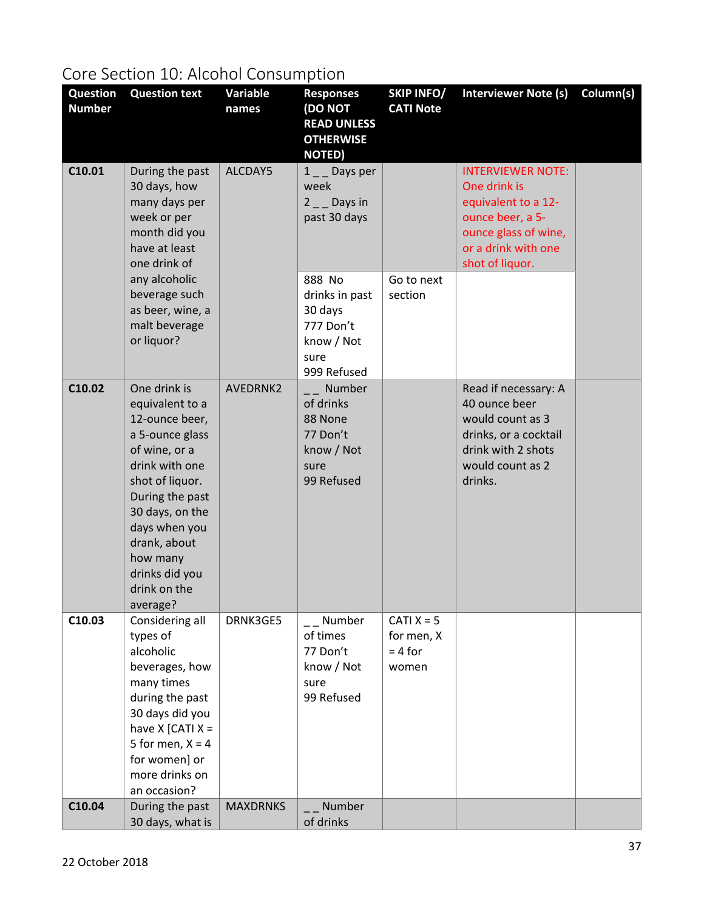# Core Section 10: Alcohol Consumption

| Question Number | Question text | Variable names | Responses (DO NOT READ UNLESS OTHERWISE NOTED) | SKIP INFO/ CATI Note | Interviewer Note (s) | Column(s) |
|---|---|---|---|---|---|---|
| C10.01 | During the past 30 days, how many days per week or per month did you have at least one drink of any alcoholic beverage such as beer, wine, a malt beverage or liquor? | ALCDAY5 | 1 _ _ Days per week<br>2 _ _ Days in past 30 days | | INTERVIEWER NOTE: One drink is equivalent to a 12-ounce beer, a 5-ounce glass of wine, or a drink with one shot of liquor. | |
| | | | 888 No drinks in past 30 days<br>777 Don't know / Not sure<br>999 Refused | Go to next section | | |
| C10.02 | One drink is equivalent to a 12-ounce beer, a 5-ounce glass of wine, or a drink with one shot of liquor. During the past 30 days, on the days when you drank, about how many drinks did you drink on the average? | AVEDRNK2 | _ _ Number of drinks<br>88 None<br>77 Don't know / Not sure<br>99 Refused | | Read if necessary: A 40 ounce beer would count as 3 drinks, or a cocktail drink with 2 shots would count as 2 drinks. | |
| C10.03 | Considering all types of alcoholic beverages, how many times during the past 30 days did you have X [CATI X = 5 for men, X = 4 for women] or more drinks on an occasion? | DRNK3GE5 | _ _ Number of times<br>77 Don't know / Not sure<br>99 Refused | CATI X = 5 for men, X = 4 for women | | |
| C10.04 | During the past 30 days, what is | MAXDRNKS | _ _ Number of drinks | | | |

22 October 2018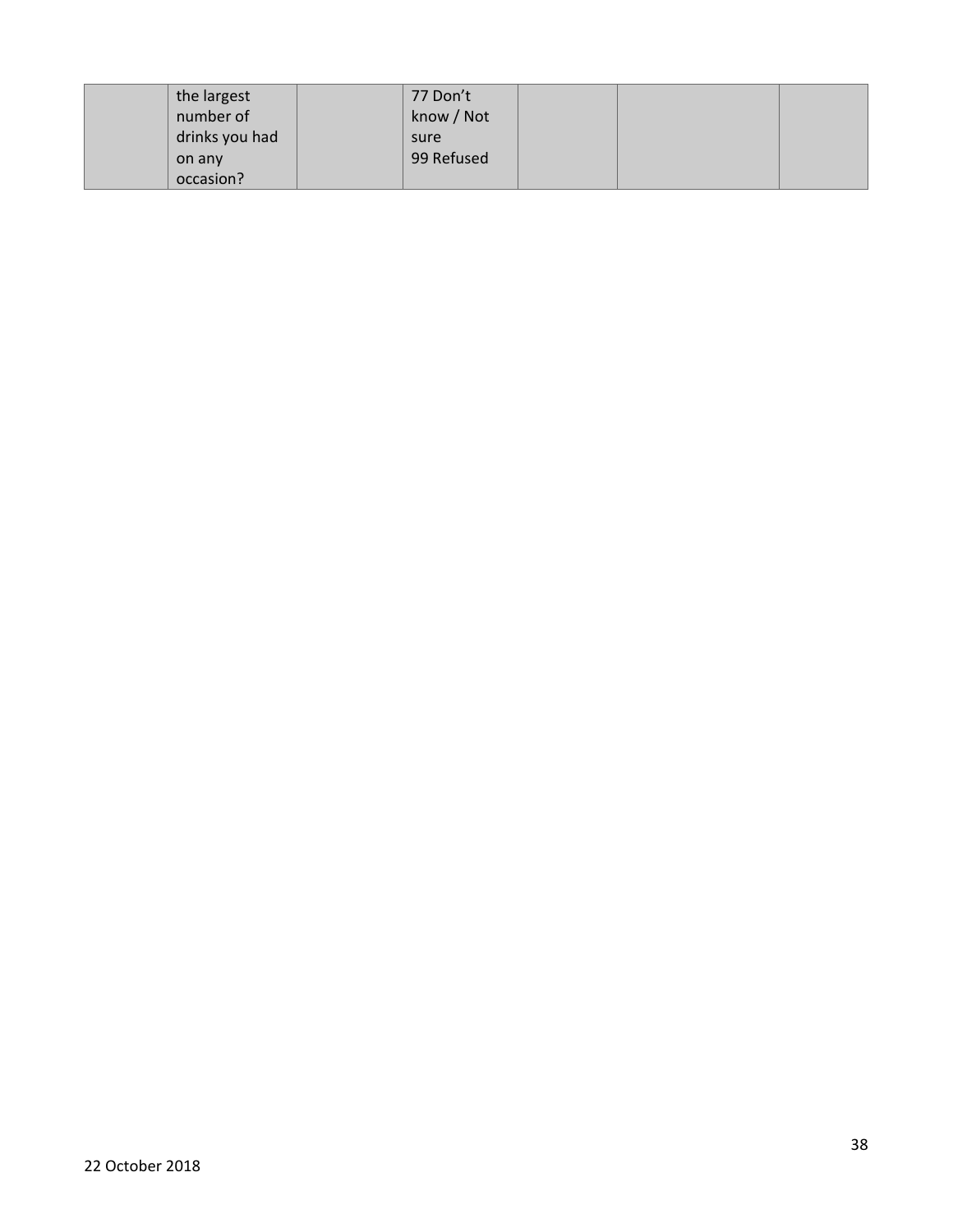|  | the largest number of drinks you had on any occasion? |  | 77 Don’t know / Not sure<br>99 Refused |  |  |  |
|---|---|---|---|---|---|---|

22 October 2018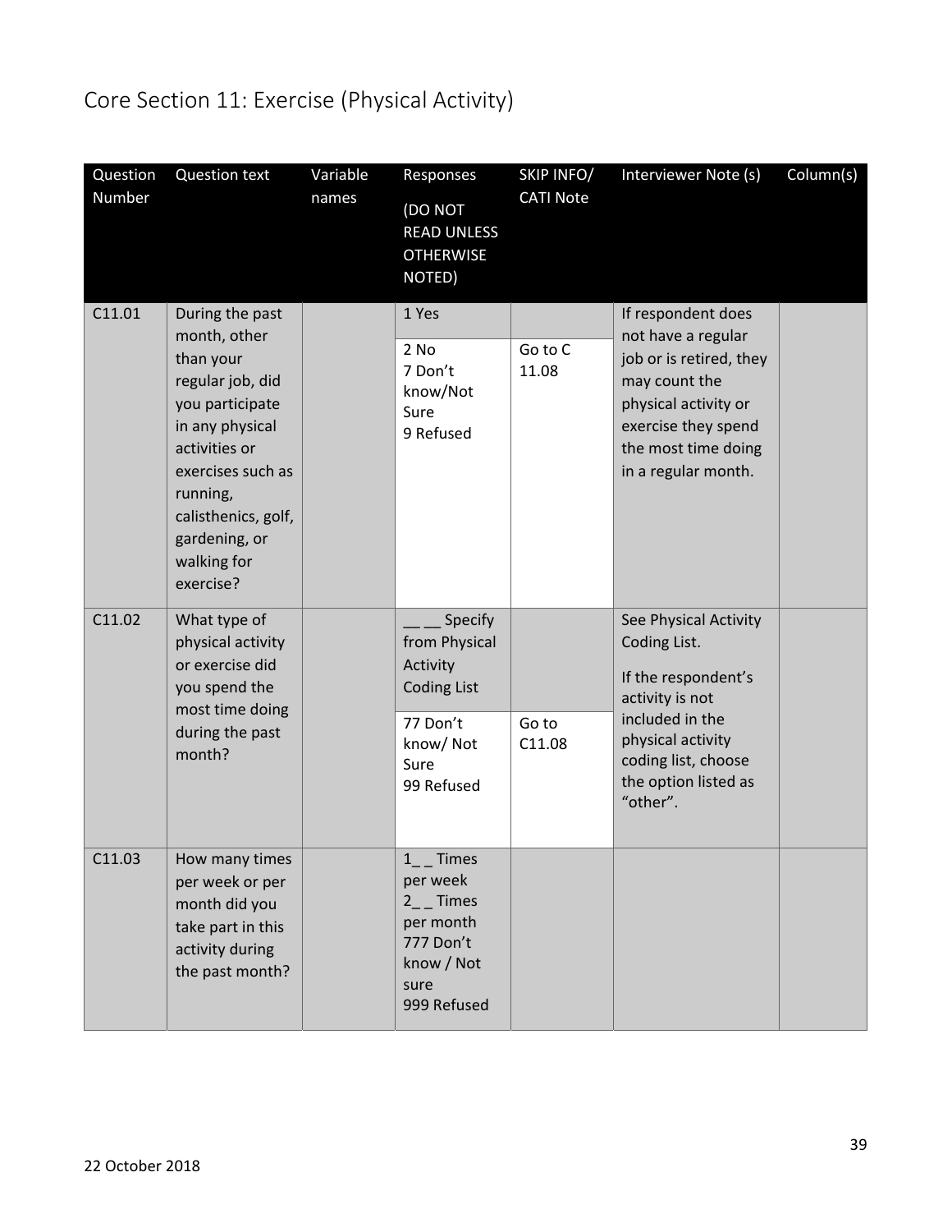# Core Section 11: Exercise (Physical Activity)

| Question Number | Question text | Variable names | Responses (DO NOT READ UNLESS OTHERWISE NOTED) | SKIP INFO/ CATI Note | Interviewer Note (s) | Column(s) |
|---|---|---|---|---|---|---|
| C11.01 | During the past month, other than your regular job, did you participate in any physical activities or exercises such as running, calisthenics, golf, gardening, or walking for exercise? | | 1 Yes | | If respondent does not have a regular job or is retired, they may count the physical activity or exercise they spend the most time doing in a regular month. | |
| | | | 2 No<br>7 Don't know/Not Sure<br>9 Refused | Go to C 11.08 | | |
| C11.02 | What type of physical activity or exercise did you spend the most time doing during the past month? | | __ __ Specify from Physical Activity Coding List | | See Physical Activity Coding List.<br>If the respondent's activity is not included in the physical activity coding list, choose the option listed as "other". | |
| | | | 77 Don't know/ Not Sure<br>99 Refused | Go to C11.08 | | |
| C11.03 | How many times per week or per month did you take part in this activity during the past month? | | 1_ _ Times per week<br>2_ _ Times per month<br>777 Don't know / Not sure<br>999 Refused | | | |

22 October 2018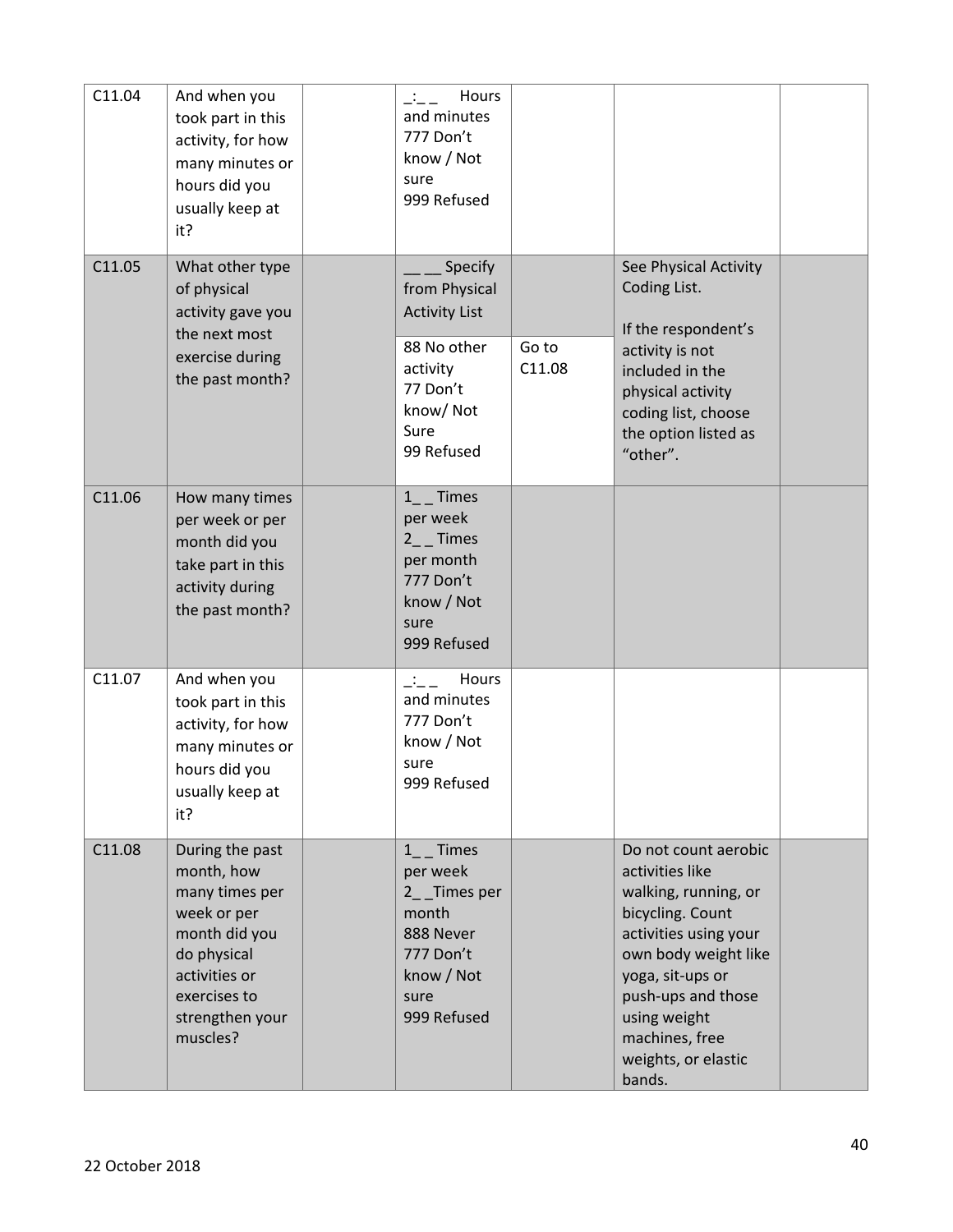| C11.04 | And when you took part in this activity, for how many minutes or hours did you usually keep at it? | | _:_ _ Hours and minutes<br>777 Don't know / Not sure<br>999 Refused | | | |
|---|---|---|---|---|---|---|
| C11.05 | What other type of physical activity gave you the next most exercise during the past month? | | _ _ _ Specify from Physical Activity List | | See Physical Activity Coding List.<br><br>If the respondent's activity is not included in the physical activity coding list, choose the option listed as "other". | |
| | | | 88 No other activity<br>77 Don't know/ Not Sure<br>99 Refused | Go to C11.08 | | |
| C11.06 | How many times per week or per month did you take part in this activity during the past month? | | 1_ _ Times per week<br>2_ _ Times per month<br>777 Don't know / Not sure<br>999 Refused | | | |
| C11.07 | And when you took part in this activity, for how many minutes or hours did you usually keep at it? | | _:_ _ Hours and minutes<br>777 Don't know / Not sure<br>999 Refused | | | |
| C11.08 | During the past month, how many times per week or per month did you do physical activities or exercises to strengthen your muscles? | | 1_ _ Times per week<br>2_ _Times per month<br>888 Never<br>777 Don't know / Not sure<br>999 Refused | | Do not count aerobic activities like walking, running, or bicycling. Count activities using your own body weight like yoga, sit-ups or push-ups and those using weight machines, free weights, or elastic bands. | |

22 October 2018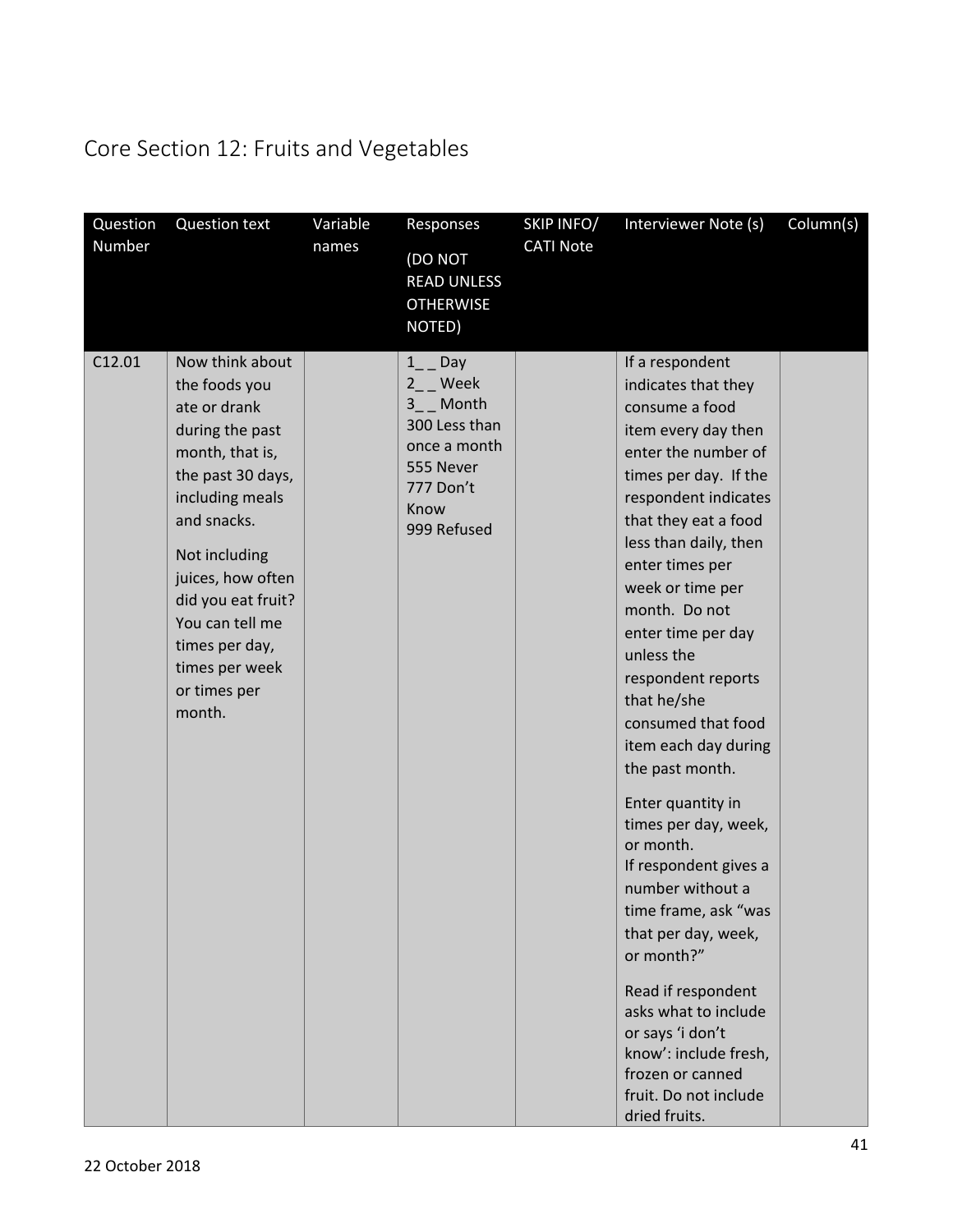# Core Section 12: Fruits and Vegetables

| Question Number | Question text | Variable names | Responses (DO NOT READ UNLESS OTHERWISE NOTED) | SKIP INFO/ CATI Note | Interviewer Note (s) | Column(s) |
|---|---|---|---|---|---|---|
| C12.01 | Now think about the foods you ate or drank during the past month, that is, the past 30 days, including meals and snacks.<br><br>Not including juices, how often did you eat fruit? You can tell me times per day, times per week or times per month. | | 1_ _ Day<br>2_ _ Week<br>3_ _ Month<br>300 Less than once a month<br>555 Never<br>777 Don't Know<br>999 Refused | | If a respondent indicates that they consume a food item every day then enter the number of times per day. If the respondent indicates that they eat a food less than daily, then enter times per week or time per month. Do not enter time per day unless the respondent reports that he/she consumed that food item each day during the past month.<br><br>Enter quantity in times per day, week, or month.<br>If respondent gives a number without a time frame, ask "was that per day, week, or month?"<br><br>Read if respondent asks what to include or says 'i don't know': include fresh, frozen or canned fruit. Do not include dried fruits. | |

22 October 2018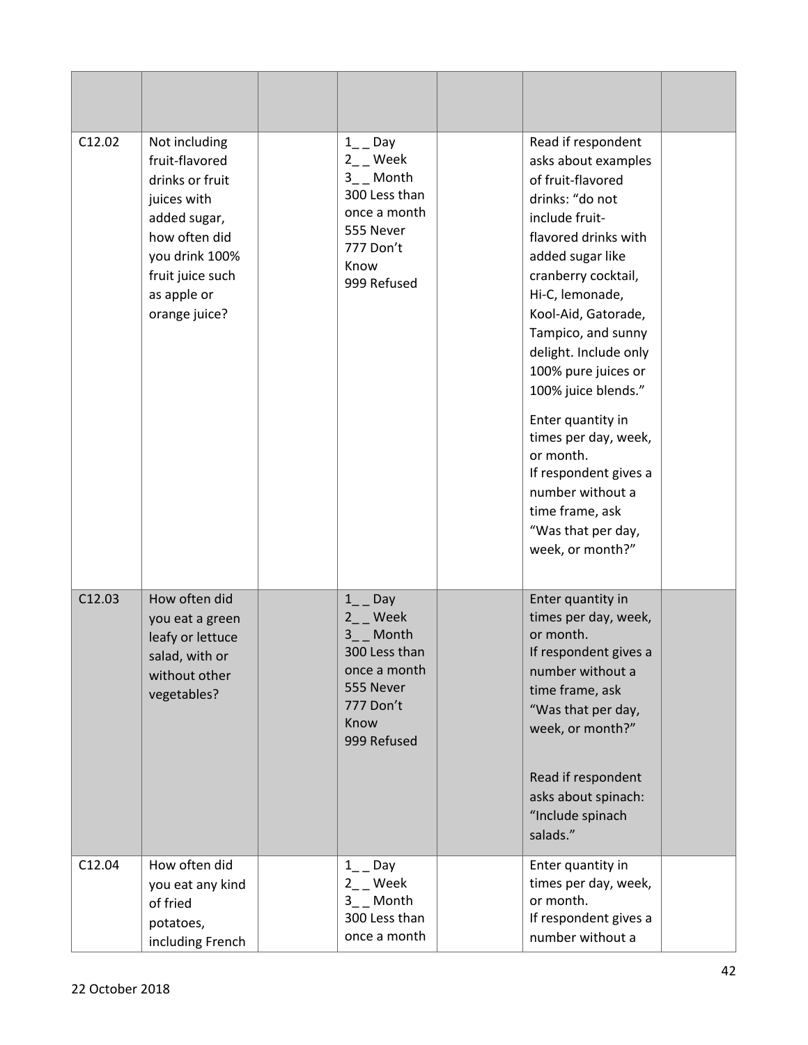| | | | | | | |
|---|---|---|---|---|---|---|
| C12.02 | Not including fruit-flavored drinks or fruit juices with added sugar, how often did you drink 100% fruit juice such as apple or orange juice? | | 1_ _ Day<br>2_ _ Week<br>3_ _ Month<br>300 Less than once a month<br>555 Never<br>777 Don't Know<br>999 Refused | | Read if respondent asks about examples of fruit-flavored drinks: "do not include fruit-flavored drinks with added sugar like cranberry cocktail, Hi-C, lemonade, Kool-Aid, Gatorade, Tampico, and sunny delight. Include only 100% pure juices or 100% juice blends."<br><br>Enter quantity in times per day, week, or month.<br>If respondent gives a number without a time frame, ask "Was that per day, week, or month?" | |
| C12.03 | How often did you eat a green leafy or lettuce salad, with or without other vegetables? | | 1_ _ Day<br>2_ _ Week<br>3_ _ Month<br>300 Less than once a month<br>555 Never<br>777 Don't Know<br>999 Refused | | Enter quantity in times per day, week, or month.<br>If respondent gives a number without a time frame, ask "Was that per day, week, or month?"<br><br>Read if respondent asks about spinach: "Include spinach salads." | |
| C12.04 | How often did you eat any kind of fried potatoes, including French | | 1_ _ Day<br>2_ _ Week<br>3_ _ Month<br>300 Less than once a month | | Enter quantity in times per day, week, or month.<br>If respondent gives a number without a | |

22 October 2018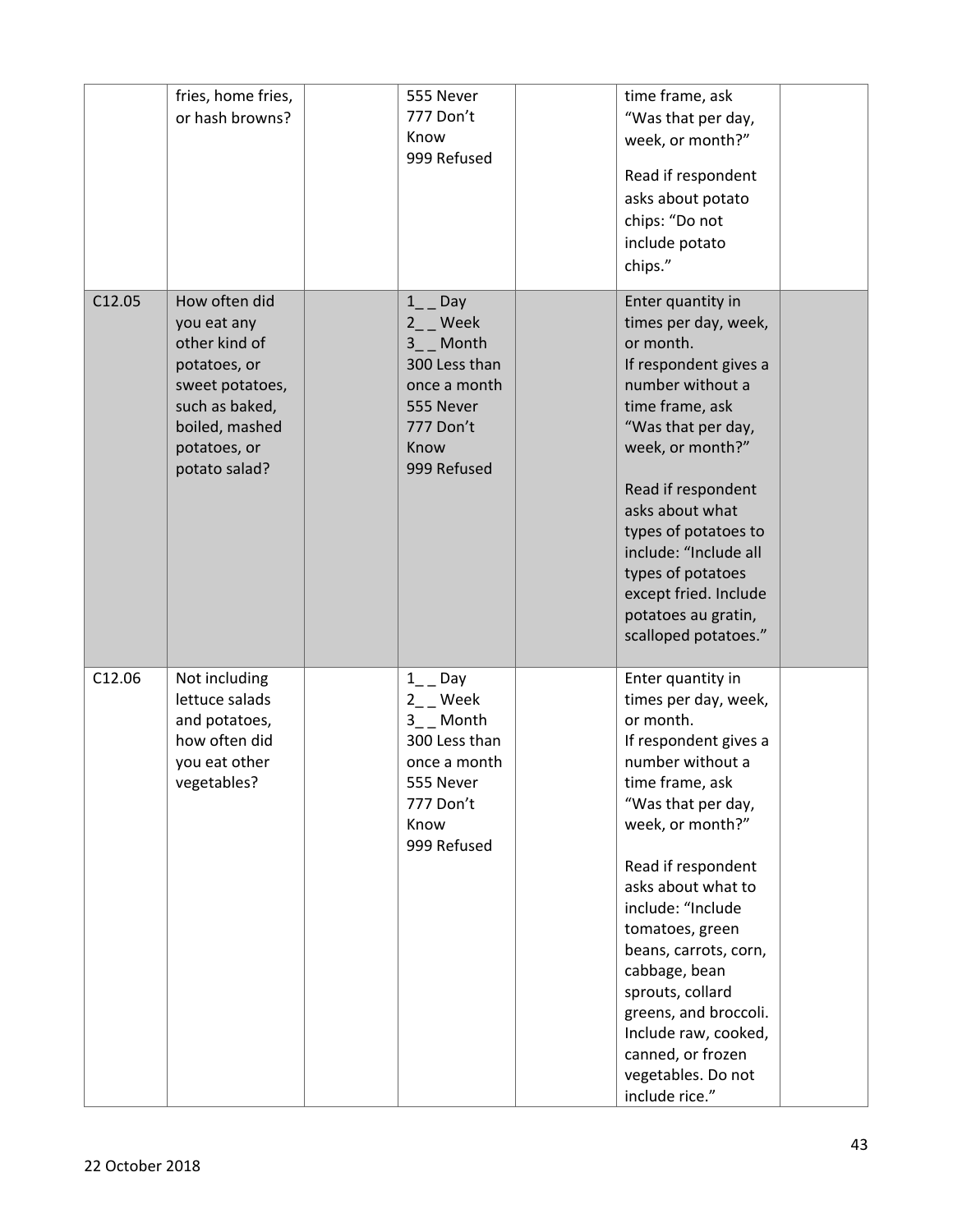| | | | | | | |
|---|---|---|---|---|---|---|
| | fries, home fries, or hash browns? | | 555 Never<br>777 Don't Know<br>999 Refused | | time frame, ask "Was that per day, week, or month?"<br><br>Read if respondent asks about potato chips: "Do not include potato chips." | |
| C12.05 | How often did you eat any other kind of potatoes, or sweet potatoes, such as baked, boiled, mashed potatoes, or potato salad? | | 1_ _ Day<br>2_ _ Week<br>3_ _ Month<br>300 Less than once a month<br>555 Never<br>777 Don't Know<br>999 Refused | | Enter quantity in times per day, week, or month.<br>If respondent gives a number without a time frame, ask "Was that per day, week, or month?"<br><br>Read if respondent asks about what types of potatoes to include: "Include all types of potatoes except fried. Include potatoes au gratin, scalloped potatoes." | |
| C12.06 | Not including lettuce salads and potatoes, how often did you eat other vegetables? | | 1_ _ Day<br>2_ _ Week<br>3_ _ Month<br>300 Less than once a month<br>555 Never<br>777 Don't Know<br>999 Refused | | Enter quantity in times per day, week, or month.<br>If respondent gives a number without a time frame, ask "Was that per day, week, or month?"<br><br>Read if respondent asks about what to include: "Include tomatoes, green beans, carrots, corn, cabbage, bean sprouts, collard greens, and broccoli. Include raw, cooked, canned, or frozen vegetables. Do not include rice." | |

22 October 2018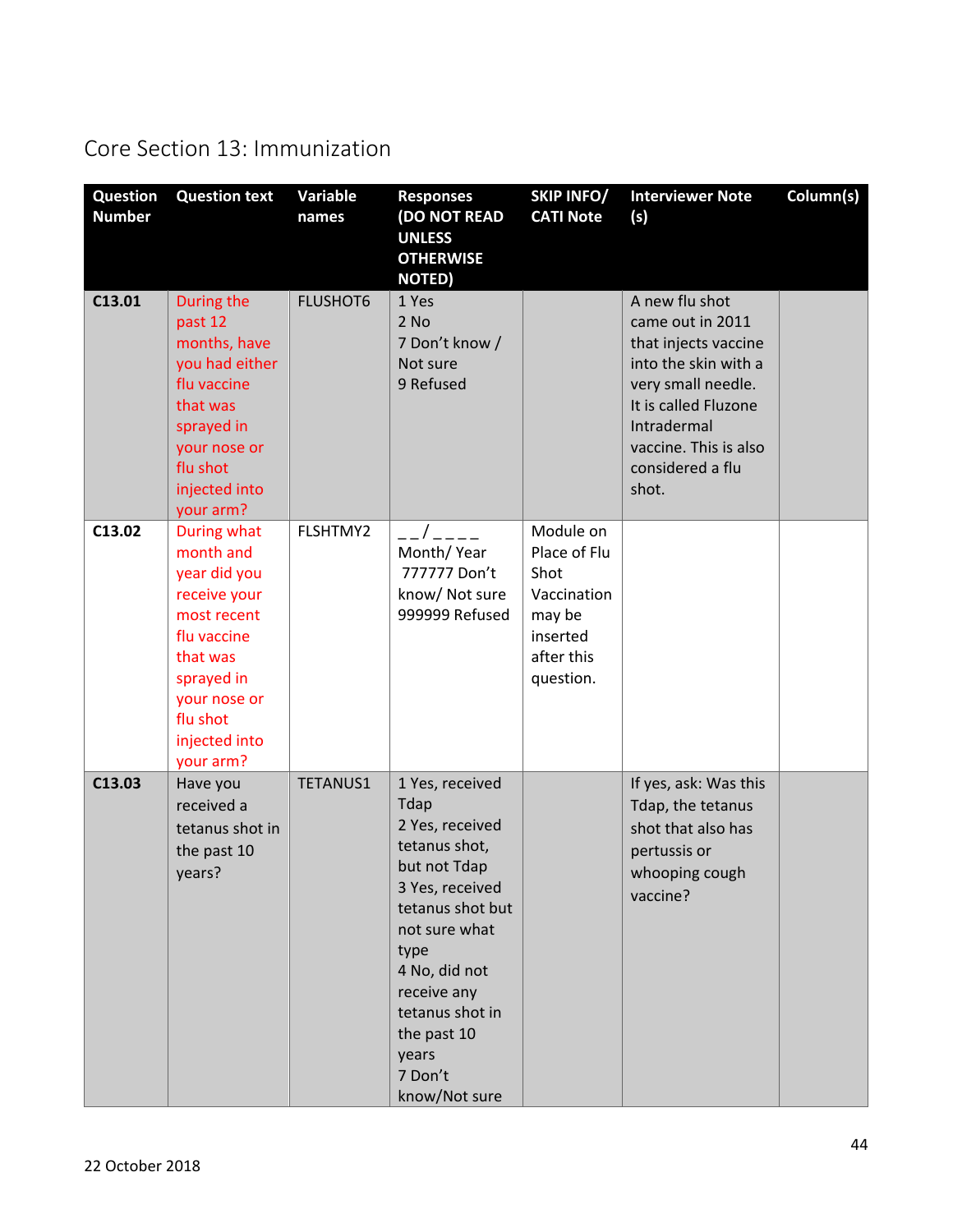# Core Section 13: Immunization

| Question Number | Question text | Variable names | Responses (DO NOT READ UNLESS OTHERWISE NOTED) | SKIP INFO/ CATI Note | Interviewer Note (s) | Column(s) |
|---|---|---|---|---|---|---|
| **C13.01** | During the past 12 months, have you had either flu vaccine that was sprayed in your nose or flu shot injected into your arm? | FLUSHOT6 | 1 Yes<br>2 No<br>7 Don't know / Not sure<br>9 Refused | | A new flu shot came out in 2011 that injects vaccine into the skin with a very small needle. It is called Fluzone Intradermal vaccine. This is also considered a flu shot. | |
| **C13.02** | During what month and year did you receive your most recent flu vaccine that was sprayed in your nose or flu shot injected into your arm? | FLSHTMY2 | _ _/ _ _ _ _<br>Month/ Year<br>777777 Don't know/ Not sure<br>999999 Refused | Module on Place of Flu Shot Vaccination may be inserted after this question. | | |
| **C13.03** | Have you received a tetanus shot in the past 10 years? | TETANUS1 | 1 Yes, received Tdap<br>2 Yes, received tetanus shot, but not Tdap<br>3 Yes, received tetanus shot but not sure what type<br>4 No, did not receive any tetanus shot in the past 10 years<br>7 Don't know/Not sure | | If yes, ask: Was this Tdap, the tetanus shot that also has pertussis or whooping cough vaccine? | |

22 October 2018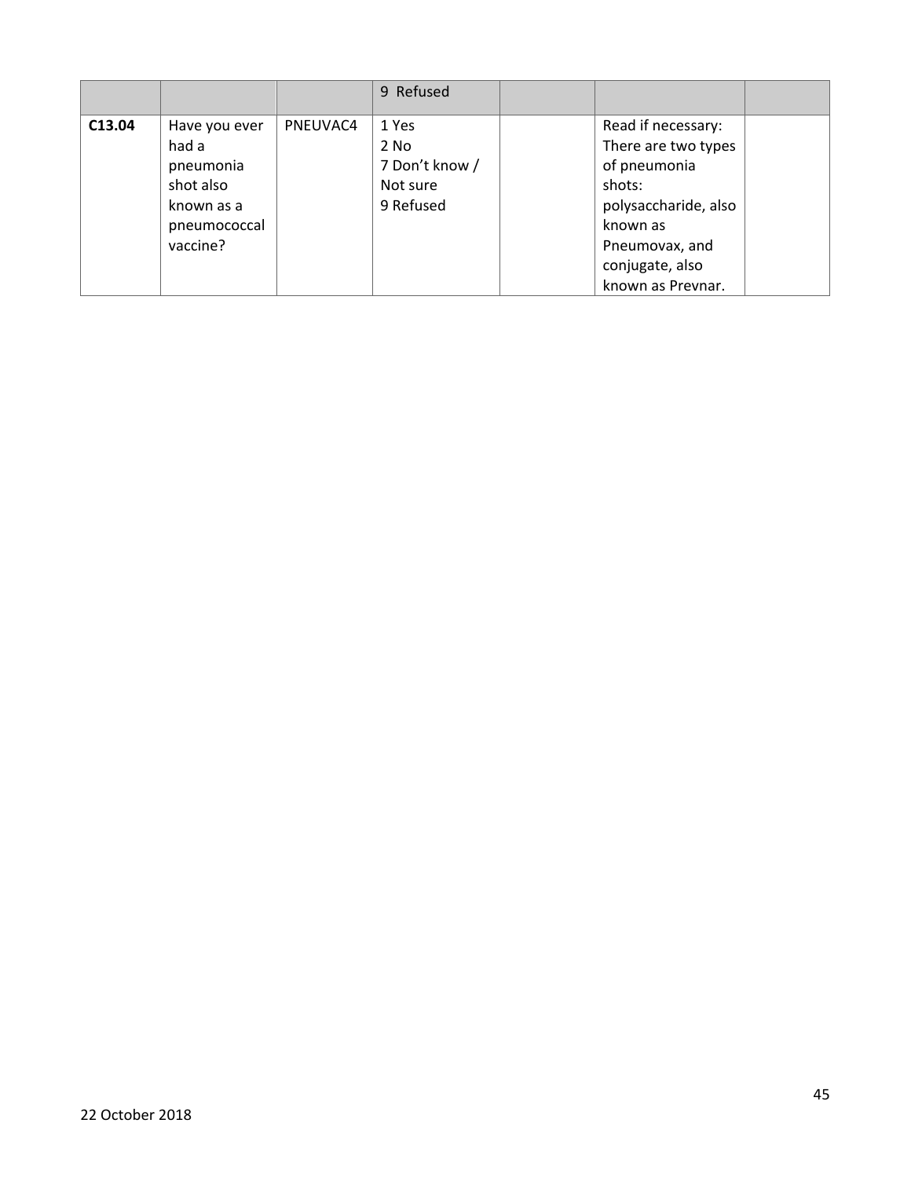| | | | 9 Refused | | | |
|---|---|---|---|---|---|---|
| **C13.04** | Have you ever had a pneumonia shot also known as a pneumococcal vaccine? | PNEUVAC4 | 1 Yes<br>2 No<br>7 Don't know / Not sure<br>9 Refused | | Read if necessary: There are two types of pneumonia shots: polysaccharide, also known as Pneumovax, and conjugate, also known as Prevnar. | |

22 October 2018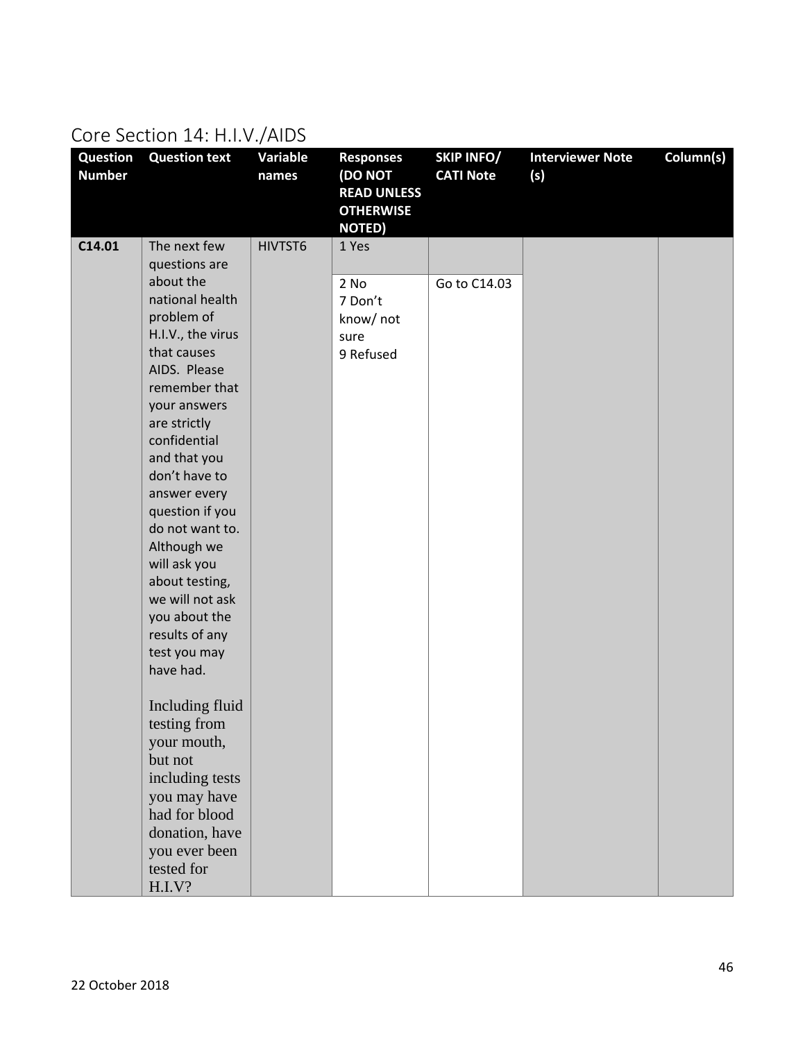## Core Section 14: H.I.V./AIDS

| Question Number | Question text | Variable names | Responses (DO NOT READ UNLESS OTHERWISE NOTED) | SKIP INFO/ CATI Note | Interviewer Note (s) | Column(s) |
|---|---|---|---|---|---|---|
| C14.01 | The next few questions are about the national health problem of H.I.V., the virus that causes AIDS. Please remember that your answers are strictly confidential and that you don't have to answer every question if you do not want to. Although we will ask you about testing, we will not ask you about the results of any test you may have had.<br><br>Including fluid testing from your mouth, but not including tests you may have had for blood donation, have you ever been tested for H.I.V? | HIVTST6 | 1 Yes | | | |
| | | | 2 No<br>7 Don't know/ not sure<br>9 Refused | Go to C14.03 | | |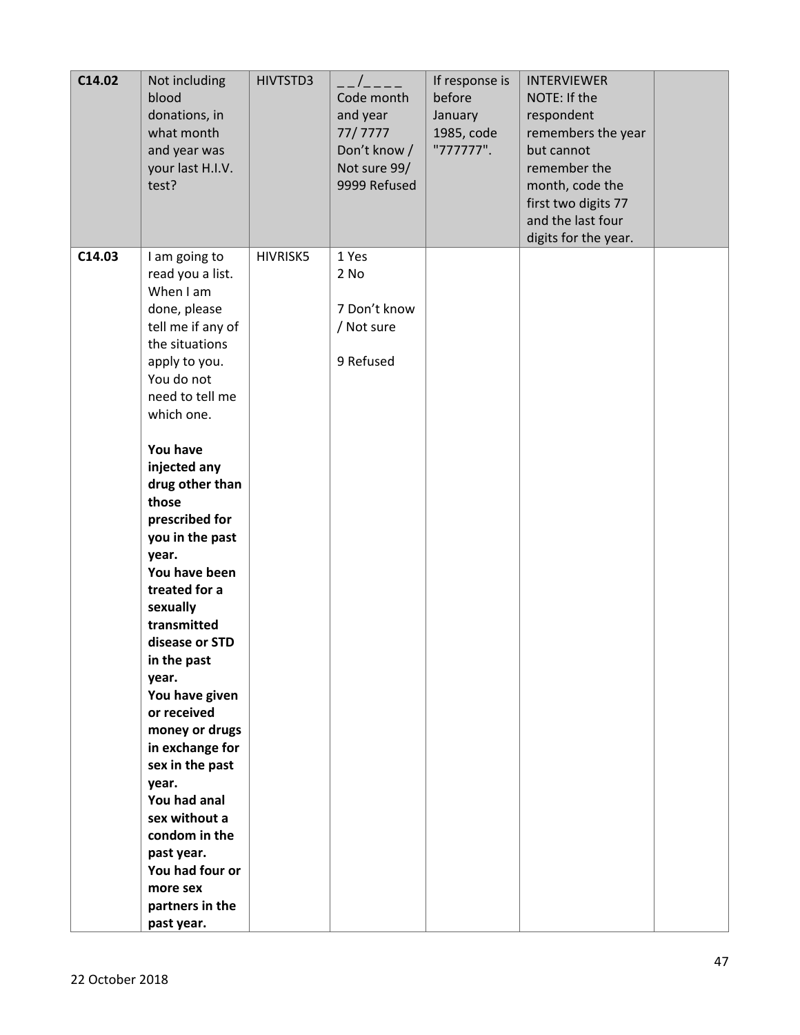| C14.02 | Not including blood donations, in what month and year was your last H.I.V. test? | HIVTSTD3 | _ _/_ _ _ _ Code month and year 77/ 7777 Don't know / Not sure 99/ 9999 Refused | If response is before January 1985, code "777777". | INTERVIEWER NOTE: If the respondent remembers the year but cannot remember the month, code the first two digits 77 and the last four digits for the year. | |
|---|---|---|---|---|---|---|
| C14.03 | I am going to read you a list. When I am done, please tell me if any of the situations apply to you. You do not need to tell me which one.<br><br>**You have injected any drug other than those prescribed for you in the past year.**<br>**You have been treated for a sexually transmitted disease or STD in the past year.**<br>**You have given or received money or drugs in exchange for sex in the past year.**<br>**You had anal sex without a condom in the past year.**<br>**You had four or more sex partners in the past year.** | HIVRISK5 | 1 Yes<br>2 No<br><br>7 Don't know / Not sure<br><br>9 Refused | | | |

22 October 2018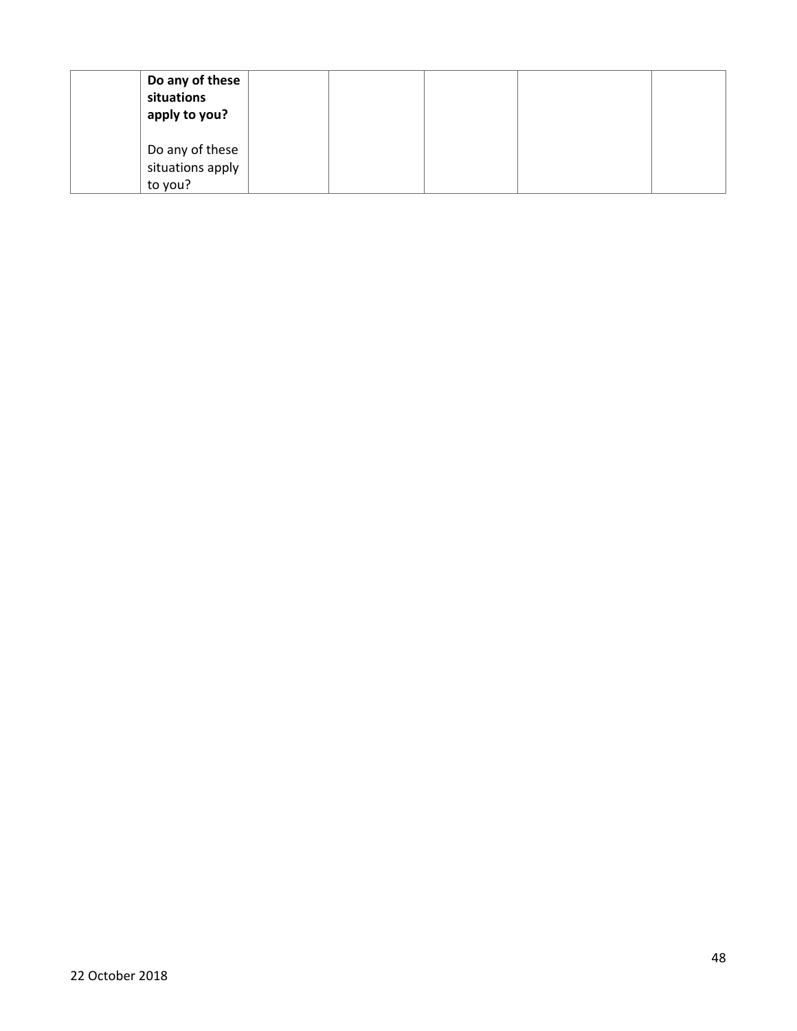| | **Do any of these situations apply to you?**<br><br>Do any of these situations apply to you? | | | | | |
|---|---|---|---|---|---|---|

22 October 2018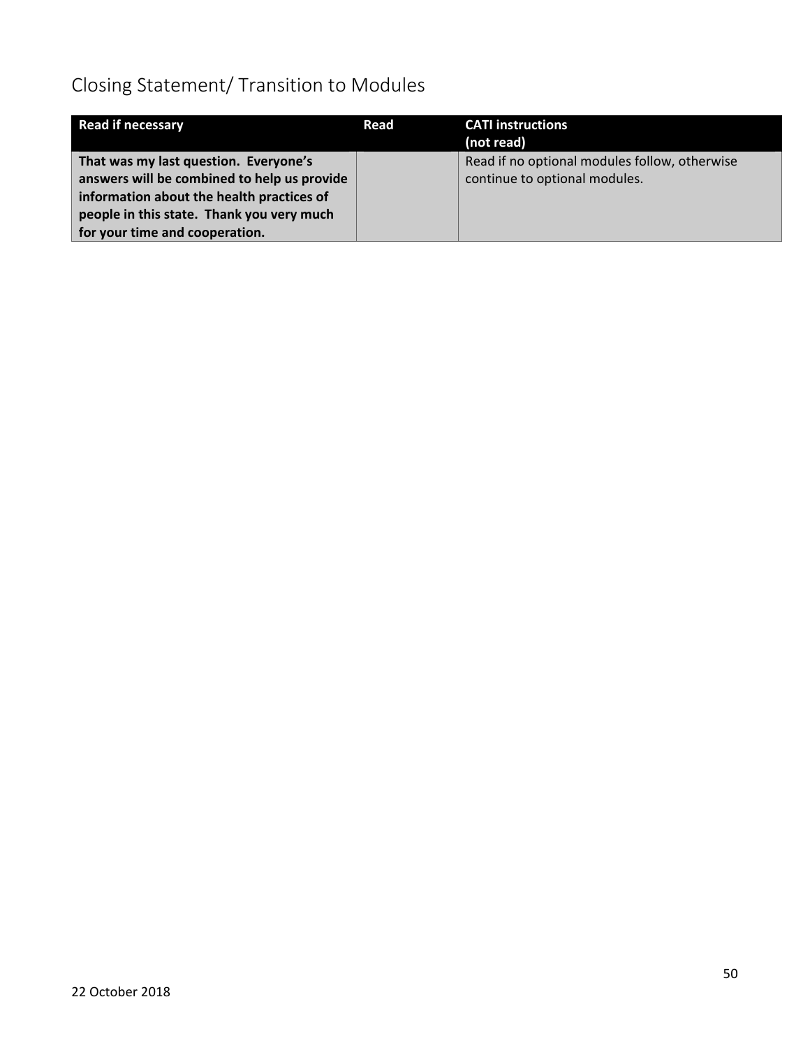## Closing Statement/ Transition to Modules

| Read if necessary | Read | CATI instructions (not read) |
|---|---|---|
| **That was my last question. Everyone's answers will be combined to help us provide information about the health practices of people in this state. Thank you very much for your time and cooperation.** | | Read if no optional modules follow, otherwise continue to optional modules. |

22 October 2018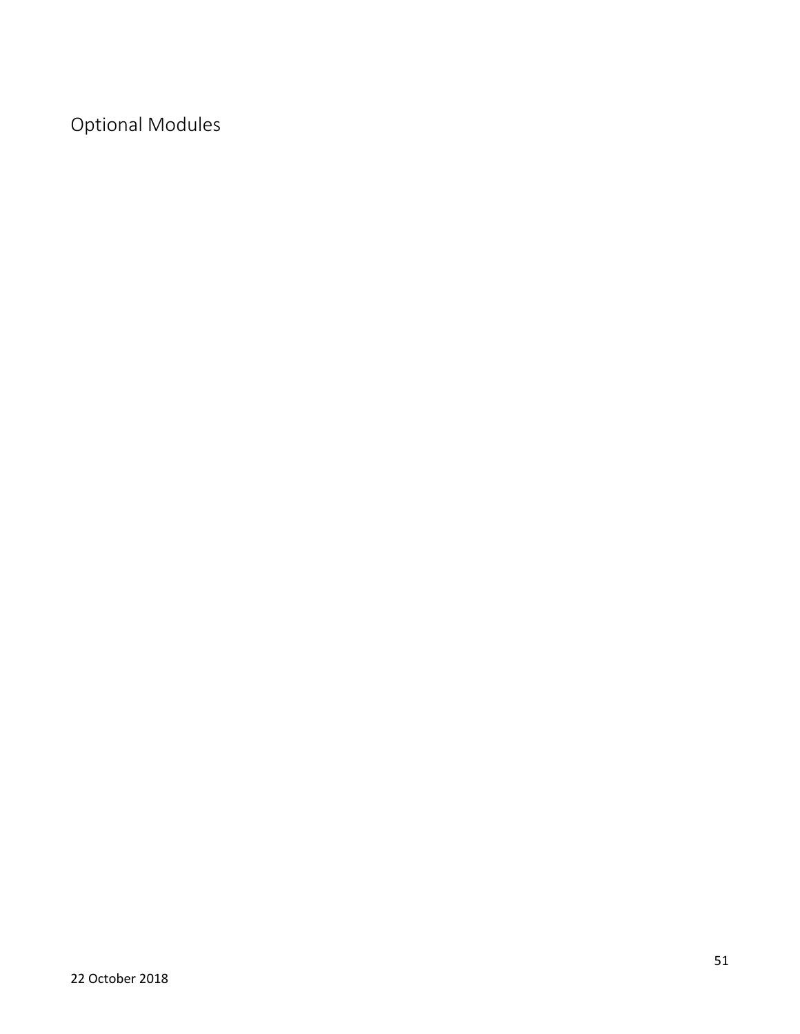# Optional Modules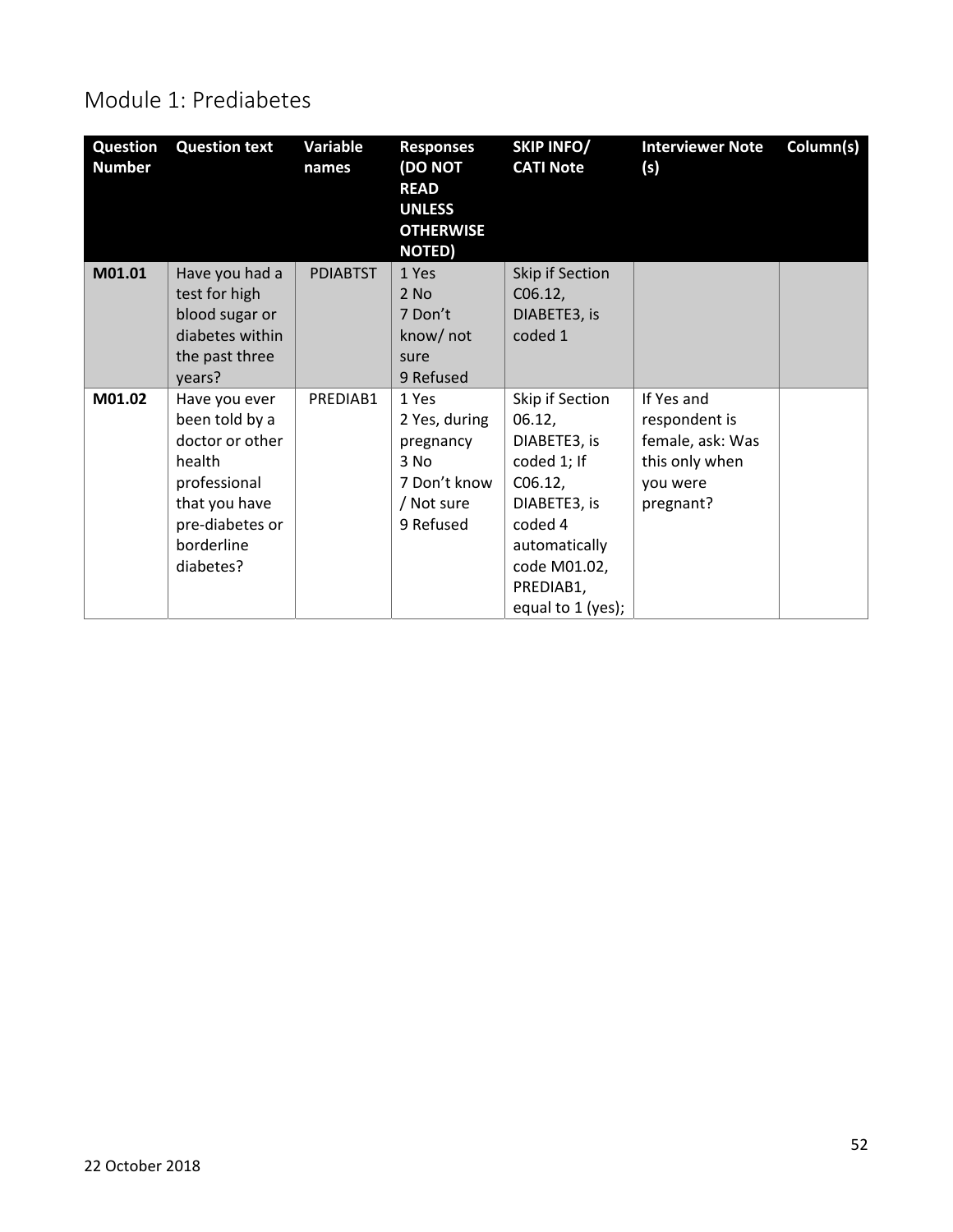## Module 1: Prediabetes

| Question Number | Question text | Variable names | Responses (DO NOT READ UNLESS OTHERWISE NOTED) | SKIP INFO/ CATI Note | Interviewer Note (s) | Column(s) |
|---|---|---|---|---|---|---|
| **M01.01** | Have you had a test for high blood sugar or diabetes within the past three years? | PDIABTST | 1 Yes<br>2 No<br>7 Don't know/ not sure<br>9 Refused | Skip if Section C06.12, DIABETE3, is coded 1 | | |
| **M01.02** | Have you ever been told by a doctor or other health professional that you have pre-diabetes or borderline diabetes? | PREDIAB1 | 1 Yes<br>2 Yes, during pregnancy<br>3 No<br>7 Don't know / Not sure<br>9 Refused | Skip if Section 06.12, DIABETE3, is coded 1; If C06.12, DIABETE3, is coded 4 automatically code M01.02, PREDIAB1, equal to 1 (yes); | If Yes and respondent is female, ask: Was this only when you were pregnant? | |

22 October 2018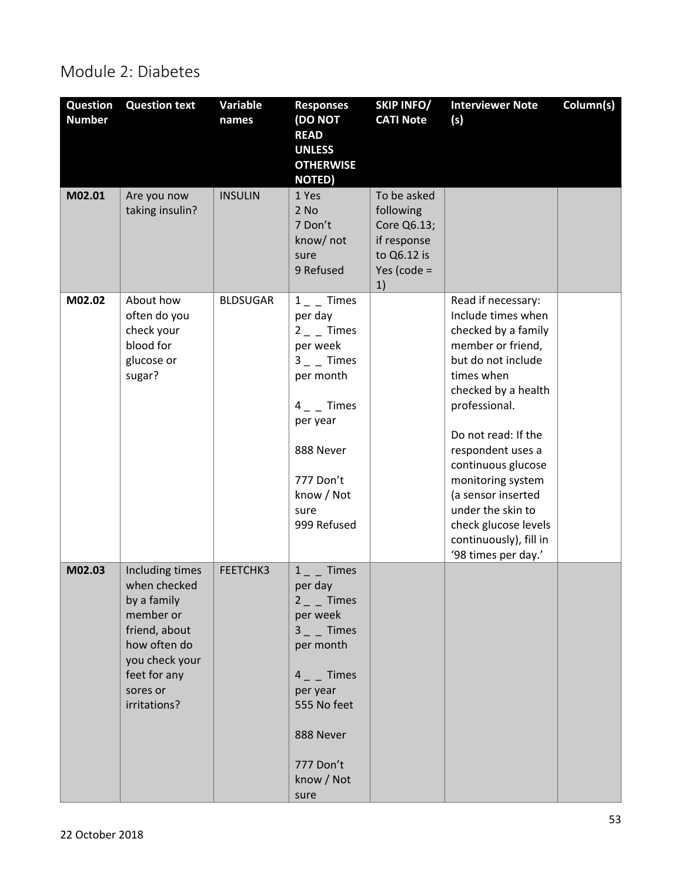# Module 2: Diabetes

| Question Number | Question text | Variable names | Responses (DO NOT READ UNLESS OTHERWISE NOTED) | SKIP INFO/ CATI Note | Interviewer Note (s) | Column(s) |
|---|---|---|---|---|---|---|
| **M02.01** | Are you now taking insulin? | INSULIN | 1 Yes<br>2 No<br>7 Don't know/ not sure<br>9 Refused | To be asked following Core Q6.13; if response to Q6.12 is Yes (code = 1) | | |
| **M02.02** | About how often do you check your blood for glucose or sugar? | BLDSUGAR | 1 _ _ Times per day<br>2 _ _ Times per week<br>3 _ _ Times per month<br>4 _ _ Times per year<br>888 Never<br>777 Don't know / Not sure<br>999 Refused | | Read if necessary: Include times when checked by a family member or friend, but do not include times when checked by a health professional.<br><br>Do not read: If the respondent uses a continuous glucose monitoring system (a sensor inserted under the skin to check glucose levels continuously), fill in '98 times per day.' | |
| **M02.03** | Including times when checked by a family member or friend, about how often do you check your feet for any sores or irritations? | FEETCHK3 | 1 _ _ Times per day<br>2 _ _ Times per week<br>3 _ _ Times per month<br>4 _ _ Times per year<br>555 No feet<br>888 Never<br>777 Don't know / Not sure | | | |

22 October 2018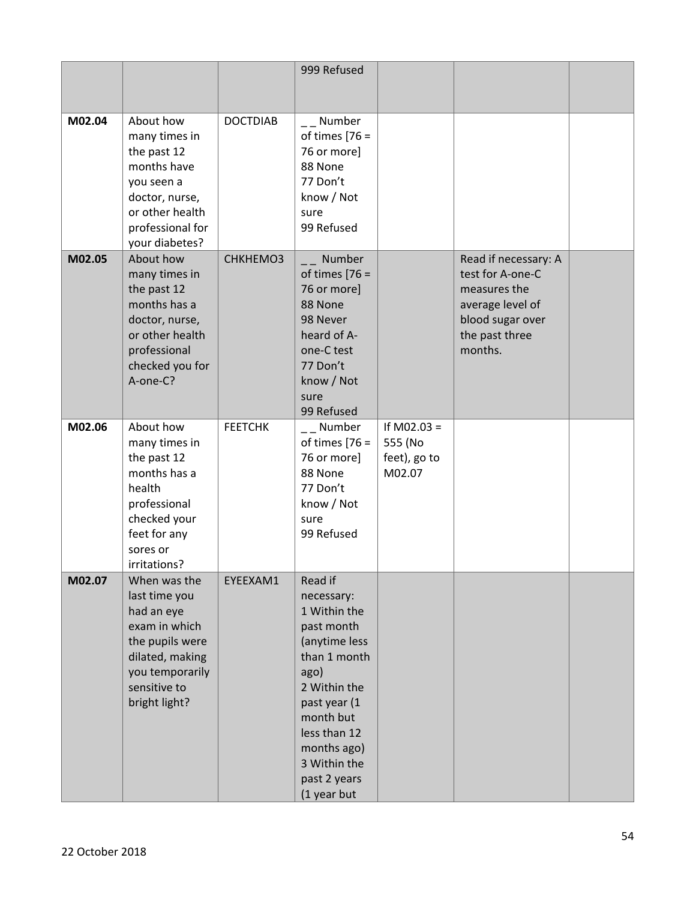| | | | | | | |
|---|---|---|---|---|---|---|
| | | | 999 Refused | | | |
| M02.04 | About how many times in the past 12 months have you seen a doctor, nurse, or other health professional for your diabetes? | DOCTDIAB | _ _ Number of times [76 = 76 or more]<br>88 None<br>77 Don't know / Not sure<br>99 Refused | | | |
| M02.05 | About how many times in the past 12 months has a doctor, nurse, or other health professional checked you for A-one-C? | CHKHEMO3 | _ _ Number of times [76 = 76 or more]<br>88 None<br>98 Never heard of A-one-C test<br>77 Don't know / Not sure<br>99 Refused | | Read if necessary: A test for A-one-C measures the average level of blood sugar over the past three months. | |
| M02.06 | About how many times in the past 12 months has a health professional checked your feet for any sores or irritations? | FEETCHK | _ _ Number of times [76 = 76 or more]<br>88 None<br>77 Don't know / Not sure<br>99 Refused | If M02.03 = 555 (No feet), go to M02.07 | | |
| M02.07 | When was the last time you had an eye exam in which the pupils were dilated, making you temporarily sensitive to bright light? | EYEEXAM1 | Read if necessary:<br>1 Within the past month (anytime less than 1 month ago)<br>2 Within the past year (1 month but less than 12 months ago)<br>3 Within the past 2 years (1 year but | | | |

22 October 2018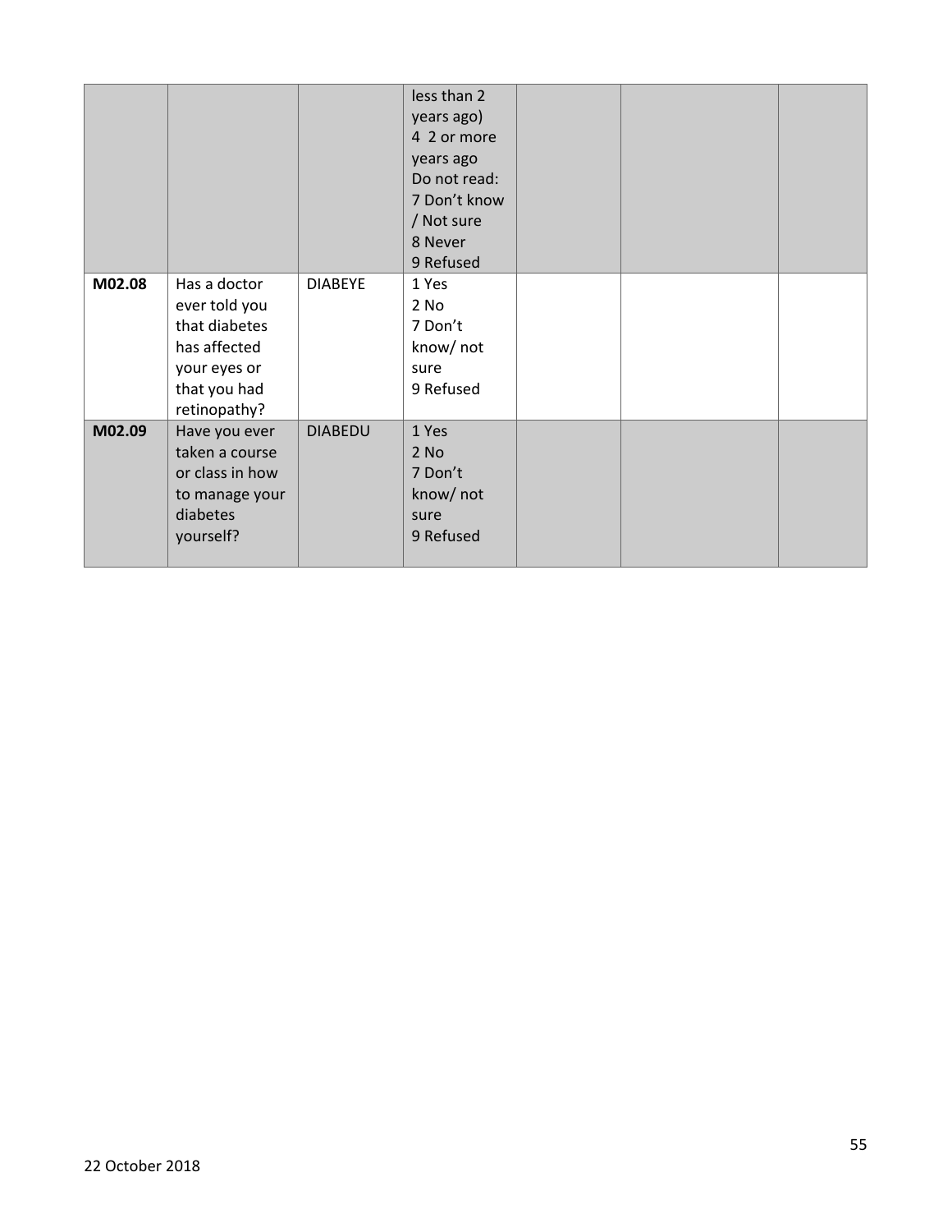| | | | less than 2 years ago)<br>4 2 or more years ago<br>Do not read:<br>7 Don't know / Not sure<br>8 Never<br>9 Refused | | | |
|---|---|---|---|---|---|---|
| **M02.08** | Has a doctor ever told you that diabetes has affected your eyes or that you had retinopathy? | DIABEYE | 1 Yes<br>2 No<br>7 Don't know/ not sure<br>9 Refused | | | |
| **M02.09** | Have you ever taken a course or class in how to manage your diabetes yourself? | DIABEDU | 1 Yes<br>2 No<br>7 Don't know/ not sure<br>9 Refused | | | |

22 October 2018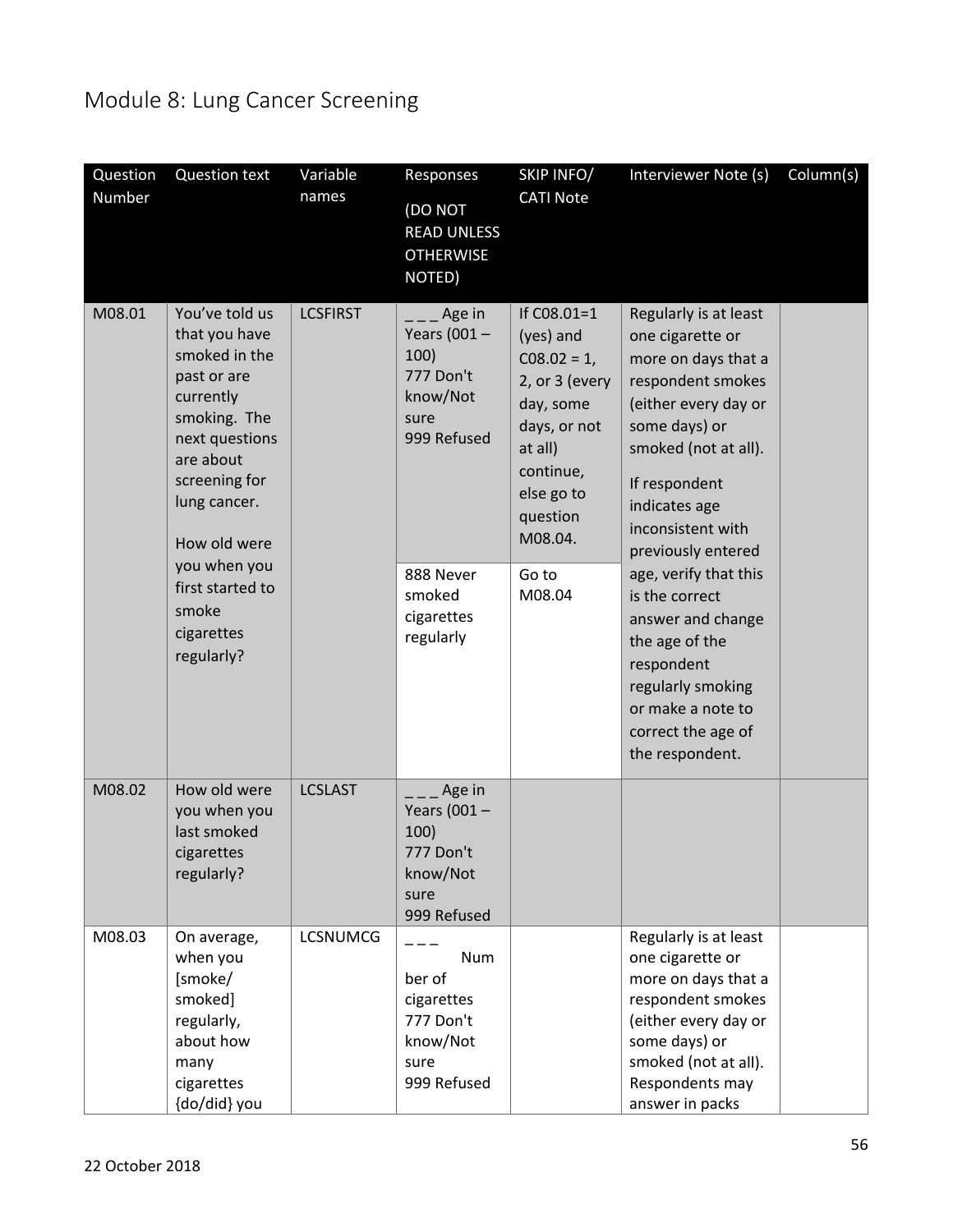# Module 8: Lung Cancer Screening

| Question Number | Question text | Variable names | Responses (DO NOT READ UNLESS OTHERWISE NOTED) | SKIP INFO/ CATI Note | Interviewer Note (s) | Column(s) |
|---|---|---|---|---|---|---|
| M08.01 | You've told us that you have smoked in the past or are currently smoking. The next questions are about screening for lung cancer.<br><br>How old were you when you first started to smoke cigarettes regularly? | LCSFIRST | _ _ _ Age in Years (001 – 100)<br>777 Don't know/Not sure<br>999 Refused | If C08.01=1 (yes) and C08.02 = 1, 2, or 3 (every day, some days, or not at all) continue, else go to question M08.04. | Regularly is at least one cigarette or more on days that a respondent smokes (either every day or some days) or smoked (not at all).<br><br>If respondent indicates age inconsistent with previously entered age, verify that this is the correct answer and change the age of the respondent regularly smoking or make a note to correct the age of the respondent. | |
| | | | 888 Never smoked cigarettes regularly | Go to M08.04 | | |
| M08.02 | How old were you when you last smoked cigarettes regularly? | LCSLAST | _ _ _ Age in Years (001 – 100)<br>777 Don't know/Not sure<br>999 Refused | | | |
| M08.03 | On average, when you [smoke/ smoked] regularly, about how many cigarettes {do/did} you | LCSNUMCG | _ _ _<br>Number of cigarettes<br>777 Don't know/Not sure<br>999 Refused | | Regularly is at least one cigarette or more on days that a respondent smokes (either every day or some days) or smoked (not at all). Respondents may answer in packs | |

22 October 2018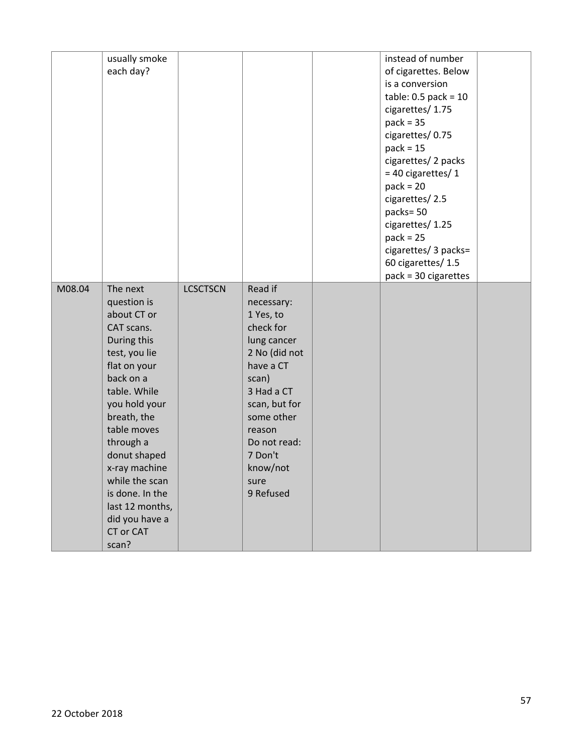| | | | | | | |
|---|---|---|---|---|---|---|
| | usually smoke each day? | | | | instead of number of cigarettes. Below is a conversion table: 0.5 pack = 10 cigarettes/ 1.75 pack = 35 cigarettes/ 0.75 pack = 15 cigarettes/ 2 packs = 40 cigarettes/ 1 pack = 20 cigarettes/ 2.5 packs= 50 cigarettes/ 1.25 pack = 25 cigarettes/ 3 packs= 60 cigarettes/ 1.5 pack = 30 cigarettes | |
| M08.04 | The next question is about CT or CAT scans. During this test, you lie flat on your back on a table. While you hold your breath, the table moves through a donut shaped x-ray machine while the scan is done. In the last 12 months, did you have a CT or CAT scan? | LCSCTSCN | Read if necessary: 1 Yes, to check for lung cancer 2 No (did not have a CT scan) 3 Had a CT scan, but for some other reason Do not read: 7 Don't know/not sure 9 Refused | | | |

22 October 2018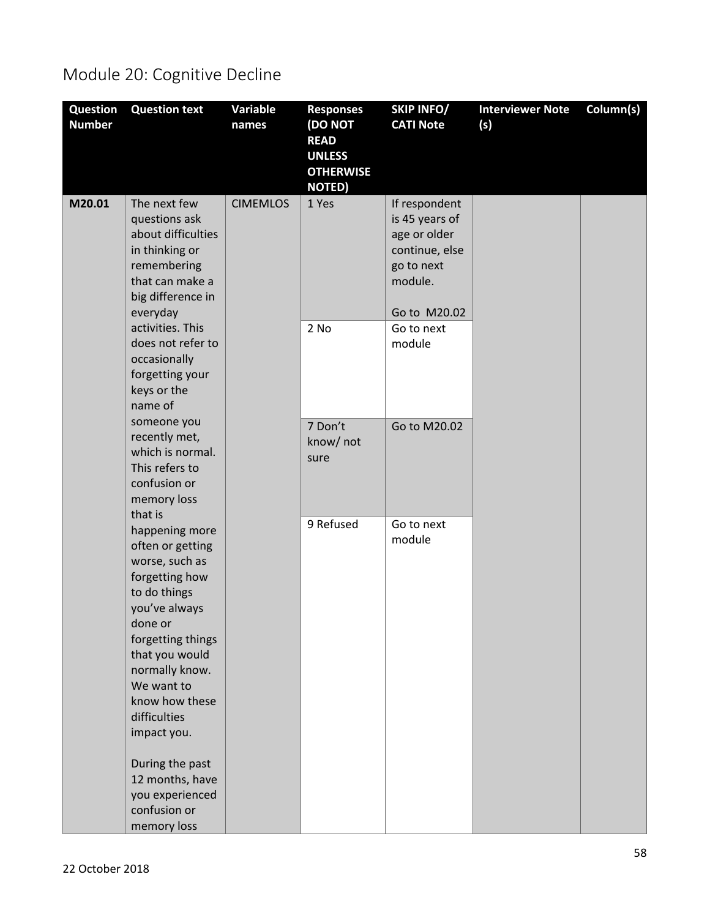# Module 20: Cognitive Decline

| Question Number | Question text | Variable names | Responses (DO NOT READ UNLESS OTHERWISE NOTED) | SKIP INFO/ CATI Note | Interviewer Note (s) | Column(s) |
|---|---|---|---|---|---|---|
| M20.01 | The next few questions ask about difficulties in thinking or remembering that can make a big difference in everyday activities. This does not refer to occasionally forgetting your keys or the name of someone you recently met, which is normal. This refers to confusion or memory loss that is happening more often or getting worse, such as forgetting how to do things you've always done or forgetting things that you would normally know. We want to know how these difficulties impact you.<br><br>During the past 12 months, have you experienced confusion or memory loss | CIMEMLOS | 1 Yes | If respondent is 45 years of age or older continue, else go to next module.<br><br>Go to M20.02 | | |
| | | | 2 No | Go to next module | | |
| | | | 7 Don't know/ not sure | Go to M20.02 | | |
| | | | 9 Refused | Go to next module | | |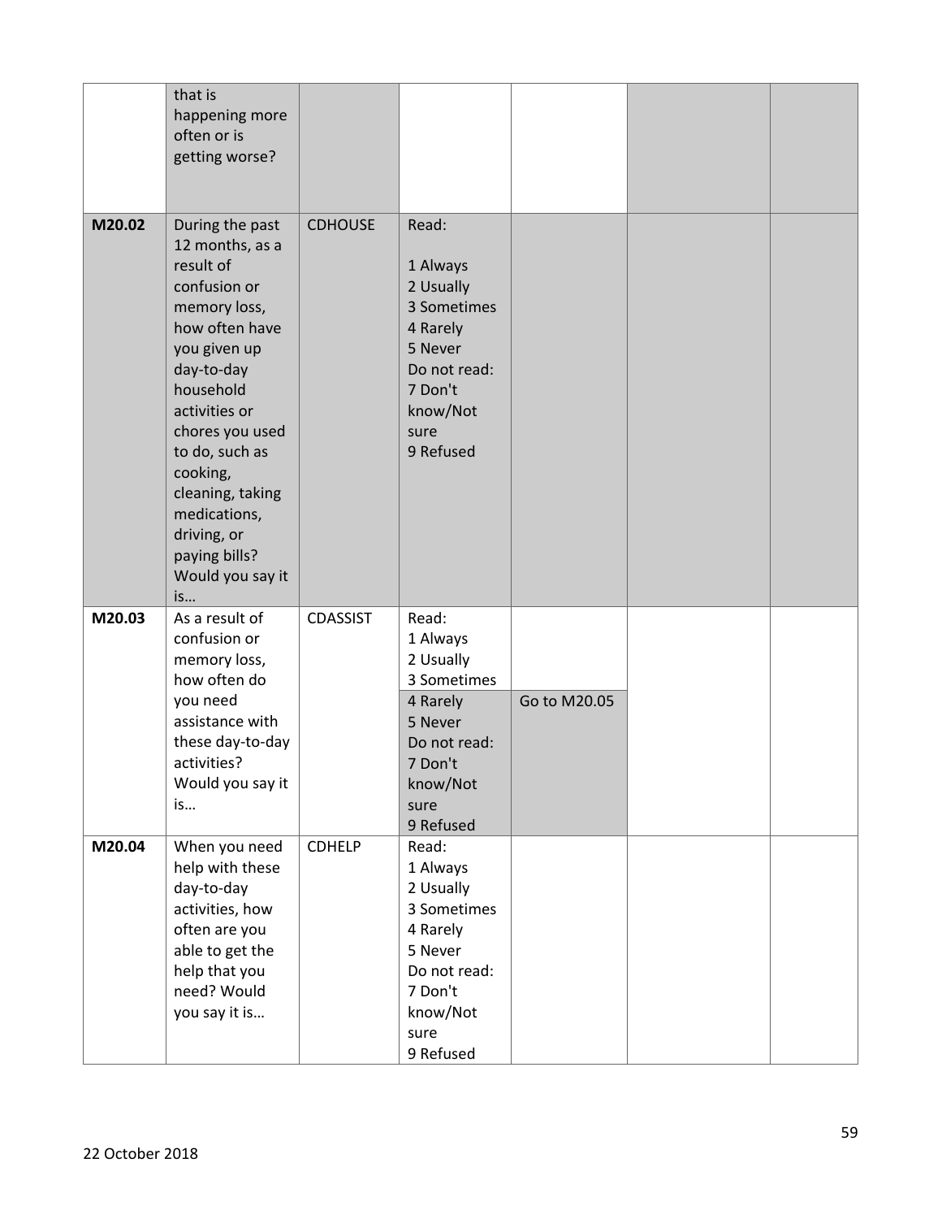| | | | | | | |
|---|---|---|---|---|---|---|
| | that is happening more often or is getting worse? | | | | | |
| **M20.02** | During the past 12 months, as a result of confusion or memory loss, how often have you given up day-to-day household activities or chores you used to do, such as cooking, cleaning, taking medications, driving, or paying bills? Would you say it is… | CDHOUSE | Read:<br><br>1 Always<br>2 Usually<br>3 Sometimes<br>4 Rarely<br>5 Never<br>Do not read:<br>7 Don't know/Not sure<br>9 Refused | | | |
| **M20.03** | As a result of confusion or memory loss, how often do you need assistance with these day-to-day activities? Would you say it is… | CDASSIST | Read:<br>1 Always<br>2 Usually<br>3 Sometimes | | | |
| | | | 4 Rarely<br>5 Never<br>Do not read:<br>7 Don't know/Not sure<br>9 Refused | Go to M20.05 | | |
| **M20.04** | When you need help with these day-to-day activities, how often are you able to get the help that you need? Would you say it is… | CDHELP | Read:<br>1 Always<br>2 Usually<br>3 Sometimes<br>4 Rarely<br>5 Never<br>Do not read:<br>7 Don't know/Not sure<br>9 Refused | | | |

22 October 2018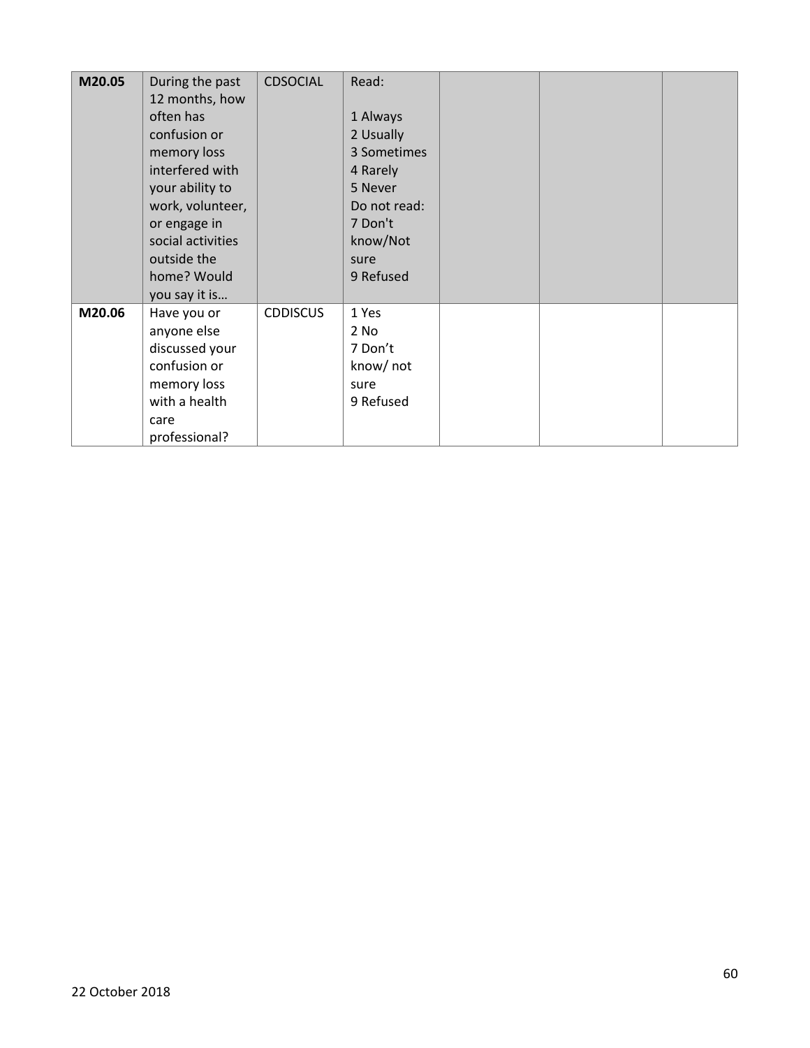| | | | | | | |
|---|---|---|---|---|---|---|
| **M20.05** | During the past 12 months, how often has confusion or memory loss interfered with your ability to work, volunteer, or engage in social activities outside the home? Would you say it is… | CDSOCIAL | Read:<br><br>1 Always<br>2 Usually<br>3 Sometimes<br>4 Rarely<br>5 Never<br>Do not read:<br>7 Don't know/Not sure<br>9 Refused | | | |
| **M20.06** | Have you or anyone else discussed your confusion or memory loss with a health care professional? | CDDISCUS | 1 Yes<br>2 No<br>7 Don't know/ not sure<br>9 Refused | | | |

22 October 2018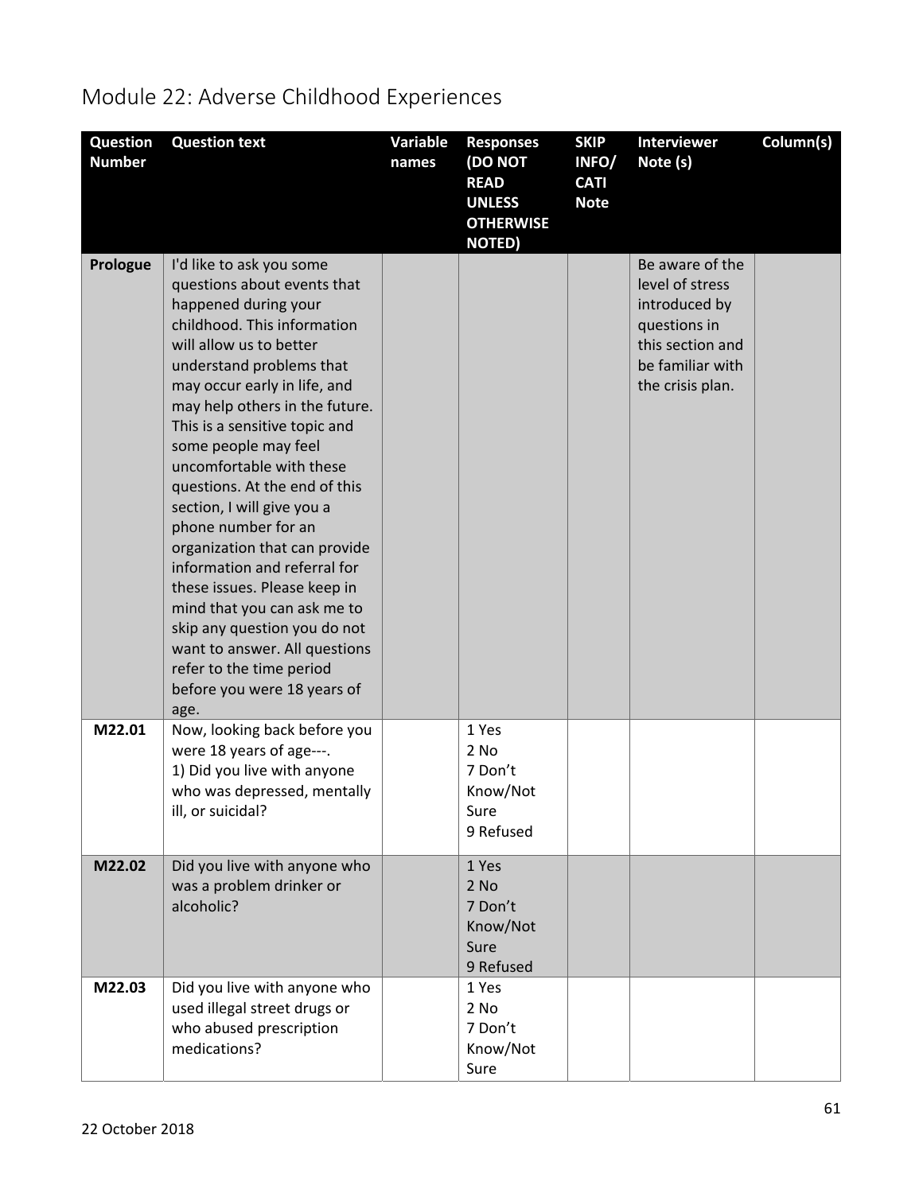# Module 22: Adverse Childhood Experiences

| Question Number | Question text | Variable names | Responses (DO NOT READ UNLESS OTHERWISE NOTED) | SKIP INFO/ CATI Note | Interviewer Note (s) | Column(s) |
|---|---|---|---|---|---|---|
| **Prologue** | I'd like to ask you some questions about events that happened during your childhood. This information will allow us to better understand problems that may occur early in life, and may help others in the future. This is a sensitive topic and some people may feel uncomfortable with these questions. At the end of this section, I will give you a phone number for an organization that can provide information and referral for these issues. Please keep in mind that you can ask me to skip any question you do not want to answer. All questions refer to the time period before you were 18 years of age. | | | | Be aware of the level of stress introduced by questions in this section and be familiar with the crisis plan. | |
| **M22.01** | Now, looking back before you were 18 years of age---. 1) Did you live with anyone who was depressed, mentally ill, or suicidal? | | 1 Yes<br>2 No<br>7 Don't Know/Not Sure<br>9 Refused | | | |
| **M22.02** | Did you live with anyone who was a problem drinker or alcoholic? | | 1 Yes<br>2 No<br>7 Don't Know/Not Sure<br>9 Refused | | | |
| **M22.03** | Did you live with anyone who used illegal street drugs or who abused prescription medications? | | 1 Yes<br>2 No<br>7 Don't Know/Not Sure | | | |

22 October 2018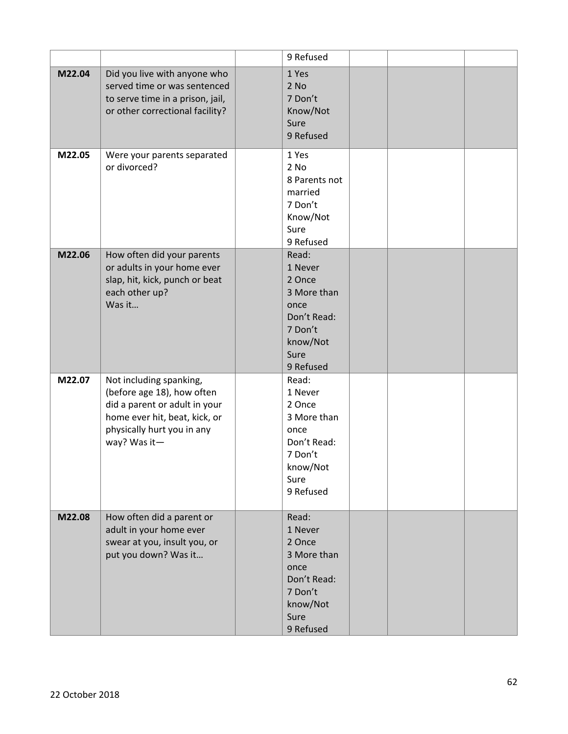| | | | | | | |
|---|---|---|---|---|---|---|
| | | | 9 Refused | | | |
| **M22.04** | Did you live with anyone who served time or was sentenced to serve time in a prison, jail, or other correctional facility? | | 1 Yes<br>2 No<br>7 Don't Know/Not Sure<br>9 Refused | | | |
| **M22.05** | Were your parents separated or divorced? | | 1 Yes<br>2 No<br>8 Parents not married<br>7 Don't Know/Not Sure<br>9 Refused | | | |
| **M22.06** | How often did your parents or adults in your home ever slap, hit, kick, punch or beat each other up?<br>Was it… | | Read:<br>1 Never<br>2 Once<br>3 More than once<br>Don't Read:<br>7 Don't know/Not Sure<br>9 Refused | | | |
| **M22.07** | Not including spanking, (before age 18), how often did a parent or adult in your home ever hit, beat, kick, or physically hurt you in any way? Was it— | | Read:<br>1 Never<br>2 Once<br>3 More than once<br>Don't Read:<br>7 Don't know/Not Sure<br>9 Refused | | | |
| **M22.08** | How often did a parent or adult in your home ever swear at you, insult you, or put you down? Was it… | | Read:<br>1 Never<br>2 Once<br>3 More than once<br>Don't Read:<br>7 Don't know/Not Sure<br>9 Refused | | | |

22 October 2018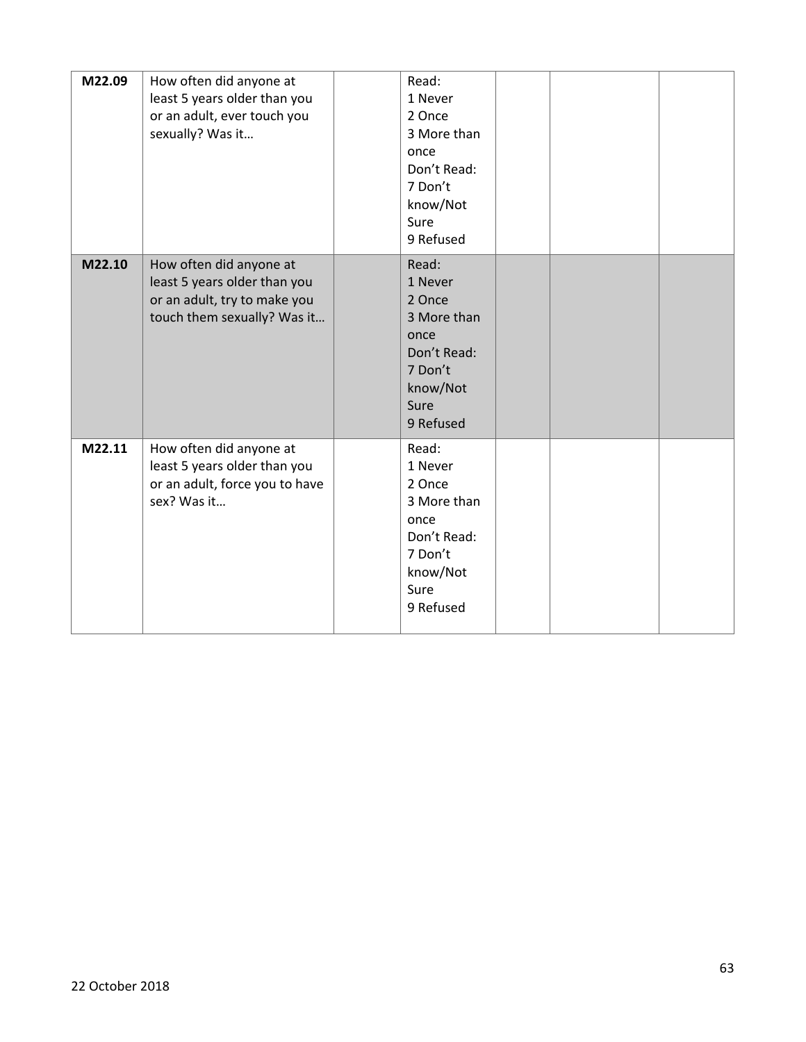| | | | | | | |
|---|---|---|---|---|---|---|
| **M22.09** | How often did anyone at least 5 years older than you or an adult, ever touch you sexually? Was it… | | Read:<br>1 Never<br>2 Once<br>3 More than once<br>Don't Read:<br>7 Don't know/Not Sure<br>9 Refused | | | |
| **M22.10** | How often did anyone at least 5 years older than you or an adult, try to make you touch them sexually? Was it… | | Read:<br>1 Never<br>2 Once<br>3 More than once<br>Don't Read:<br>7 Don't know/Not Sure<br>9 Refused | | | |
| **M22.11** | How often did anyone at least 5 years older than you or an adult, force you to have sex? Was it… | | Read:<br>1 Never<br>2 Once<br>3 More than once<br>Don't Read:<br>7 Don't know/Not Sure<br>9 Refused | | | |

22 October 2018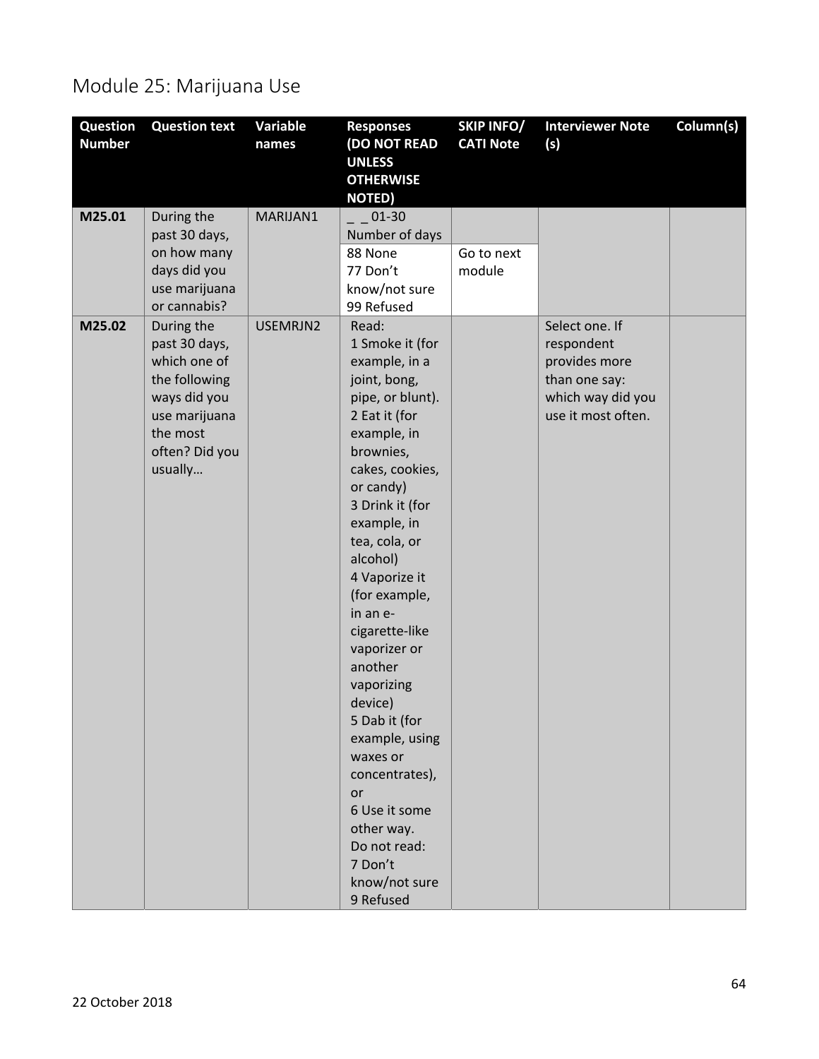# Module 25: Marijuana Use

| Question Number | Question text | Variable names | Responses (DO NOT READ UNLESS OTHERWISE NOTED) | SKIP INFO/ CATI Note | Interviewer Note (s) | Column(s) |
|---|---|---|---|---|---|---|
| M25.01 | During the past 30 days, on how many days did you use marijuana or cannabis? | MARIJAN1 | _ _ 01-30 Number of days | | | |
| | | | 88 None<br>77 Don't know/not sure<br>99 Refused | Go to next module | | |
| M25.02 | During the past 30 days, which one of the following ways did you use marijuana the most often? Did you usually… | USEMRJN2 | Read:<br>1 Smoke it (for example, in a joint, bong, pipe, or blunt).<br>2 Eat it (for example, in brownies, cakes, cookies, or candy)<br>3 Drink it (for example, in tea, cola, or alcohol)<br>4 Vaporize it (for example, in an e-cigarette-like vaporizer or another vaporizing device)<br>5 Dab it (for example, using waxes or concentrates), or<br>6 Use it some other way.<br>Do not read:<br>7 Don't know/not sure<br>9 Refused | | Select one. If respondent provides more than one say: which way did you use it most often. | |

22 October 2018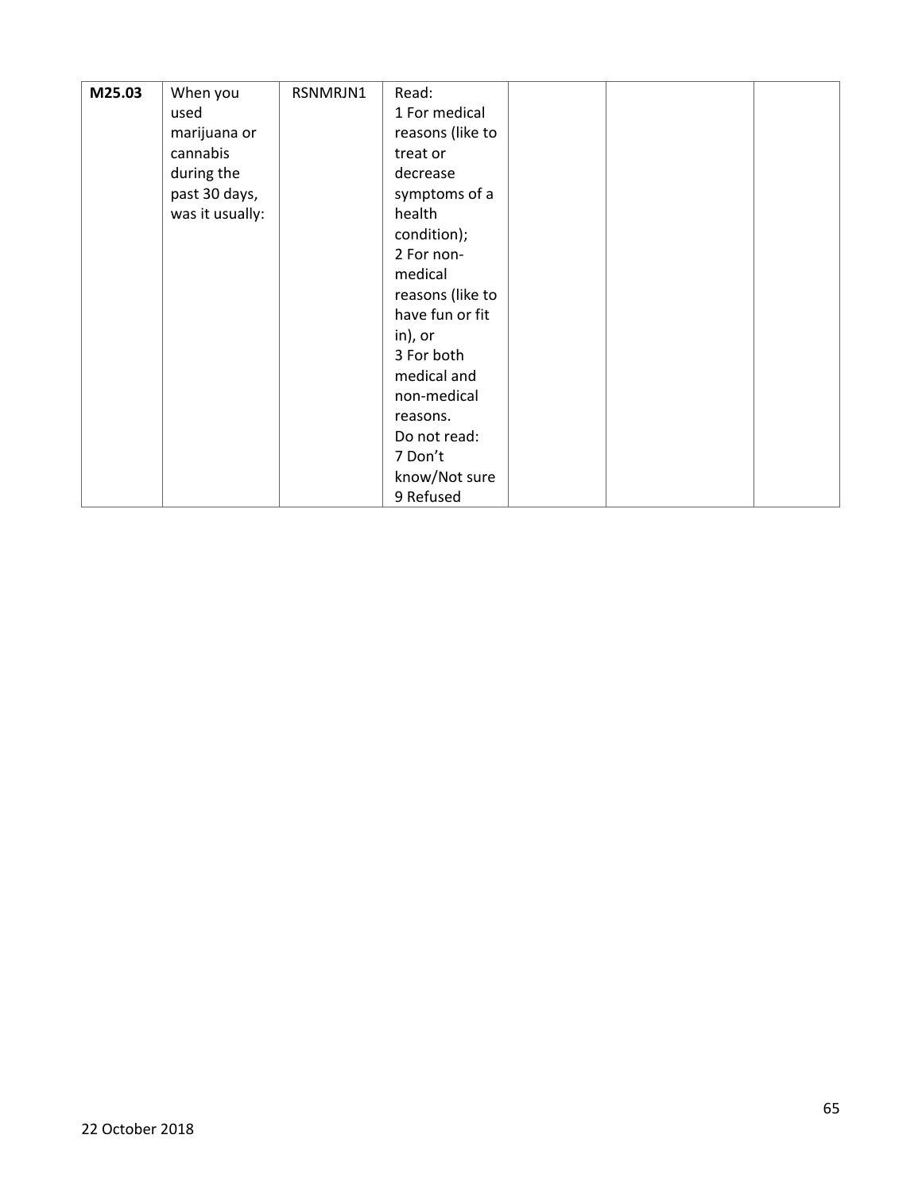| **M25.03** | When you used marijuana or cannabis during the past 30 days, was it usually: | RSNMRJN1 | Read:<br>1 For medical reasons (like to treat or decrease symptoms of a health condition);<br>2 For non-medical reasons (like to have fun or fit in), or<br>3 For both medical and non-medical reasons.<br>Do not read:<br>7 Don't know/Not sure<br>9 Refused | | | |
|---|---|---|---|---|---|---|

22 October 2018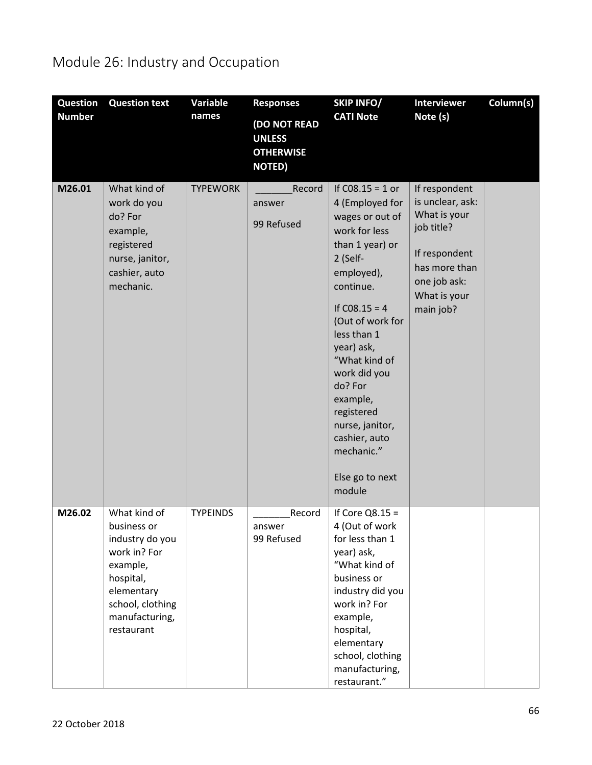# Module 26: Industry and Occupation

| Question Number | Question text | Variable names | Responses (DO NOT READ UNLESS OTHERWISE NOTED) | SKIP INFO/ CATI Note | Interviewer Note (s) | Column(s) |
|---|---|---|---|---|---|---|
| M26.01 | What kind of work do you do? For example, registered nurse, janitor, cashier, auto mechanic. | TYPEWORK | _______Record answer<br><br>99 Refused | If C08.15 = 1 or 4 (Employed for wages or out of work for less than 1 year) or 2 (Self-employed), continue.<br><br>If C08.15 = 4 (Out of work for less than 1 year) ask, "What kind of work did you do? For example, registered nurse, janitor, cashier, auto mechanic."<br><br>Else go to next module | If respondent is unclear, ask: What is your job title?<br><br>If respondent has more than one job ask: What is your main job? | |
| M26.02 | What kind of business or industry do you work in? For example, hospital, elementary school, clothing manufacturing, restaurant | TYPEINDS | _______Record answer<br>99 Refused | If Core Q8.15 = 4 (Out of work for less than 1 year) ask, "What kind of business or industry did you work in? For example, hospital, elementary school, clothing manufacturing, restaurant." | | |

22 October 2018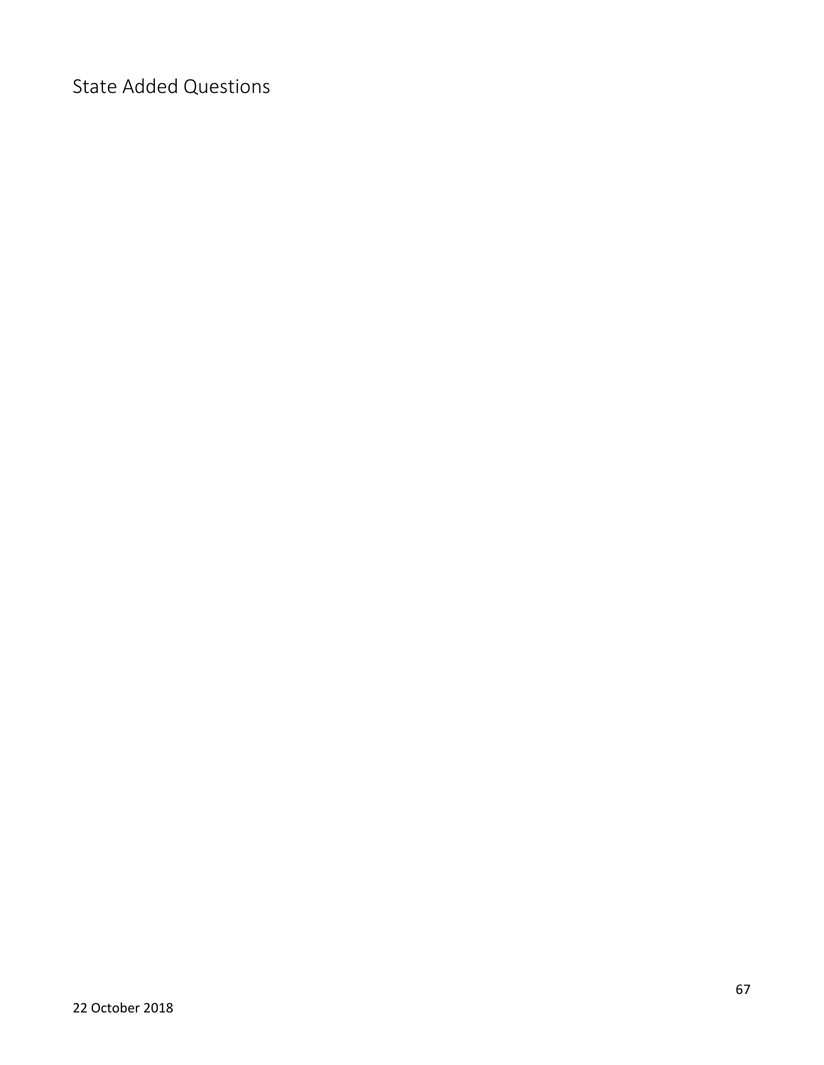# State Added Questions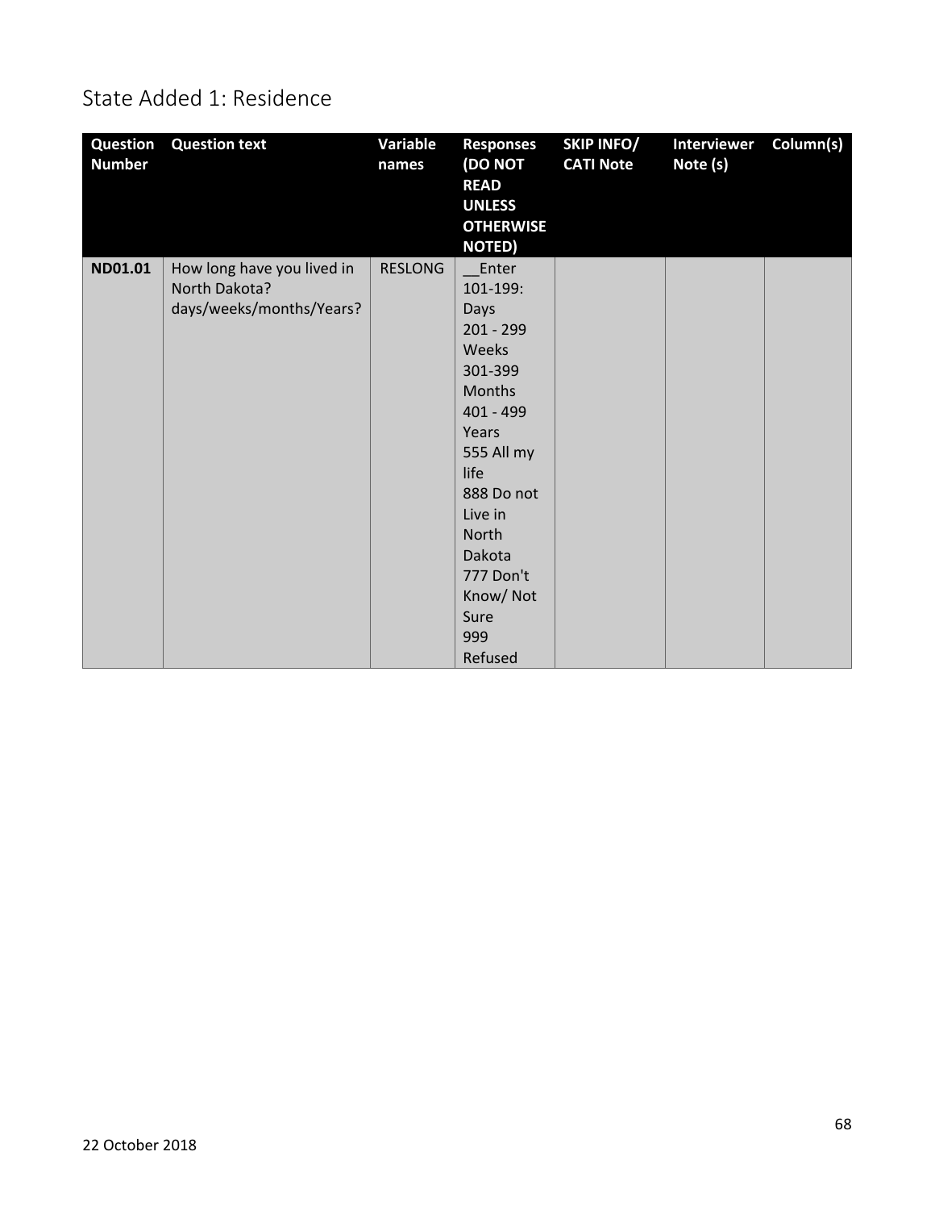## State Added 1: Residence

| Question Number | Question text | Variable names | Responses (DO NOT READ UNLESS OTHERWISE NOTED) | SKIP INFO/ CATI Note | Interviewer Note (s) | Column(s) |
|---|---|---|---|---|---|---|
| **ND01.01** | How long have you lived in North Dakota? days/weeks/months/Years? | RESLONG | __Enter 101-199: Days 201 - 299 Weeks 301-399 Months 401 - 499 Years 555 All my life 888 Do not Live in North Dakota 777 Don't Know/ Not Sure 999 Refused | | | |

22 October 2018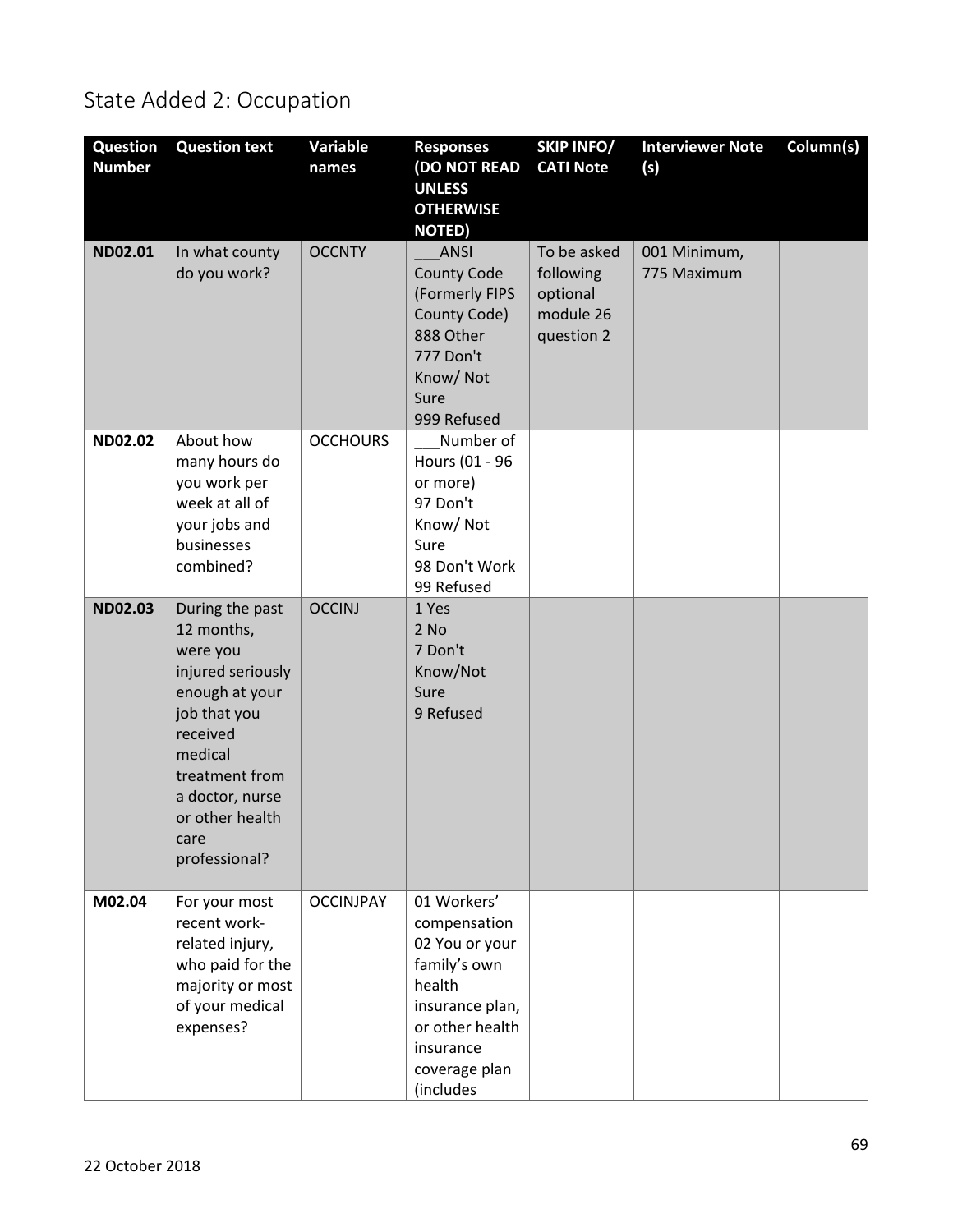# State Added 2: Occupation

| Question Number | Question text | Variable names | Responses (DO NOT READ UNLESS OTHERWISE NOTED) | SKIP INFO/ CATI Note | Interviewer Note (s) | Column(s) |
|---|---|---|---|---|---|---|
| ND02.01 | In what county do you work? | OCCNTY | ___ANSI County Code (Formerly FIPS County Code)<br>888 Other<br>777 Don't Know/ Not Sure<br>999 Refused | To be asked following optional module 26 question 2 | 001 Minimum, 775 Maximum | |
| ND02.02 | About how many hours do you work per week at all of your jobs and businesses combined? | OCCHOURS | ___Number of Hours (01 - 96 or more)<br>97 Don't Know/ Not Sure<br>98 Don't Work<br>99 Refused | | | |
| ND02.03 | During the past 12 months, were you injured seriously enough at your job that you received medical treatment from a doctor, nurse or other health care professional? | OCCINJ | 1 Yes<br>2 No<br>7 Don't Know/Not Sure<br>9 Refused | | | |
| M02.04 | For your most recent work-related injury, who paid for the majority or most of your medical expenses? | OCCINJPAY | 01 Workers' compensation<br>02 You or your family's own health insurance plan, or other health insurance coverage plan (includes | | | |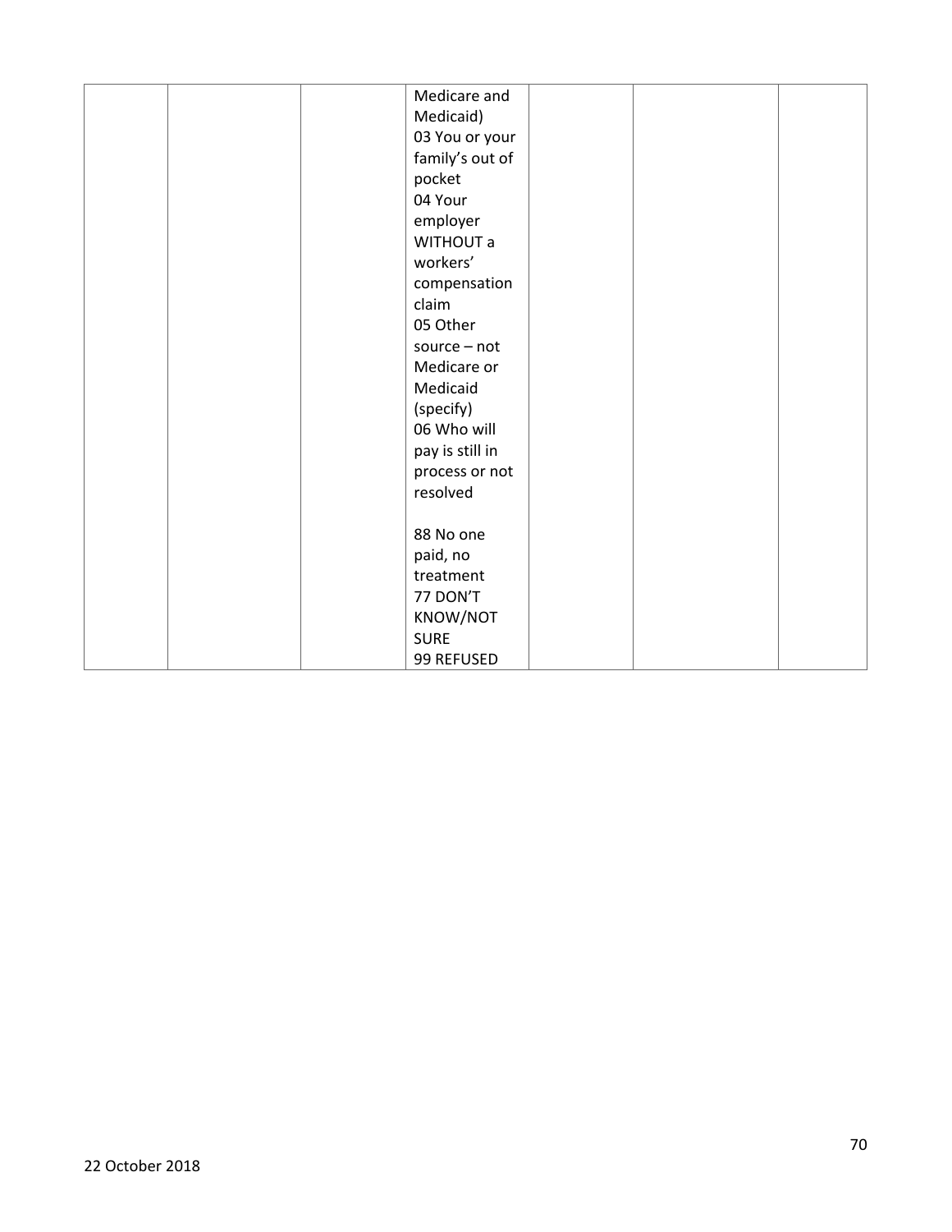| | | | | | | |
|---|---|---|---|---|---|---|
| | | | Medicare and Medicaid)<br>03 You or your family's out of pocket<br>04 Your employer WITHOUT a workers' compensation claim<br>05 Other source – not Medicare or Medicaid (specify)<br>06 Who will pay is still in process or not resolved<br><br>88 No one paid, no treatment<br>77 DON'T KNOW/NOT SURE<br>99 REFUSED | | | |

22 October 2018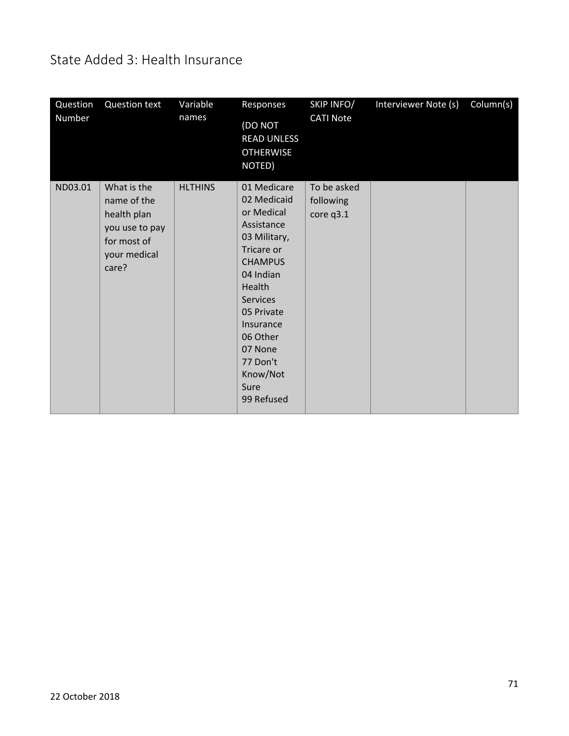# State Added 3: Health Insurance

| Question Number | Question text | Variable names | Responses (DO NOT READ UNLESS OTHERWISE NOTED) | SKIP INFO/ CATI Note | Interviewer Note (s) | Column(s) |
|---|---|---|---|---|---|---|
| ND03.01 | What is the name of the health plan you use to pay for most of your medical care? | HLTHINS | 01 Medicare<br>02 Medicaid or Medical Assistance<br>03 Military, Tricare or CHAMPUS<br>04 Indian Health Services<br>05 Private Insurance<br>06 Other<br>07 None<br>77 Don't Know/Not Sure<br>99 Refused | To be asked following core q3.1 | | |

22 October 2018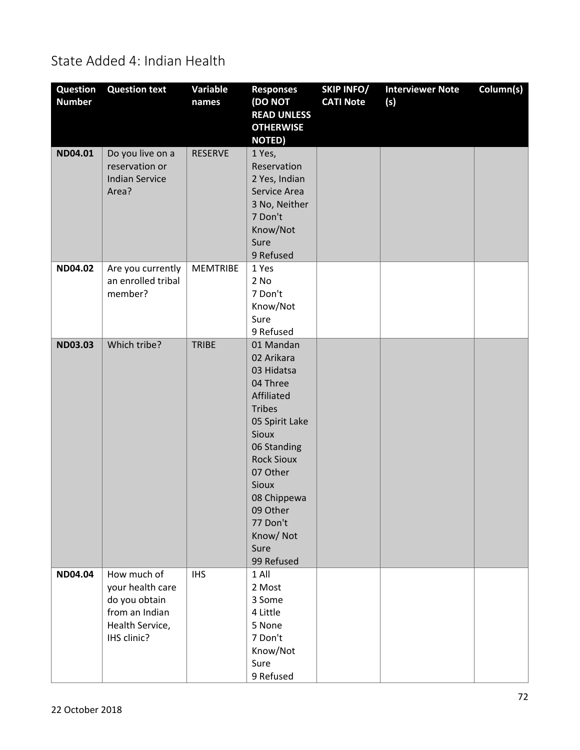## State Added 4: Indian Health

| Question Number | Question text | Variable names | Responses (DO NOT READ UNLESS OTHERWISE NOTED) | SKIP INFO/ CATI Note | Interviewer Note (s) | Column(s) |
|---|---|---|---|---|---|---|
| ND04.01 | Do you live on a reservation or Indian Service Area? | RESERVE | 1 Yes, Reservation<br>2 Yes, Indian Service Area<br>3 No, Neither<br>7 Don't Know/Not Sure<br>9 Refused | | | |
| ND04.02 | Are you currently an enrolled tribal member? | MEMTRIBE | 1 Yes<br>2 No<br>7 Don't Know/Not Sure<br>9 Refused | | | |
| ND03.03 | Which tribe? | TRIBE | 01 Mandan<br>02 Arikara<br>03 Hidatsa<br>04 Three Affiliated Tribes<br>05 Spirit Lake Sioux<br>06 Standing Rock Sioux<br>07 Other Sioux<br>08 Chippewa<br>09 Other<br>77 Don't Know/ Not Sure<br>99 Refused | | | |
| ND04.04 | How much of your health care do you obtain from an Indian Health Service, IHS clinic? | IHS | 1 All<br>2 Most<br>3 Some<br>4 Little<br>5 None<br>7 Don't Know/Not Sure<br>9 Refused | | | |

22 October 2018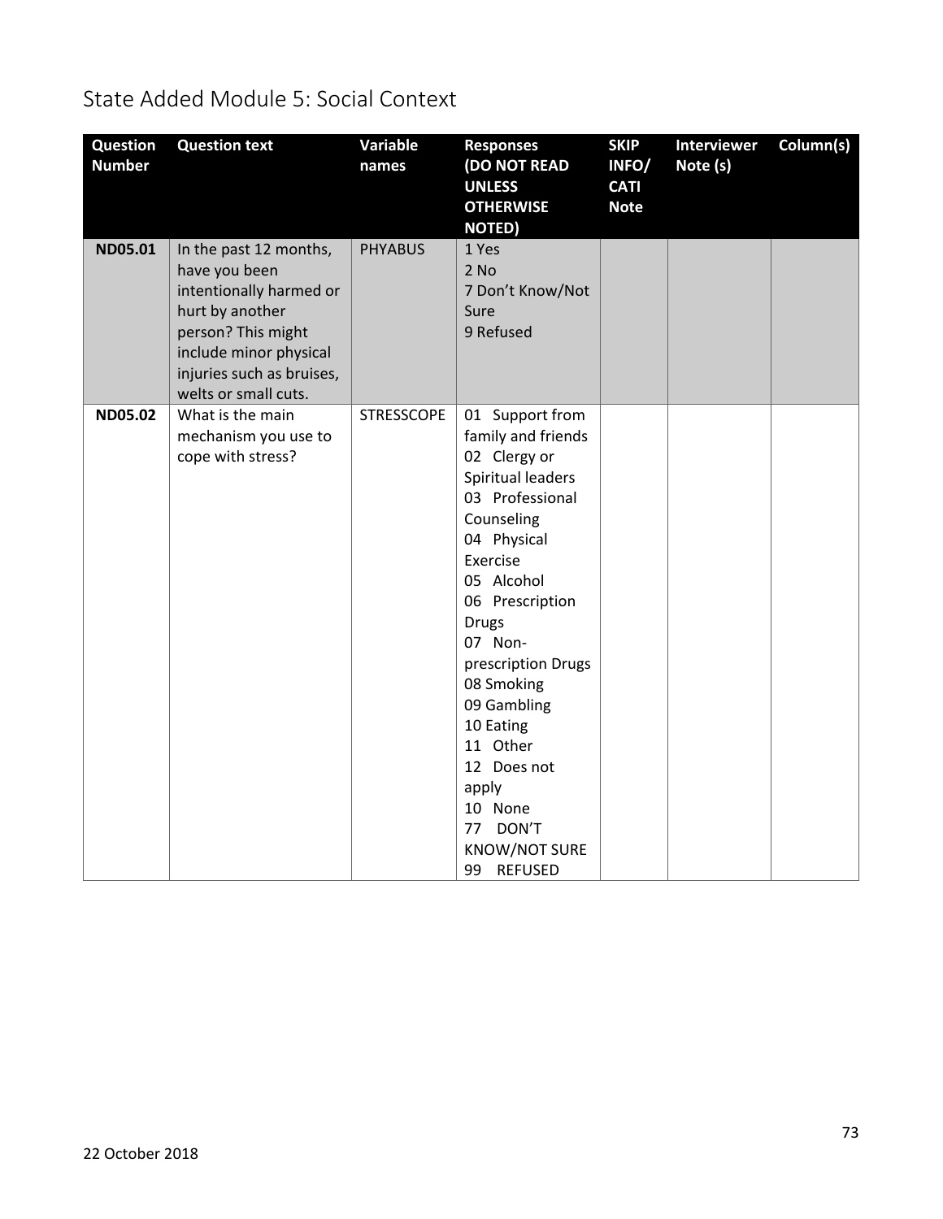# State Added Module 5: Social Context

| Question Number | Question text | Variable names | Responses (DO NOT READ UNLESS OTHERWISE NOTED) | SKIP INFO/ CATI Note | Interviewer Note (s) | Column(s) |
|---|---|---|---|---|---|---|
| **ND05.01** | In the past 12 months, have you been intentionally harmed or hurt by another person? This might include minor physical injuries such as bruises, welts or small cuts. | PHYABUS | 1 Yes<br>2 No<br>7 Don't Know/Not Sure<br>9 Refused | | | |
| **ND05.02** | What is the main mechanism you use to cope with stress? | STRESSCOPE | 01 Support from family and friends<br>02 Clergy or Spiritual leaders<br>03 Professional Counseling<br>04 Physical Exercise<br>05 Alcohol<br>06 Prescription Drugs<br>07 Non-prescription Drugs<br>08 Smoking<br>09 Gambling<br>10 Eating<br>11 Other<br>12 Does not apply<br>10 None<br>77 DON'T KNOW/NOT SURE<br>99 REFUSED | | | |

22 October 2018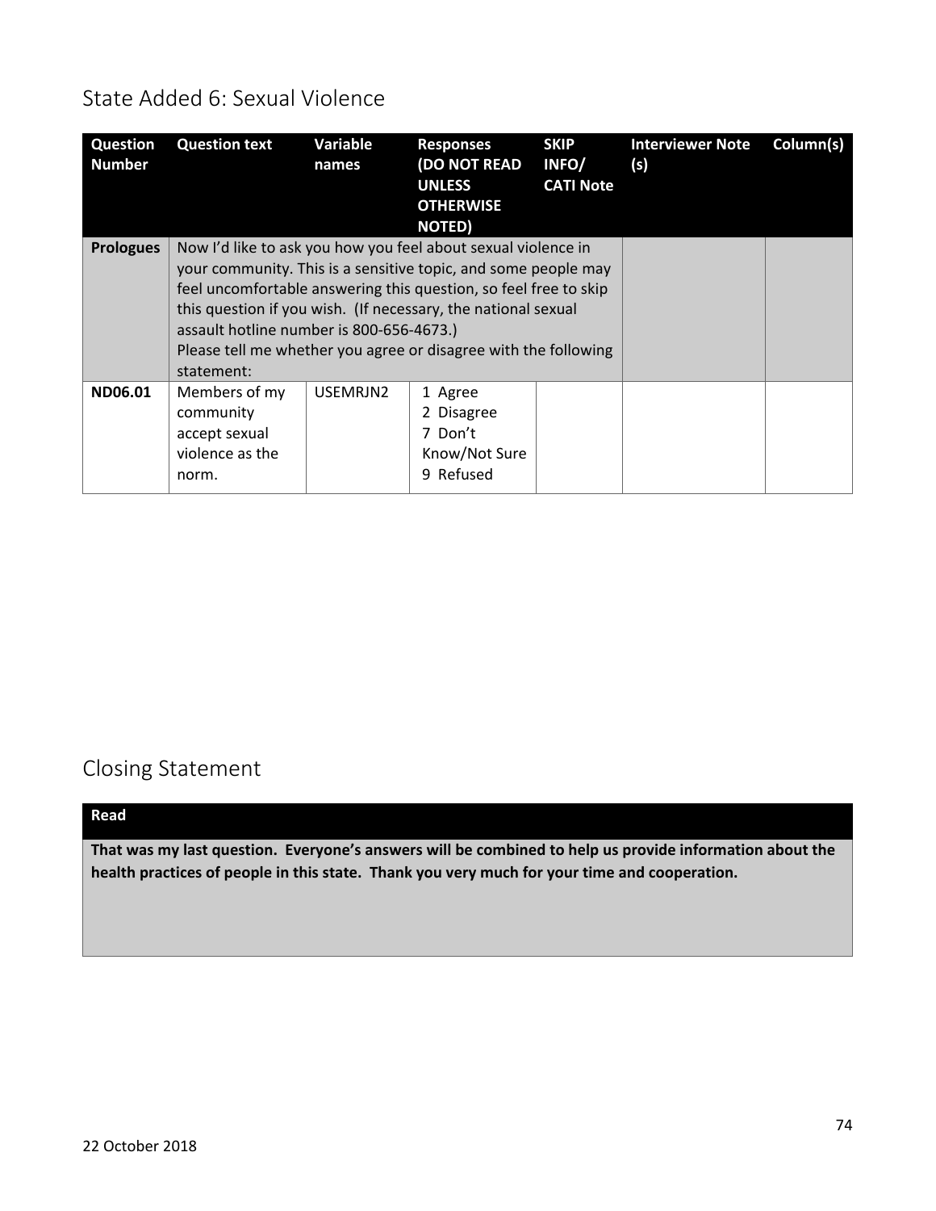## State Added 6: Sexual Violence

| Question Number | Question text | Variable names | Responses (DO NOT READ UNLESS OTHERWISE NOTED) | SKIP INFO/ CATI Note | Interviewer Note (s) | Column(s) |
|---|---|---|---|---|---|---|
| **Prologues** | Now I'd like to ask you how you feel about sexual violence in your community. This is a sensitive topic, and some people may feel uncomfortable answering this question, so feel free to skip this question if you wish. (If necessary, the national sexual assault hotline number is 800-656-4673.) Please tell me whether you agree or disagree with the following statement: | | | | | |
| **ND06.01** | Members of my community accept sexual violence as the norm. | USEMRJN2 | 1 Agree<br>2 Disagree<br>7 Don't Know/Not Sure<br>9 Refused | | | |

## Closing Statement

| **Read** |
|---|
| **That was my last question. Everyone's answers will be combined to help us provide information about the health practices of people in this state. Thank you very much for your time and cooperation.** |

22 October 2018